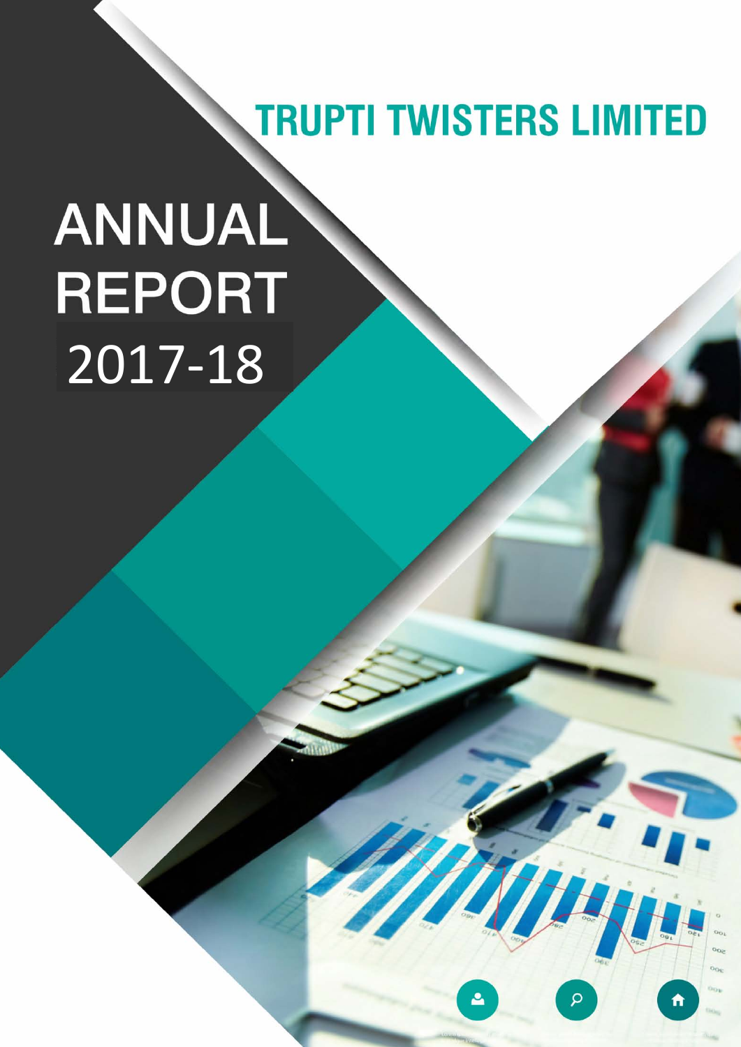# TRUPTI TWISTERS LIMITED

# ANNUAL REPORT 2017-18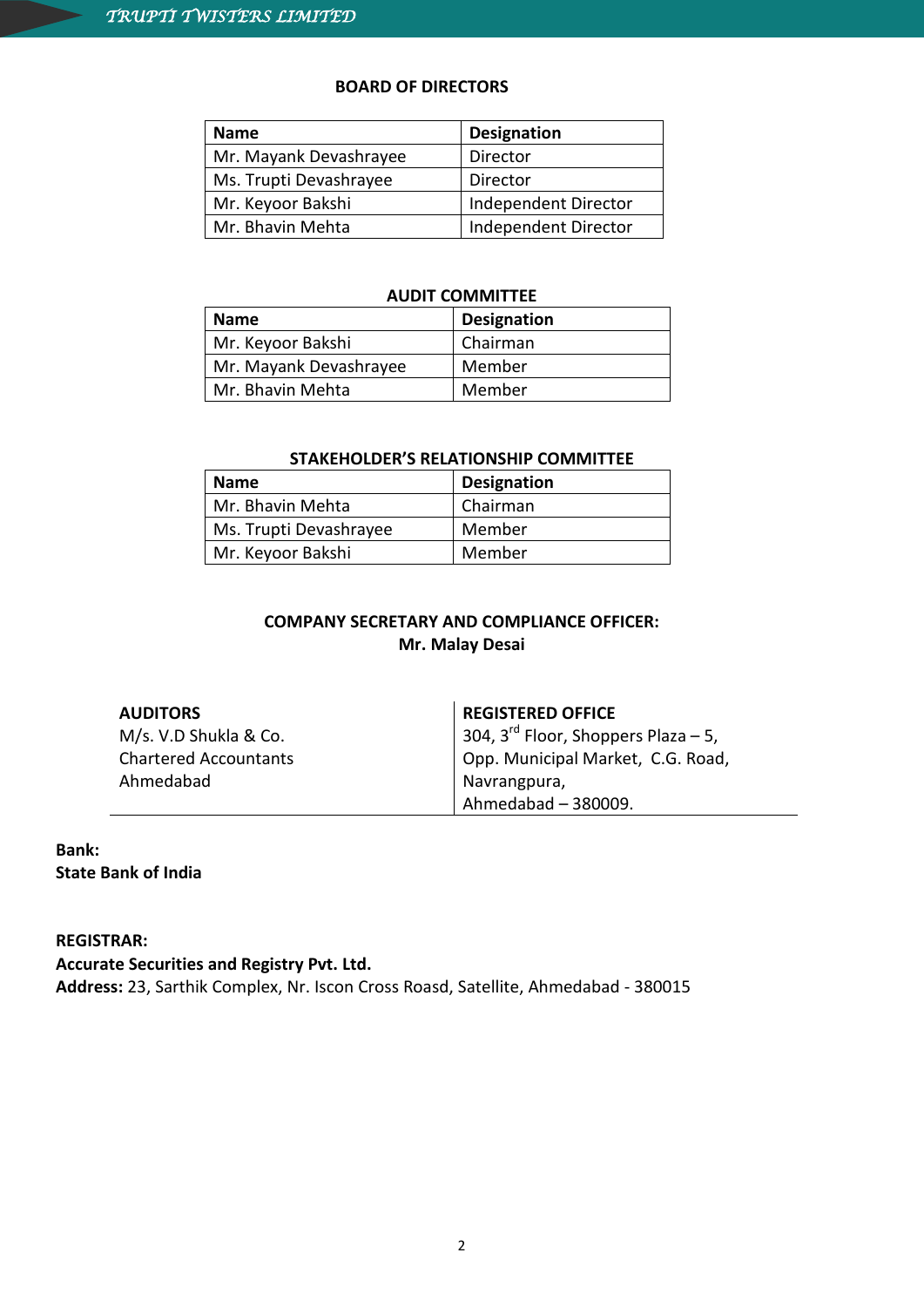## BOARD OF DIRECTORS

| Name | Designation |
|---|---|
| Mr. Mayank Devashrayee | Director |
| Ms. Trupti Devashrayee | Director |
| Mr. Keyoor Bakshi | Independent Director |
| Mr. Bhavin Mehta | Independent Director |

## AUDIT COMMITTEE

| Name | Designation |
|---|---|
| Mr. Keyoor Bakshi | Chairman |
| Mr. Mayank Devashrayee | Member |
| Mr. Bhavin Mehta | Member |

## STAKEHOLDER'S RELATIONSHIP COMMITTEE

| Name | Designation |
|---|---|
| Mr. Bhavin Mehta | Chairman |
| Ms. Trupti Devashrayee | Member |
| Mr. Keyoor Bakshi | Member |

**COMPANY SECRETARY AND COMPLIANCE OFFICER:**
**Mr. Malay Desai**

**AUDITORS**
M/s. V.D Shukla & Co.
Chartered Accountants
Ahmedabad

**REGISTERED OFFICE**
304, 3rd Floor, Shoppers Plaza – 5,
Opp. Municipal Market, C.G. Road,
Navrangpura,
Ahmedabad – 380009.

**Bank:**
**State Bank of India**

**REGISTRAR:**
**Accurate Securities and Registry Pvt. Ltd.**
**Address:** 23, Sarthik Complex, Nr. Iscon Cross Roasd, Satellite, Ahmedabad - 380015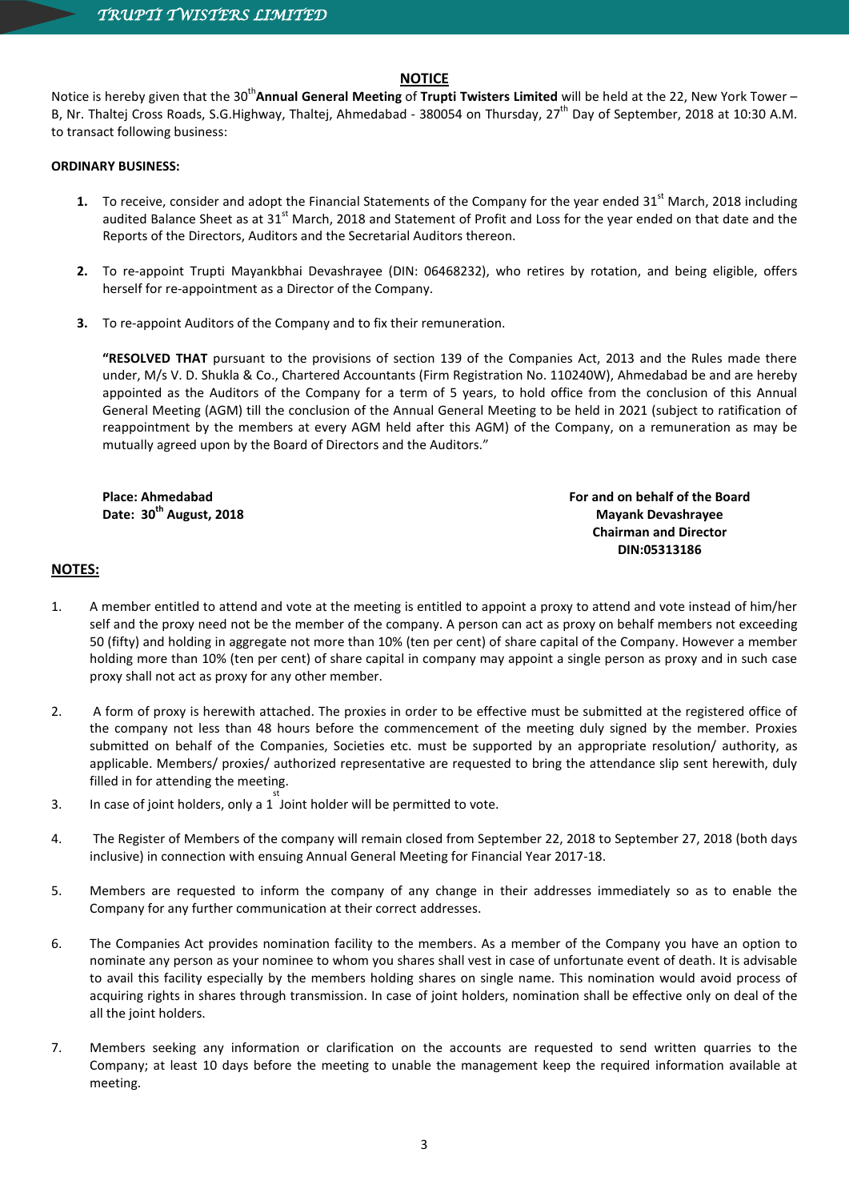## NOTICE

Notice is hereby given that the 30th **Annual General Meeting** of **Trupti Twisters Limited** will be held at the 22, New York Tower – B, Nr. Thaltej Cross Roads, S.G.Highway, Thaltej, Ahmedabad - 380054 on Thursday, 27th Day of September, 2018 at 10:30 A.M. to transact following business:

**ORDINARY BUSINESS:**

1. To receive, consider and adopt the Financial Statements of the Company for the year ended 31st March, 2018 including audited Balance Sheet as at 31st March, 2018 and Statement of Profit and Loss for the year ended on that date and the Reports of the Directors, Auditors and the Secretarial Auditors thereon.

2. To re-appoint Trupti Mayankbhai Devashrayee (DIN: 06468232), who retires by rotation, and being eligible, offers herself for re-appointment as a Director of the Company.

3. To re-appoint Auditors of the Company and to fix their remuneration.

   **"RESOLVED THAT** pursuant to the provisions of section 139 of the Companies Act, 2013 and the Rules made there under, M/s V. D. Shukla & Co., Chartered Accountants (Firm Registration No. 110240W), Ahmedabad be and are hereby appointed as the Auditors of the Company for a term of 5 years, to hold office from the conclusion of this Annual General Meeting (AGM) till the conclusion of the Annual General Meeting to be held in 2021 (subject to ratification of reappointment by the members at every AGM held after this AGM) of the Company, on a remuneration as may be mutually agreed upon by the Board of Directors and the Auditors."

**Place: Ahmedabad**
**Date: 30th August, 2018**

**For and on behalf of the Board**
**Mayank Devashrayee**
**Chairman and Director**
**DIN:05313186**

## NOTES:

1. A member entitled to attend and vote at the meeting is entitled to appoint a proxy to attend and vote instead of him/her self and the proxy need not be the member of the company. A person can act as proxy on behalf members not exceeding 50 (fifty) and holding in aggregate not more than 10% (ten per cent) of share capital of the Company. However a member holding more than 10% (ten per cent) of share capital in company may appoint a single person as proxy and in such case proxy shall not act as proxy for any other member.

2. A form of proxy is herewith attached. The proxies in order to be effective must be submitted at the registered office of the company not less than 48 hours before the commencement of the meeting duly signed by the member. Proxies submitted on behalf of the Companies, Societies etc. must be supported by an appropriate resolution/ authority, as applicable. Members/ proxies/ authorized representative are requested to bring the attendance slip sent herewith, duly filled in for attending the meeting.

3. In case of joint holders, only a 1st Joint holder will be permitted to vote.

4. The Register of Members of the company will remain closed from September 22, 2018 to September 27, 2018 (both days inclusive) in connection with ensuing Annual General Meeting for Financial Year 2017-18.

5. Members are requested to inform the company of any change in their addresses immediately so as to enable the Company for any further communication at their correct addresses.

6. The Companies Act provides nomination facility to the members. As a member of the Company you have an option to nominate any person as your nominee to whom you shares shall vest in case of unfortunate event of death. It is advisable to avail this facility especially by the members holding shares on single name. This nomination would avoid process of acquiring rights in shares through transmission. In case of joint holders, nomination shall be effective only on deal of the all the joint holders.

7. Members seeking any information or clarification on the accounts are requested to send written quarries to the Company; at least 10 days before the meeting to unable the management keep the required information available at meeting.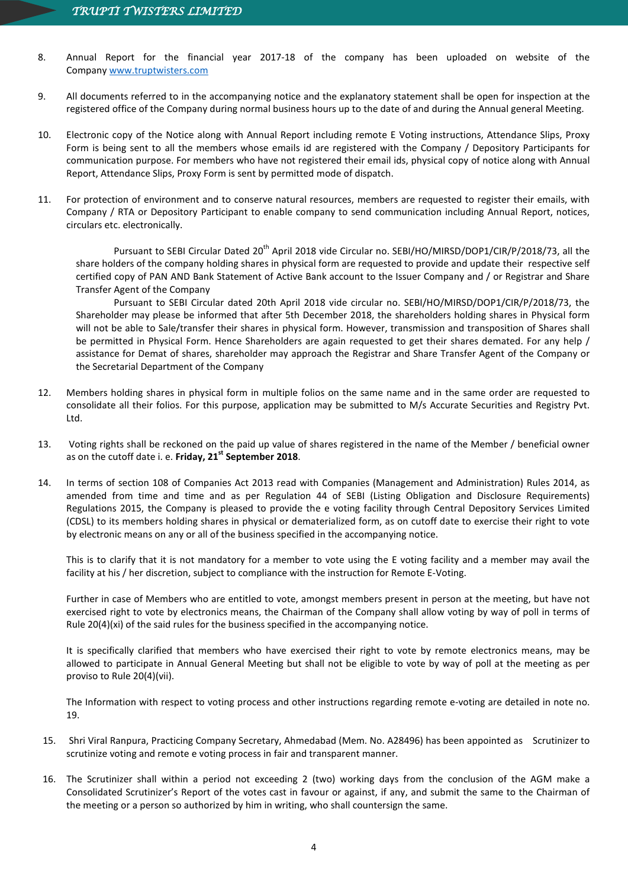8. Annual Report for the financial year 2017-18 of the company has been uploaded on website of the Company www.truptwisters.com

9. All documents referred to in the accompanying notice and the explanatory statement shall be open for inspection at the registered office of the Company during normal business hours up to the date of and during the Annual general Meeting.

10. Electronic copy of the Notice along with Annual Report including remote E Voting instructions, Attendance Slips, Proxy Form is being sent to all the members whose emails id are registered with the Company / Depository Participants for communication purpose. For members who have not registered their email ids, physical copy of notice along with Annual Report, Attendance Slips, Proxy Form is sent by permitted mode of dispatch.

11. For protection of environment and to conserve natural resources, members are requested to register their emails, with Company / RTA or Depository Participant to enable company to send communication including Annual Report, notices, circulars etc. electronically.

    Pursuant to SEBI Circular Dated 20th April 2018 vide Circular no. SEBI/HO/MIRSD/DOP1/CIR/P/2018/73, all the share holders of the company holding shares in physical form are requested to provide and update their respective self certified copy of PAN AND Bank Statement of Active Bank account to the Issuer Company and / or Registrar and Share Transfer Agent of the Company

    Pursuant to SEBI Circular dated 20th April 2018 vide circular no. SEBI/HO/MIRSD/DOP1/CIR/P/2018/73, the Shareholder may please be informed that after 5th December 2018, the shareholders holding shares in Physical form will not be able to Sale/transfer their shares in physical form. However, transmission and transposition of Shares shall be permitted in Physical Form. Hence Shareholders are again requested to get their shares demated. For any help / assistance for Demat of shares, shareholder may approach the Registrar and Share Transfer Agent of the Company or the Secretarial Department of the Company

12. Members holding shares in physical form in multiple folios on the same name and in the same order are requested to consolidate all their folios. For this purpose, application may be submitted to M/s Accurate Securities and Registry Pvt. Ltd.

13. Voting rights shall be reckoned on the paid up value of shares registered in the name of the Member / beneficial owner as on the cutoff date i. e. **Friday, 21st September 2018**.

14. In terms of section 108 of Companies Act 2013 read with Companies (Management and Administration) Rules 2014, as amended from time and time and as per Regulation 44 of SEBI (Listing Obligation and Disclosure Requirements) Regulations 2015, the Company is pleased to provide the e voting facility through Central Depository Services Limited (CDSL) to its members holding shares in physical or dematerialized form, as on cutoff date to exercise their right to vote by electronic means on any or all of the business specified in the accompanying notice.

    This is to clarify that it is not mandatory for a member to vote using the E voting facility and a member may avail the facility at his / her discretion, subject to compliance with the instruction for Remote E-Voting.

    Further in case of Members who are entitled to vote, amongst members present in person at the meeting, but have not exercised right to vote by electronics means, the Chairman of the Company shall allow voting by way of poll in terms of Rule 20(4)(xi) of the said rules for the business specified in the accompanying notice.

    It is specifically clarified that members who have exercised their right to vote by remote electronics means, may be allowed to participate in Annual General Meeting but shall not be eligible to vote by way of poll at the meeting as per proviso to Rule 20(4)(vii).

    The Information with respect to voting process and other instructions regarding remote e-voting are detailed in note no. 19.

15. Shri Viral Ranpura, Practicing Company Secretary, Ahmedabad (Mem. No. A28496) has been appointed as Scrutinizer to scrutinize voting and remote e voting process in fair and transparent manner.

16. The Scrutinizer shall within a period not exceeding 2 (two) working days from the conclusion of the AGM make a Consolidated Scrutinizer's Report of the votes cast in favour or against, if any, and submit the same to the Chairman of the meeting or a person so authorized by him in writing, who shall countersign the same.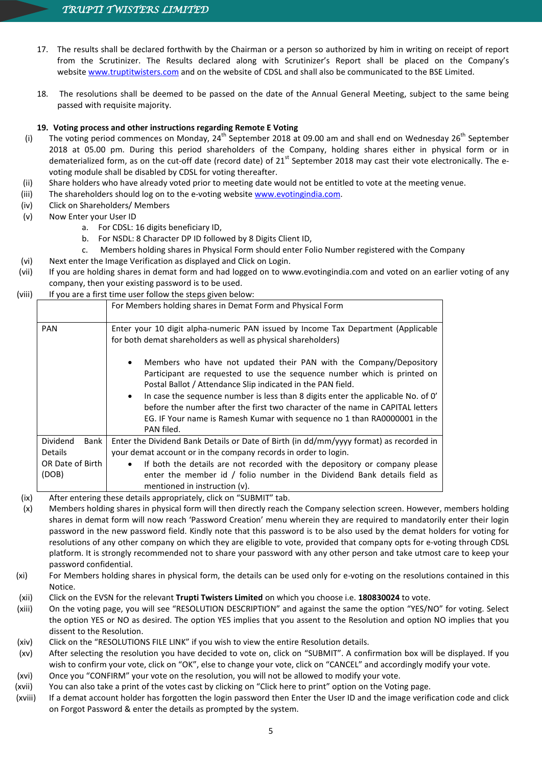17. The results shall be declared forthwith by the Chairman or a person so authorized by him in writing on receipt of report from the Scrutinizer. The Results declared along with Scrutinizer's Report shall be placed on the Company's website www.truptitwisters.com and on the website of CDSL and shall also be communicated to the BSE Limited.

18. The resolutions shall be deemed to be passed on the date of the Annual General Meeting, subject to the same being passed with requisite majority.

**19. Voting process and other instructions regarding Remote E Voting**

(i) The voting period commences on Monday, 24th September 2018 at 09.00 am and shall end on Wednesday 26th September 2018 at 05.00 pm. During this period shareholders of the Company, holding shares either in physical form or in dematerialized form, as on the cut-off date (record date) of 21st September 2018 may cast their vote electronically. The e-voting module shall be disabled by CDSL for voting thereafter.

(ii) Share holders who have already voted prior to meeting date would not be entitled to vote at the meeting venue.

(iii) The shareholders should log on to the e-voting website www.evotingindia.com.

(iv) Click on Shareholders/ Members

(v) Now Enter your User ID
   a. For CDSL: 16 digits beneficiary ID,
   b. For NSDL: 8 Character DP ID followed by 8 Digits Client ID,
   c. Members holding shares in Physical Form should enter Folio Number registered with the Company

(vi) Next enter the Image Verification as displayed and Click on Login.

(vii) If you are holding shares in demat form and had logged on to www.evotingindia.com and voted on an earlier voting of any company, then your existing password is to be used.

(viii) If you are a first time user follow the steps given below:

| | For Members holding shares in Demat Form and Physical Form |
|---|---|
| PAN | Enter your 10 digit alpha-numeric PAN issued by Income Tax Department (Applicable for both demat shareholders as well as physical shareholders)<br><br>• Members who have not updated their PAN with the Company/Depository Participant are requested to use the sequence number which is printed on Postal Ballot / Attendance Slip indicated in the PAN field.<br>• In case the sequence number is less than 8 digits enter the applicable No. of 0' before the number after the first two character of the name in CAPITAL letters EG. IF Your name is Ramesh Kumar with sequence no 1 than RA0000001 in the PAN filed. |
| Dividend Bank Details OR Date of Birth (DOB) | Enter the Dividend Bank Details or Date of Birth (in dd/mm/yyyy format) as recorded in your demat account or in the company records in order to login.<br>• If both the details are not recorded with the depository or company please enter the member id / folio number in the Dividend Bank details field as mentioned in instruction (v). |

(ix) After entering these details appropriately, click on "SUBMIT" tab.

(x) Members holding shares in physical form will then directly reach the Company selection screen. However, members holding shares in demat form will now reach 'Password Creation' menu wherein they are required to mandatorily enter their login password in the new password field. Kindly note that this password is to be also used by the demat holders for voting for resolutions of any other company on which they are eligible to vote, provided that company opts for e-voting through CDSL platform. It is strongly recommended not to share your password with any other person and take utmost care to keep your password confidential.

(xi) For Members holding shares in physical form, the details can be used only for e-voting on the resolutions contained in this Notice.

(xii) Click on the EVSN for the relevant **Trupti Twisters Limited** on which you choose i.e. **180830024** to vote.

(xiii) On the voting page, you will see "RESOLUTION DESCRIPTION" and against the same the option "YES/NO" for voting. Select the option YES or NO as desired. The option YES implies that you assent to the Resolution and option NO implies that you dissent to the Resolution.

(xiv) Click on the "RESOLUTIONS FILE LINK" if you wish to view the entire Resolution details.

(xv) After selecting the resolution you have decided to vote on, click on "SUBMIT". A confirmation box will be displayed. If you wish to confirm your vote, click on "OK", else to change your vote, click on "CANCEL" and accordingly modify your vote.

(xvi) Once you "CONFIRM" your vote on the resolution, you will not be allowed to modify your vote.

(xvii) You can also take a print of the votes cast by clicking on "Click here to print" option on the Voting page.

(xviii) If a demat account holder has forgotten the login password then Enter the User ID and the image verification code and click on Forgot Password & enter the details as prompted by the system.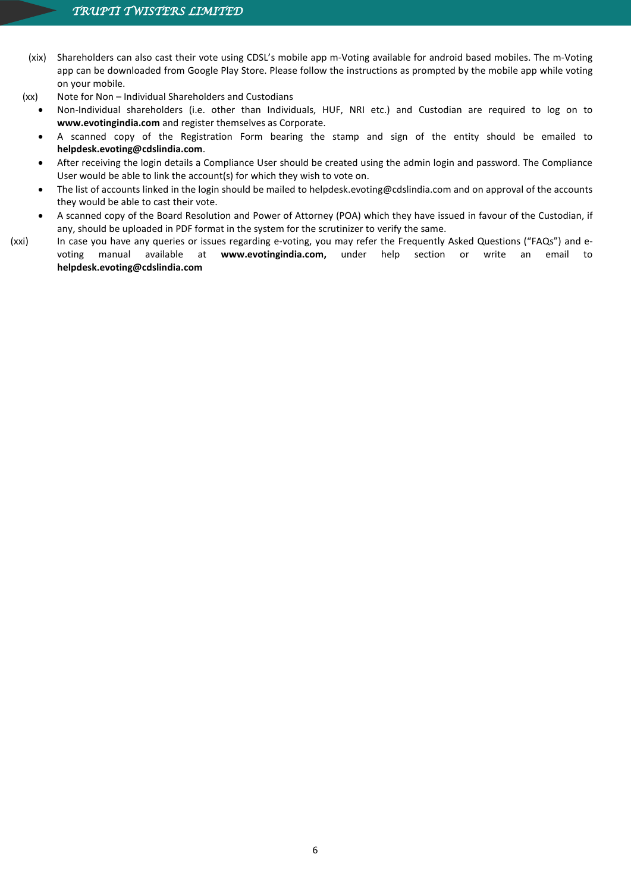(xix) Shareholders can also cast their vote using CDSL's mobile app m-Voting available for android based mobiles. The m-Voting app can be downloaded from Google Play Store. Please follow the instructions as prompted by the mobile app while voting on your mobile.

(xx) Note for Non – Individual Shareholders and Custodians

- Non-Individual shareholders (i.e. other than Individuals, HUF, NRI etc.) and Custodian are required to log on to **www.evotingindia.com** and register themselves as Corporate.
- A scanned copy of the Registration Form bearing the stamp and sign of the entity should be emailed to **helpdesk.evoting@cdslindia.com**.
- After receiving the login details a Compliance User should be created using the admin login and password. The Compliance User would be able to link the account(s) for which they wish to vote on.
- The list of accounts linked in the login should be mailed to helpdesk.evoting@cdslindia.com and on approval of the accounts they would be able to cast their vote.
- A scanned copy of the Board Resolution and Power of Attorney (POA) which they have issued in favour of the Custodian, if any, should be uploaded in PDF format in the system for the scrutinizer to verify the same.

(xxi) In case you have any queries or issues regarding e-voting, you may refer the Frequently Asked Questions ("FAQs") and e-voting manual available at **www.evotingindia.com,** under help section or write an email to **helpdesk.evoting@cdslindia.com**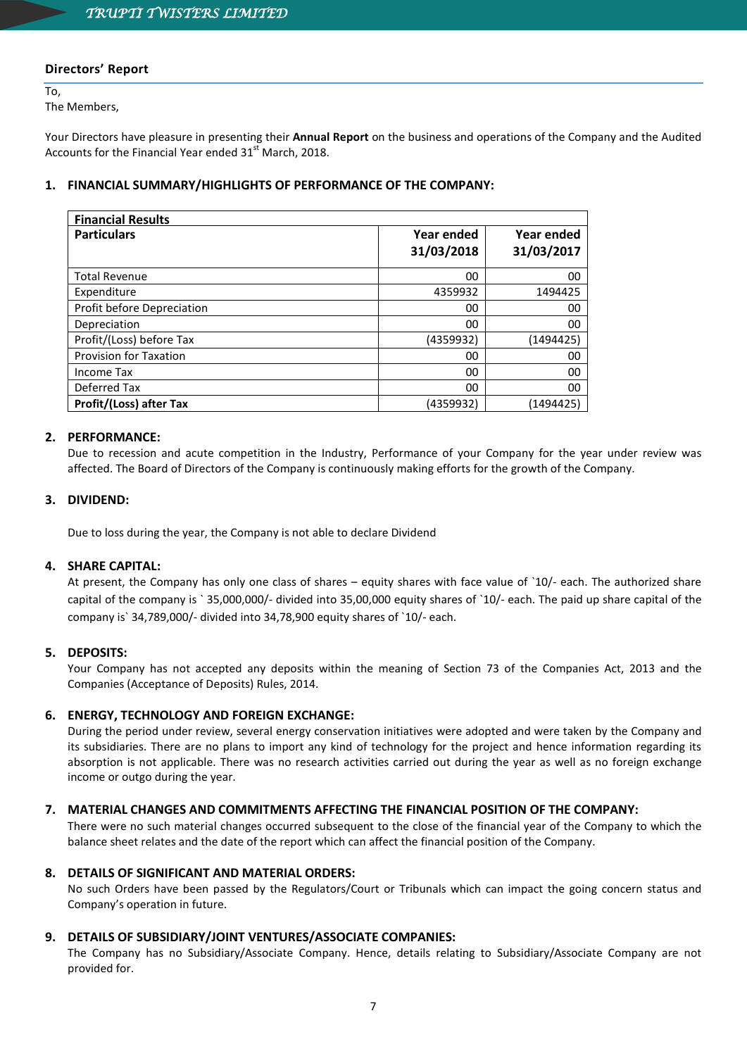## Directors' Report

To,
The Members,

Your Directors have pleasure in presenting their **Annual Report** on the business and operations of the Company and the Audited Accounts for the Financial Year ended 31st March, 2018.

### 1. FINANCIAL SUMMARY/HIGHLIGHTS OF PERFORMANCE OF THE COMPANY:

| **Financial Results** | | |
|---|---|---|
| **Particulars** | **Year ended 31/03/2018** | **Year ended 31/03/2017** |
| Total Revenue | 00 | 00 |
| Expenditure | 4359932 | 1494425 |
| Profit before Depreciation | 00 | 00 |
| Depreciation | 00 | 00 |
| Profit/(Loss) before Tax | (4359932) | (1494425) |
| Provision for Taxation | 00 | 00 |
| Income Tax | 00 | 00 |
| Deferred Tax | 00 | 00 |
| **Profit/(Loss) after Tax** | (4359932) | (1494425) |

### 2. PERFORMANCE:

Due to recession and acute competition in the Industry, Performance of your Company for the year under review was affected. The Board of Directors of the Company is continuously making efforts for the growth of the Company.

### 3. DIVIDEND:

Due to loss during the year, the Company is not able to declare Dividend

### 4. SHARE CAPITAL:

At present, the Company has only one class of shares – equity shares with face value of `10/- each. The authorized share capital of the company is ` 35,000,000/- divided into 35,00,000 equity shares of `10/- each. The paid up share capital of the company is` 34,789,000/- divided into 34,78,900 equity shares of `10/- each.

### 5. DEPOSITS:

Your Company has not accepted any deposits within the meaning of Section 73 of the Companies Act, 2013 and the Companies (Acceptance of Deposits) Rules, 2014.

### 6. ENERGY, TECHNOLOGY AND FOREIGN EXCHANGE:

During the period under review, several energy conservation initiatives were adopted and were taken by the Company and its subsidiaries. There are no plans to import any kind of technology for the project and hence information regarding its absorption is not applicable. There was no research activities carried out during the year as well as no foreign exchange income or outgo during the year.

### 7. MATERIAL CHANGES AND COMMITMENTS AFFECTING THE FINANCIAL POSITION OF THE COMPANY:

There were no such material changes occurred subsequent to the close of the financial year of the Company to which the balance sheet relates and the date of the report which can affect the financial position of the Company.

### 8. DETAILS OF SIGNIFICANT AND MATERIAL ORDERS:

No such Orders have been passed by the Regulators/Court or Tribunals which can impact the going concern status and Company's operation in future.

### 9. DETAILS OF SUBSIDIARY/JOINT VENTURES/ASSOCIATE COMPANIES:

The Company has no Subsidiary/Associate Company. Hence, details relating to Subsidiary/Associate Company are not provided for.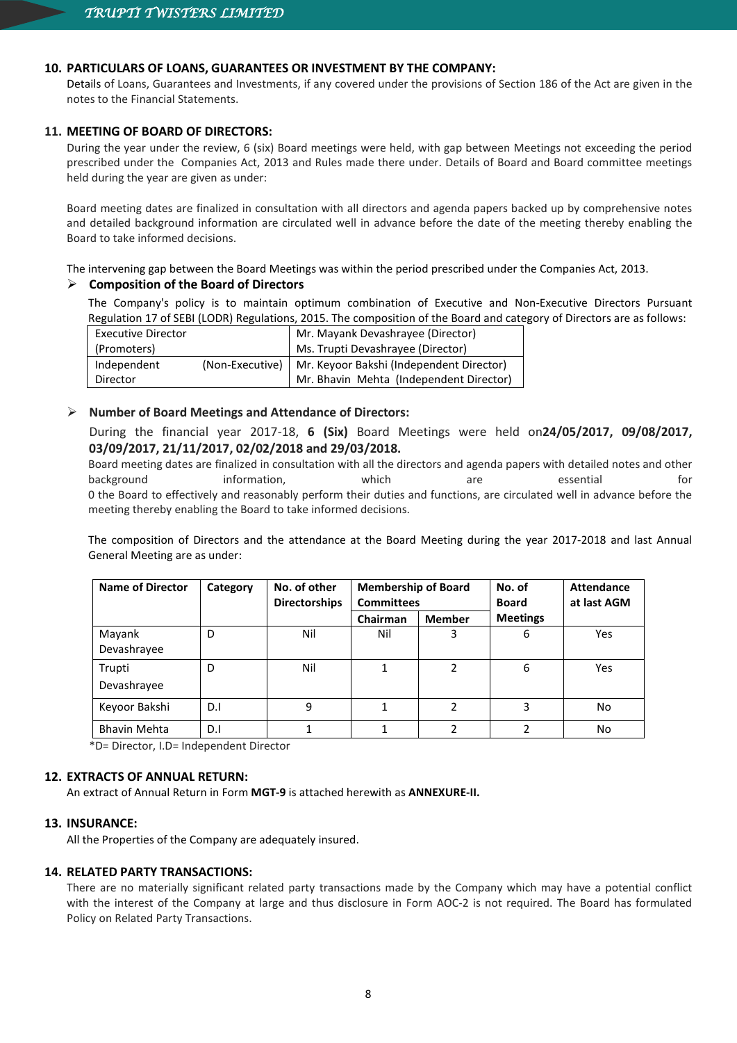## 10. PARTICULARS OF LOANS, GUARANTEES OR INVESTMENT BY THE COMPANY:

Details of Loans, Guarantees and Investments, if any covered under the provisions of Section 186 of the Act are given in the notes to the Financial Statements.

## 11. MEETING OF BOARD OF DIRECTORS:

During the year under the review, 6 (six) Board meetings were held, with gap between Meetings not exceeding the period prescribed under the Companies Act, 2013 and Rules made there under. Details of Board and Board committee meetings held during the year are given as under:

Board meeting dates are finalized in consultation with all directors and agenda papers backed up by comprehensive notes and detailed background information are circulated well in advance before the date of the meeting thereby enabling the Board to take informed decisions.

The intervening gap between the Board Meetings was within the period prescribed under the Companies Act, 2013.

➢ **Composition of the Board of Directors**

The Company's policy is to maintain optimum combination of Executive and Non-Executive Directors Pursuant Regulation 17 of SEBI (LODR) Regulations, 2015. The composition of the Board and category of Directors are as follows:

| | |
|---|---|
| Executive Director (Promoters) | Mr. Mayank Devashrayee (Director)<br>Ms. Trupti Devashrayee (Director) |
| Independent (Non-Executive) Director | Mr. Keyoor Bakshi (Independent Director)<br>Mr. Bhavin Mehta (Independent Director) |

➢ **Number of Board Meetings and Attendance of Directors:**

During the financial year 2017-18, **6 (Six)** Board Meetings were held on**24/05/2017, 09/08/2017, 03/09/2017, 21/11/2017, 02/02/2018 and 29/03/2018.**

Board meeting dates are finalized in consultation with all the directors and agenda papers with detailed notes and other background information, which are essential for 0 the Board to effectively and reasonably perform their duties and functions, are circulated well in advance before the meeting thereby enabling the Board to take informed decisions.

The composition of Directors and the attendance at the Board Meeting during the year 2017-2018 and last Annual General Meeting are as under:

| Name of Director | Category | No. of other Directorships | Membership of Board Committees | | No. of Board Meetings | Attendance at last AGM |
|---|---|---|---|---|---|---|
| | | | Chairman | Member | | |
| Mayank Devashrayee | D | Nil | Nil | 3 | 6 | Yes |
| Trupti Devashrayee | D | Nil | 1 | 2 | 6 | Yes |
| Keyoor Bakshi | D.I | 9 | 1 | 2 | 3 | No |
| Bhavin Mehta | D.I | 1 | 1 | 2 | 2 | No |

*D= Director, I.D= Independent Director

## 12. EXTRACTS OF ANNUAL RETURN:

An extract of Annual Return in Form **MGT-9** is attached herewith as **ANNEXURE-II.**

## 13. INSURANCE:

All the Properties of the Company are adequately insured.

## 14. RELATED PARTY TRANSACTIONS:

There are no materially significant related party transactions made by the Company which may have a potential conflict with the interest of the Company at large and thus disclosure in Form AOC-2 is not required. The Board has formulated Policy on Related Party Transactions.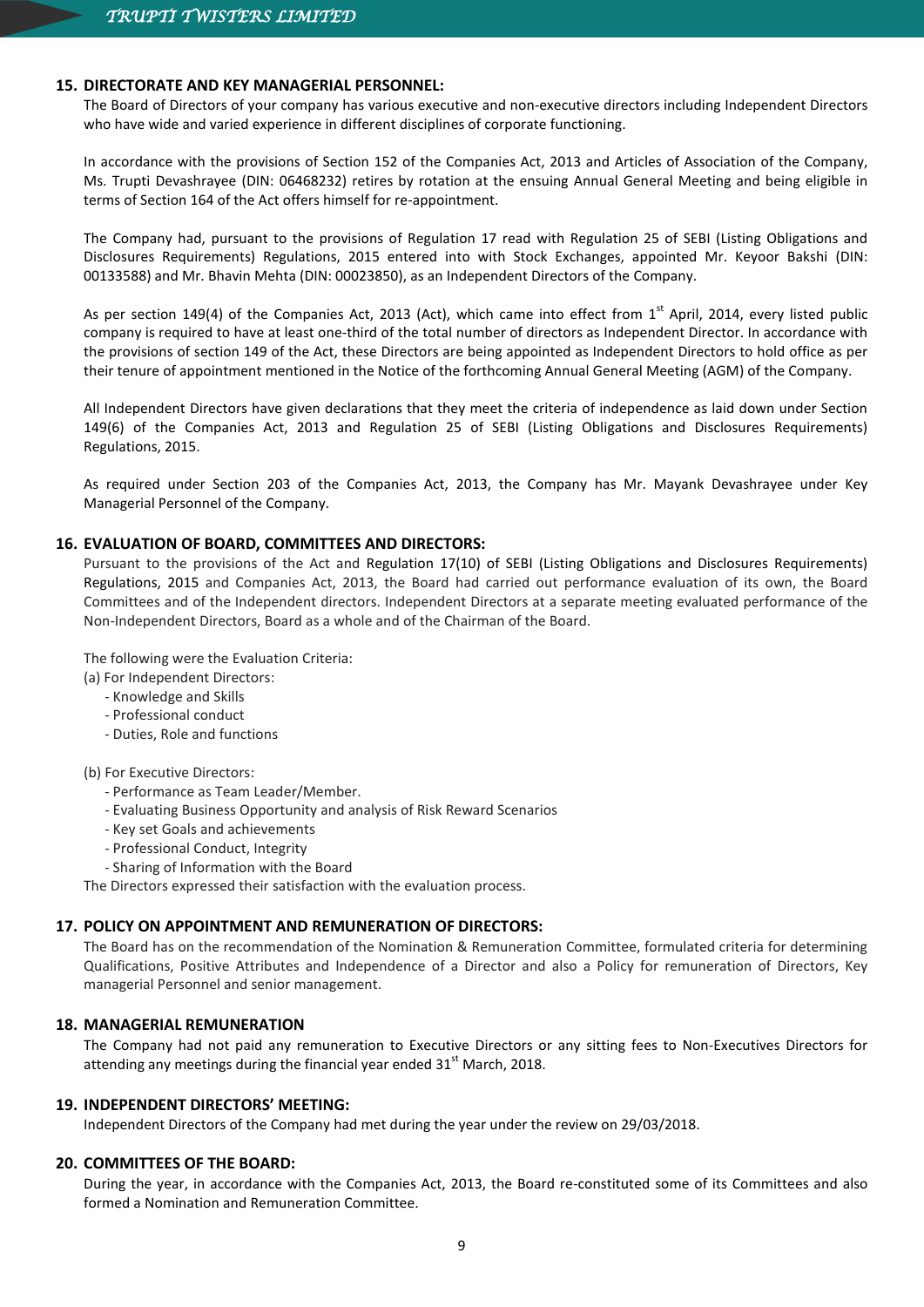## 15. DIRECTORATE AND KEY MANAGERIAL PERSONNEL:

The Board of Directors of your company has various executive and non-executive directors including Independent Directors who have wide and varied experience in different disciplines of corporate functioning.

In accordance with the provisions of Section 152 of the Companies Act, 2013 and Articles of Association of the Company, Ms. Trupti Devashrayee (DIN: 06468232) retires by rotation at the ensuing Annual General Meeting and being eligible in terms of Section 164 of the Act offers himself for re-appointment.

The Company had, pursuant to the provisions of Regulation 17 read with Regulation 25 of SEBI (Listing Obligations and Disclosures Requirements) Regulations, 2015 entered into with Stock Exchanges, appointed Mr. Keyoor Bakshi (DIN: 00133588) and Mr. Bhavin Mehta (DIN: 00023850), as an Independent Directors of the Company.

As per section 149(4) of the Companies Act, 2013 (Act), which came into effect from 1st April, 2014, every listed public company is required to have at least one-third of the total number of directors as Independent Director. In accordance with the provisions of section 149 of the Act, these Directors are being appointed as Independent Directors to hold office as per their tenure of appointment mentioned in the Notice of the forthcoming Annual General Meeting (AGM) of the Company.

All Independent Directors have given declarations that they meet the criteria of independence as laid down under Section 149(6) of the Companies Act, 2013 and Regulation 25 of SEBI (Listing Obligations and Disclosures Requirements) Regulations, 2015.

As required under Section 203 of the Companies Act, 2013, the Company has Mr. Mayank Devashrayee under Key Managerial Personnel of the Company.

## 16. EVALUATION OF BOARD, COMMITTEES AND DIRECTORS:

Pursuant to the provisions of the Act and Regulation 17(10) of SEBI (Listing Obligations and Disclosures Requirements) Regulations, 2015 and Companies Act, 2013, the Board had carried out performance evaluation of its own, the Board Committees and of the Independent directors. Independent Directors at a separate meeting evaluated performance of the Non-Independent Directors, Board as a whole and of the Chairman of the Board.

The following were the Evaluation Criteria:

(a) For Independent Directors:
- Knowledge and Skills
- Professional conduct
- Duties, Role and functions

(b) For Executive Directors:
- Performance as Team Leader/Member.
- Evaluating Business Opportunity and analysis of Risk Reward Scenarios
- Key set Goals and achievements
- Professional Conduct, Integrity
- Sharing of Information with the Board

The Directors expressed their satisfaction with the evaluation process.

## 17. POLICY ON APPOINTMENT AND REMUNERATION OF DIRECTORS:

The Board has on the recommendation of the Nomination & Remuneration Committee, formulated criteria for determining Qualifications, Positive Attributes and Independence of a Director and also a Policy for remuneration of Directors, Key managerial Personnel and senior management.

## 18. MANAGERIAL REMUNERATION

The Company had not paid any remuneration to Executive Directors or any sitting fees to Non-Executives Directors for attending any meetings during the financial year ended 31st March, 2018.

## 19. INDEPENDENT DIRECTORS' MEETING:

Independent Directors of the Company had met during the year under the review on 29/03/2018.

## 20. COMMITTEES OF THE BOARD:

During the year, in accordance with the Companies Act, 2013, the Board re-constituted some of its Committees and also formed a Nomination and Remuneration Committee.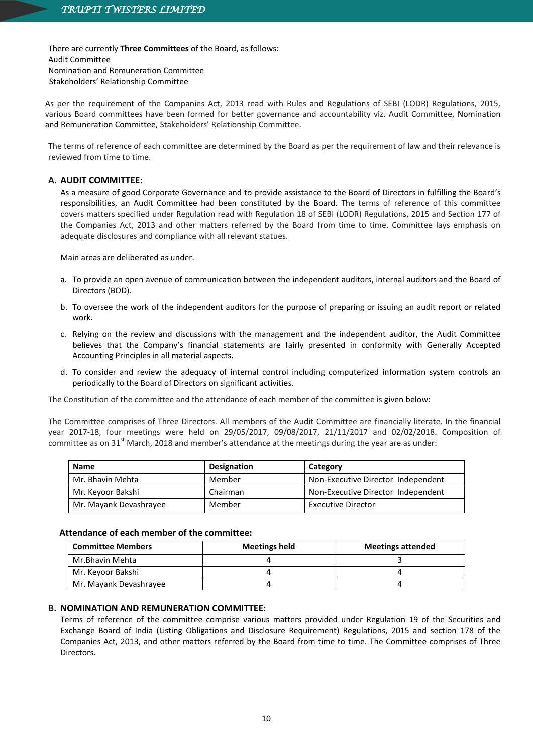There are currently **Three Committees** of the Board, as follows:
Audit Committee
Nomination and Remuneration Committee
Stakeholders' Relationship Committee

As per the requirement of the Companies Act, 2013 read with Rules and Regulations of SEBI (LODR) Regulations, 2015, various Board committees have been formed for better governance and accountability viz. Audit Committee, Nomination and Remuneration Committee, Stakeholders' Relationship Committee.

The terms of reference of each committee are determined by the Board as per the requirement of law and their relevance is reviewed from time to time.

## A. AUDIT COMMITTEE:

As a measure of good Corporate Governance and to provide assistance to the Board of Directors in fulfilling the Board's responsibilities, an Audit Committee had been constituted by the Board. The terms of reference of this committee covers matters specified under Regulation read with Regulation 18 of SEBI (LODR) Regulations, 2015 and Section 177 of the Companies Act, 2013 and other matters referred by the Board from time to time. Committee lays emphasis on adequate disclosures and compliance with all relevant statues.

Main areas are deliberated as under.

a. To provide an open avenue of communication between the independent auditors, internal auditors and the Board of Directors (BOD).

b. To oversee the work of the independent auditors for the purpose of preparing or issuing an audit report or related work.

c. Relying on the review and discussions with the management and the independent auditor, the Audit Committee believes that the Company's financial statements are fairly presented in conformity with Generally Accepted Accounting Principles in all material aspects.

d. To consider and review the adequacy of internal control including computerized information system controls an periodically to the Board of Directors on significant activities.

The Constitution of the committee and the attendance of each member of the committee is given below:

The Committee comprises of Three Directors. All members of the Audit Committee are financially literate. In the financial year 2017-18, four meetings were held on 29/05/2017, 09/08/2017, 21/11/2017 and 02/02/2018. Composition of committee as on 31st March, 2018 and member's attendance at the meetings during the year are as under:

| Name | Designation | Category |
|---|---|---|
| Mr. Bhavin Mehta | Member | Non-Executive Director Independent |
| Mr. Keyoor Bakshi | Chairman | Non-Executive Director Independent |
| Mr. Mayank Devashrayee | Member | Executive Director |

**Attendance of each member of the committee:**

| Committee Members | Meetings held | Meetings attended |
|---|---|---|
| Mr.Bhavin Mehta | 4 | 3 |
| Mr. Keyoor Bakshi | 4 | 4 |
| Mr. Mayank Devashrayee | 4 | 4 |

## B. NOMINATION AND REMUNERATION COMMITTEE:

Terms of reference of the committee comprise various matters provided under Regulation 19 of the Securities and Exchange Board of India (Listing Obligations and Disclosure Requirement) Regulations, 2015 and section 178 of the Companies Act, 2013, and other matters referred by the Board from time to time. The Committee comprises of Three Directors.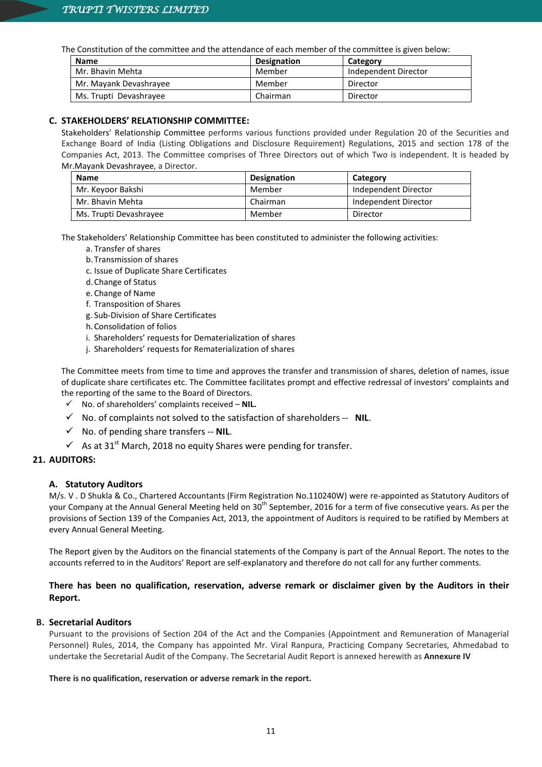The Constitution of the committee and the attendance of each member of the committee is given below:

| Name | Designation | Category |
|---|---|---|
| Mr. Bhavin Mehta | Member | Independent Director |
| Mr. Mayank Devashrayee | Member | Director |
| Ms. Trupti Devashrayee | Chairman | Director |

### C. STAKEHOLDERS' RELATIONSHIP COMMITTEE:

Stakeholders' Relationship Committee performs various functions provided under Regulation 20 of the Securities and Exchange Board of India (Listing Obligations and Disclosure Requirement) Regulations, 2015 and section 178 of the Companies Act, 2013. The Committee comprises of Three Directors out of which Two is independent. It is headed by Mr.Mayank Devashrayee, a Director.

| Name | Designation | Category |
|---|---|---|
| Mr. Keyoor Bakshi | Member | Independent Director |
| Mr. Bhavin Mehta | Chairman | Independent Director |
| Ms. Trupti Devashrayee | Member | Director |

The Stakeholders' Relationship Committee has been constituted to administer the following activities:

a. Transfer of shares
b. Transmission of shares
c. Issue of Duplicate Share Certificates
d. Change of Status
e. Change of Name
f. Transposition of Shares
g. Sub-Division of Share Certificates
h. Consolidation of folios
i. Shareholders' requests for Dematerialization of shares
j. Shareholders' requests for Rematerialization of shares

The Committee meets from time to time and approves the transfer and transmission of shares, deletion of names, issue of duplicate share certificates etc. The Committee facilitates prompt and effective redressal of investors' complaints and the reporting of the same to the Board of Directors.

- ✓ No. of shareholders' complaints received – **NIL.**
- ✓ No. of complaints not solved to the satisfaction of shareholders -- **NIL**.
- ✓ No. of pending share transfers -- **NIL**.
- ✓ As at 31st March, 2018 no equity Shares were pending for transfer.

## 21. AUDITORS:

### A. Statutory Auditors

M/s. V . D Shukla & Co., Chartered Accountants (Firm Registration No.110240W) were re-appointed as Statutory Auditors of your Company at the Annual General Meeting held on 30th September, 2016 for a term of five consecutive years. As per the provisions of Section 139 of the Companies Act, 2013, the appointment of Auditors is required to be ratified by Members at every Annual General Meeting.

The Report given by the Auditors on the financial statements of the Company is part of the Annual Report. The notes to the accounts referred to in the Auditors' Report are self-explanatory and therefore do not call for any further comments.

**There has been no qualification, reservation, adverse remark or disclaimer given by the Auditors in their Report.**

### B. Secretarial Auditors

Pursuant to the provisions of Section 204 of the Act and the Companies (Appointment and Remuneration of Managerial Personnel) Rules, 2014, the Company has appointed Mr. Viral Ranpura, Practicing Company Secretaries, Ahmedabad to undertake the Secretarial Audit of the Company. The Secretarial Audit Report is annexed herewith as **Annexure IV**

**There is no qualification, reservation or adverse remark in the report.**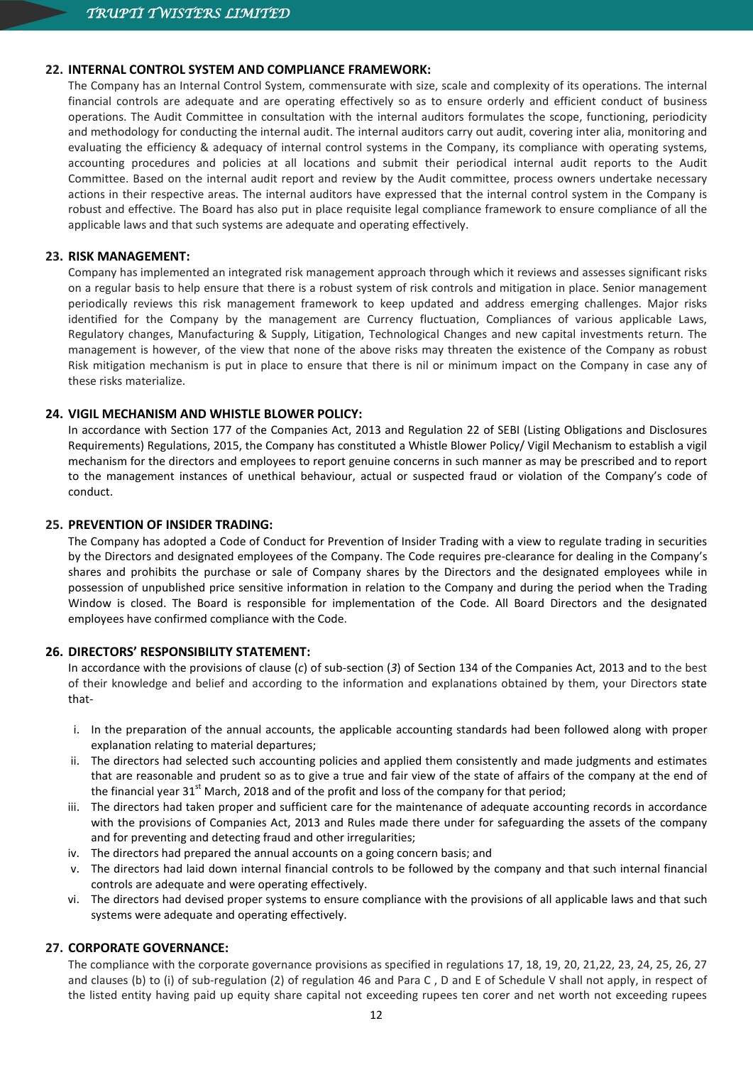### 22. INTERNAL CONTROL SYSTEM AND COMPLIANCE FRAMEWORK:

The Company has an Internal Control System, commensurate with size, scale and complexity of its operations. The internal financial controls are adequate and are operating effectively so as to ensure orderly and efficient conduct of business operations. The Audit Committee in consultation with the internal auditors formulates the scope, functioning, periodicity and methodology for conducting the internal audit. The internal auditors carry out audit, covering inter alia, monitoring and evaluating the efficiency & adequacy of internal control systems in the Company, its compliance with operating systems, accounting procedures and policies at all locations and submit their periodical internal audit reports to the Audit Committee. Based on the internal audit report and review by the Audit committee, process owners undertake necessary actions in their respective areas. The internal auditors have expressed that the internal control system in the Company is robust and effective. The Board has also put in place requisite legal compliance framework to ensure compliance of all the applicable laws and that such systems are adequate and operating effectively.

### 23. RISK MANAGEMENT:

Company has implemented an integrated risk management approach through which it reviews and assesses significant risks on a regular basis to help ensure that there is a robust system of risk controls and mitigation in place. Senior management periodically reviews this risk management framework to keep updated and address emerging challenges. Major risks identified for the Company by the management are Currency fluctuation, Compliances of various applicable Laws, Regulatory changes, Manufacturing & Supply, Litigation, Technological Changes and new capital investments return. The management is however, of the view that none of the above risks may threaten the existence of the Company as robust Risk mitigation mechanism is put in place to ensure that there is nil or minimum impact on the Company in case any of these risks materialize.

### 24. VIGIL MECHANISM AND WHISTLE BLOWER POLICY:

In accordance with Section 177 of the Companies Act, 2013 and Regulation 22 of SEBI (Listing Obligations and Disclosures Requirements) Regulations, 2015, the Company has constituted a Whistle Blower Policy/ Vigil Mechanism to establish a vigil mechanism for the directors and employees to report genuine concerns in such manner as may be prescribed and to report to the management instances of unethical behaviour, actual or suspected fraud or violation of the Company's code of conduct.

### 25. PREVENTION OF INSIDER TRADING:

The Company has adopted a Code of Conduct for Prevention of Insider Trading with a view to regulate trading in securities by the Directors and designated employees of the Company. The Code requires pre-clearance for dealing in the Company's shares and prohibits the purchase or sale of Company shares by the Directors and the designated employees while in possession of unpublished price sensitive information in relation to the Company and during the period when the Trading Window is closed. The Board is responsible for implementation of the Code. All Board Directors and the designated employees have confirmed compliance with the Code.

### 26. DIRECTORS' RESPONSIBILITY STATEMENT:

In accordance with the provisions of clause (*c*) of sub-section (*3*) of Section 134 of the Companies Act, 2013 and to the best of their knowledge and belief and according to the information and explanations obtained by them, your Directors state that-

i. In the preparation of the annual accounts, the applicable accounting standards had been followed along with proper explanation relating to material departures;
ii. The directors had selected such accounting policies and applied them consistently and made judgments and estimates that are reasonable and prudent so as to give a true and fair view of the state of affairs of the company at the end of the financial year 31st March, 2018 and of the profit and loss of the company for that period;
iii. The directors had taken proper and sufficient care for the maintenance of adequate accounting records in accordance with the provisions of Companies Act, 2013 and Rules made there under for safeguarding the assets of the company and for preventing and detecting fraud and other irregularities;
iv. The directors had prepared the annual accounts on a going concern basis; and
v. The directors had laid down internal financial controls to be followed by the company and that such internal financial controls are adequate and were operating effectively.
vi. The directors had devised proper systems to ensure compliance with the provisions of all applicable laws and that such systems were adequate and operating effectively.

### 27. CORPORATE GOVERNANCE:

The compliance with the corporate governance provisions as specified in regulations 17, 18, 19, 20, 21,22, 23, 24, 25, 26, 27 and clauses (b) to (i) of sub-regulation (2) of regulation 46 and Para C , D and E of Schedule V shall not apply, in respect of the listed entity having paid up equity share capital not exceeding rupees ten corer and net worth not exceeding rupees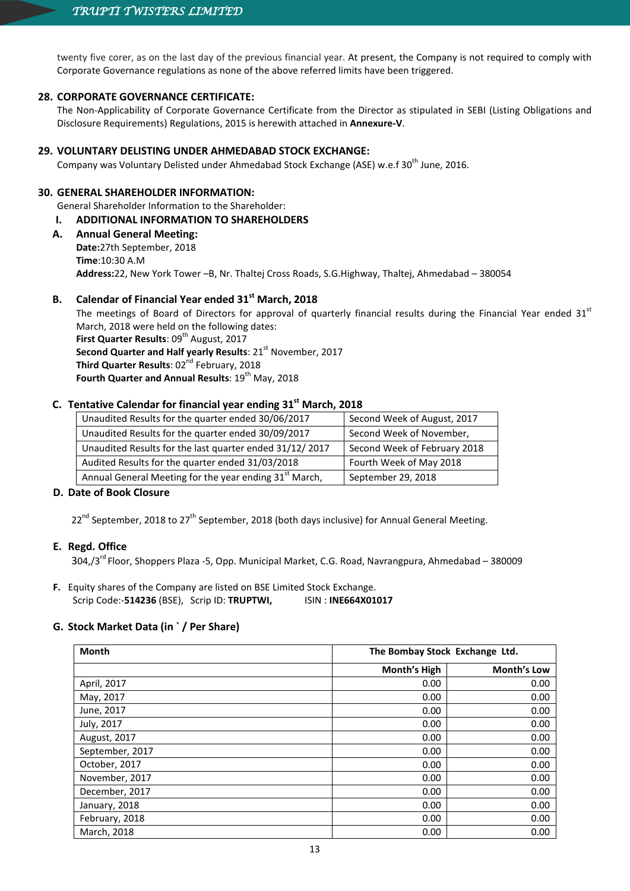twenty five corer, as on the last day of the previous financial year. At present, the Company is not required to comply with Corporate Governance regulations as none of the above referred limits have been triggered.

## 28. CORPORATE GOVERNANCE CERTIFICATE:

The Non-Applicability of Corporate Governance Certificate from the Director as stipulated in SEBI (Listing Obligations and Disclosure Requirements) Regulations, 2015 is herewith attached in **Annexure-V**.

## 29. VOLUNTARY DELISTING UNDER AHMEDABAD STOCK EXCHANGE:

Company was Voluntary Delisted under Ahmedabad Stock Exchange (ASE) w.e.f 30th June, 2016.

## 30. GENERAL SHAREHOLDER INFORMATION:

General Shareholder Information to the Shareholder:

### I. ADDITIONAL INFORMATION TO SHAREHOLDERS

### A. Annual General Meeting:

**Date:**27th September, 2018
**Time**:10:30 A.M
**Address:**22, New York Tower –B, Nr. Thaltej Cross Roads, S.G.Highway, Thaltej, Ahmedabad – 380054

### B. Calendar of Financial Year ended 31st March, 2018

The meetings of Board of Directors for approval of quarterly financial results during the Financial Year ended 31st March, 2018 were held on the following dates:

**First Quarter Results**: 09th August, 2017
**Second Quarter and Half yearly Results**: 21st November, 2017
**Third Quarter Results**: 02nd February, 2018
**Fourth Quarter and Annual Results**: 19th May, 2018

### C. Tentative Calendar for financial year ending 31st March, 2018

| | |
|---|---|
| Unaudited Results for the quarter ended 30/06/2017 | Second Week of August, 2017 |
| Unaudited Results for the quarter ended 30/09/2017 | Second Week of November, |
| Unaudited Results for the last quarter ended 31/12/ 2017 | Second Week of February 2018 |
| Audited Results for the quarter ended 31/03/2018 | Fourth Week of May 2018 |
| Annual General Meeting for the year ending 31st March, | September 29, 2018 |

### D. Date of Book Closure

22nd September, 2018 to 27th September, 2018 (both days inclusive) for Annual General Meeting.

### E. Regd. Office

304,/3rd Floor, Shoppers Plaza -5, Opp. Municipal Market, C.G. Road, Navrangpura, Ahmedabad – 380009

**F.** Equity shares of the Company are listed on BSE Limited Stock Exchange.
Scrip Code:-**514236** (BSE), Scrip ID: **TRUPTWI,** ISIN : **INE664X01017**

### G. Stock Market Data (in ` / Per Share)

| Month | The Bombay Stock Exchange Ltd. | |
|---|---|---|
| | Month's High | Month's Low |
| April, 2017 | 0.00 | 0.00 |
| May, 2017 | 0.00 | 0.00 |
| June, 2017 | 0.00 | 0.00 |
| July, 2017 | 0.00 | 0.00 |
| August, 2017 | 0.00 | 0.00 |
| September, 2017 | 0.00 | 0.00 |
| October, 2017 | 0.00 | 0.00 |
| November, 2017 | 0.00 | 0.00 |
| December, 2017 | 0.00 | 0.00 |
| January, 2018 | 0.00 | 0.00 |
| February, 2018 | 0.00 | 0.00 |
| March, 2018 | 0.00 | 0.00 |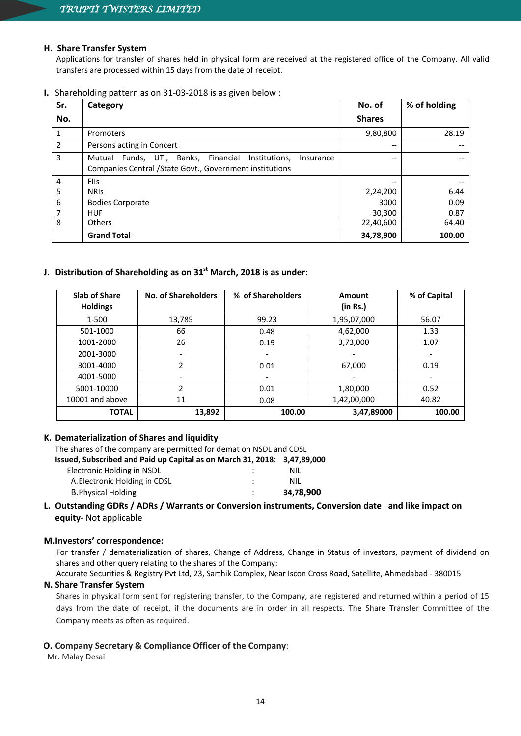**H. Share Transfer System**

Applications for transfer of shares held in physical form are received at the registered office of the Company. All valid transfers are processed within 15 days from the date of receipt.

**I.** Shareholding pattern as on 31-03-2018 is as given below :

| Sr. No. | Category | No. of Shares | % of holding |
|---|---|---|---|
| 1 | Promoters | 9,80,800 | 28.19 |
| 2 | Persons acting in Concert | -- | -- |
| 3 | Mutual Funds, UTI, Banks, Financial Institutions, Insurance Companies Central /State Govt., Government institutions | -- | -- |
| 4 | FIIs | -- | -- |
| 5 | NRIs | 2,24,200 | 6.44 |
| 6 | Bodies Corporate | 3000 | 0.09 |
| 7 | HUF | 30,300 | 0.87 |
| 8 | Others | 22,40,600 | 64.40 |
| | **Grand Total** | **34,78,900** | **100.00** |

**J. Distribution of Shareholding as on 31st March, 2018 is as under:**

| Slab of Share Holdings | No. of Shareholders | % of Shareholders | Amount (in Rs.) | % of Capital |
|---|---|---|---|---|
| 1-500 | 13,785 | 99.23 | 1,95,07,000 | 56.07 |
| 501-1000 | 66 | 0.48 | 4,62,000 | 1.33 |
| 1001-2000 | 26 | 0.19 | 3,73,000 | 1.07 |
| 2001-3000 | - | - | - | - |
| 3001-4000 | 2 | 0.01 | 67,000 | 0.19 |
| 4001-5000 | - | - | - | - |
| 5001-10000 | 2 | 0.01 | 1,80,000 | 0.52 |
| 10001 and above | 11 | 0.08 | 1,42,00,000 | 40.82 |
| **TOTAL** | **13,892** | **100.00** | **3,47,89000** | **100.00** |

**K. Dematerialization of Shares and liquidity**

The shares of the company are permitted for demat on NSDL and CDSL

**Issued, Subscribed and Paid up Capital as on March 31, 2018**: **3,47,89,000**

Electronic Holding in NSDL : NIL

A. Electronic Holding in CDSL : NIL

B. Physical Holding : **34,78,900**

**L. Outstanding GDRs / ADRs / Warrants or Conversion instruments, Conversion date and like impact on equity**- Not applicable

**M. Investors' correspondence:**

For transfer / dematerialization of shares, Change of Address, Change in Status of investors, payment of dividend on shares and other query relating to the shares of the Company:

Accurate Securities & Registry Pvt Ltd, 23, Sarthik Complex, Near Iscon Cross Road, Satellite, Ahmedabad - 380015

**N. Share Transfer System**

Shares in physical form sent for registering transfer, to the Company, are registered and returned within a period of 15 days from the date of receipt, if the documents are in order in all respects. The Share Transfer Committee of the Company meets as often as required.

**O. Company Secretary & Compliance Officer of the Company**:

Mr. Malay Desai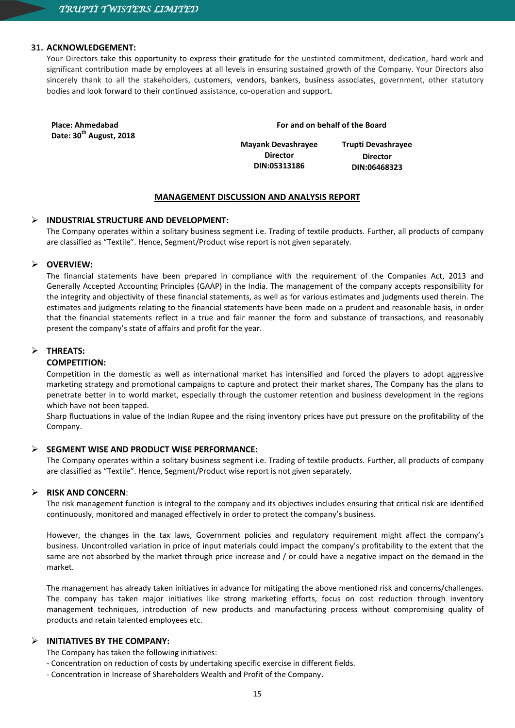## 31. ACKNOWLEDGEMENT:

Your Directors take this opportunity to express their gratitude for the unstinted commitment, dedication, hard work and significant contribution made by employees at all levels in ensuring sustained growth of the Company. Your Directors also sincerely thank to all the stakeholders, customers, vendors, bankers, business associates, government, other statutory bodies and look forward to their continued assistance, co-operation and support.

**Place: Ahmedabad**
**Date: 30th August, 2018**

**For and on behalf of the Board**

| **Mayank Devashrayee** | **Trupti Devashrayee** |
|---|---|
| **Director** | **Director** |
| **DIN:05313186** | **DIN:06468323** |

## MANAGEMENT DISCUSSION AND ANALYSIS REPORT

### INDUSTRIAL STRUCTURE AND DEVELOPMENT:

The Company operates within a solitary business segment i.e. Trading of textile products. Further, all products of company are classified as "Textile". Hence, Segment/Product wise report is not given separately.

### OVERVIEW:

The financial statements have been prepared in compliance with the requirement of the Companies Act, 2013 and Generally Accepted Accounting Principles (GAAP) in the India. The management of the company accepts responsibility for the integrity and objectivity of these financial statements, as well as for various estimates and judgments used therein. The estimates and judgments relating to the financial statements have been made on a prudent and reasonable basis, in order that the financial statements reflect in a true and fair manner the form and substance of transactions, and reasonably present the company's state of affairs and profit for the year.

### THREATS:

**COMPETITION:**

Competition in the domestic as well as international market has intensified and forced the players to adopt aggressive marketing strategy and promotional campaigns to capture and protect their market shares, The Company has the plans to penetrate better in to world market, especially through the customer retention and business development in the regions which have not been tapped.

Sharp fluctuations in value of the Indian Rupee and the rising inventory prices have put pressure on the profitability of the Company.

### SEGMENT WISE AND PRODUCT WISE PERFORMANCE:

The Company operates within a solitary business segment i.e. Trading of textile products. Further, all products of company are classified as "Textile". Hence, Segment/Product wise report is not given separately.

### RISK AND CONCERN:

The risk management function is integral to the company and its objectives includes ensuring that critical risk are identified continuously, monitored and managed effectively in order to protect the company's business.

However, the changes in the tax laws, Government policies and regulatory requirement might affect the company's business. Uncontrolled variation in price of input materials could impact the company's profitability to the extent that the same are not absorbed by the market through price increase and / or could have a negative impact on the demand in the market.

The management has already taken initiatives in advance for mitigating the above mentioned risk and concerns/challenges. The company has taken major initiatives like strong marketing efforts, focus on cost reduction through inventory management techniques, introduction of new products and manufacturing process without compromising quality of products and retain talented employees etc.

### INITIATIVES BY THE COMPANY:

The Company has taken the following initiatives:

- Concentration on reduction of costs by undertaking specific exercise in different fields.
- Concentration in Increase of Shareholders Wealth and Profit of the Company.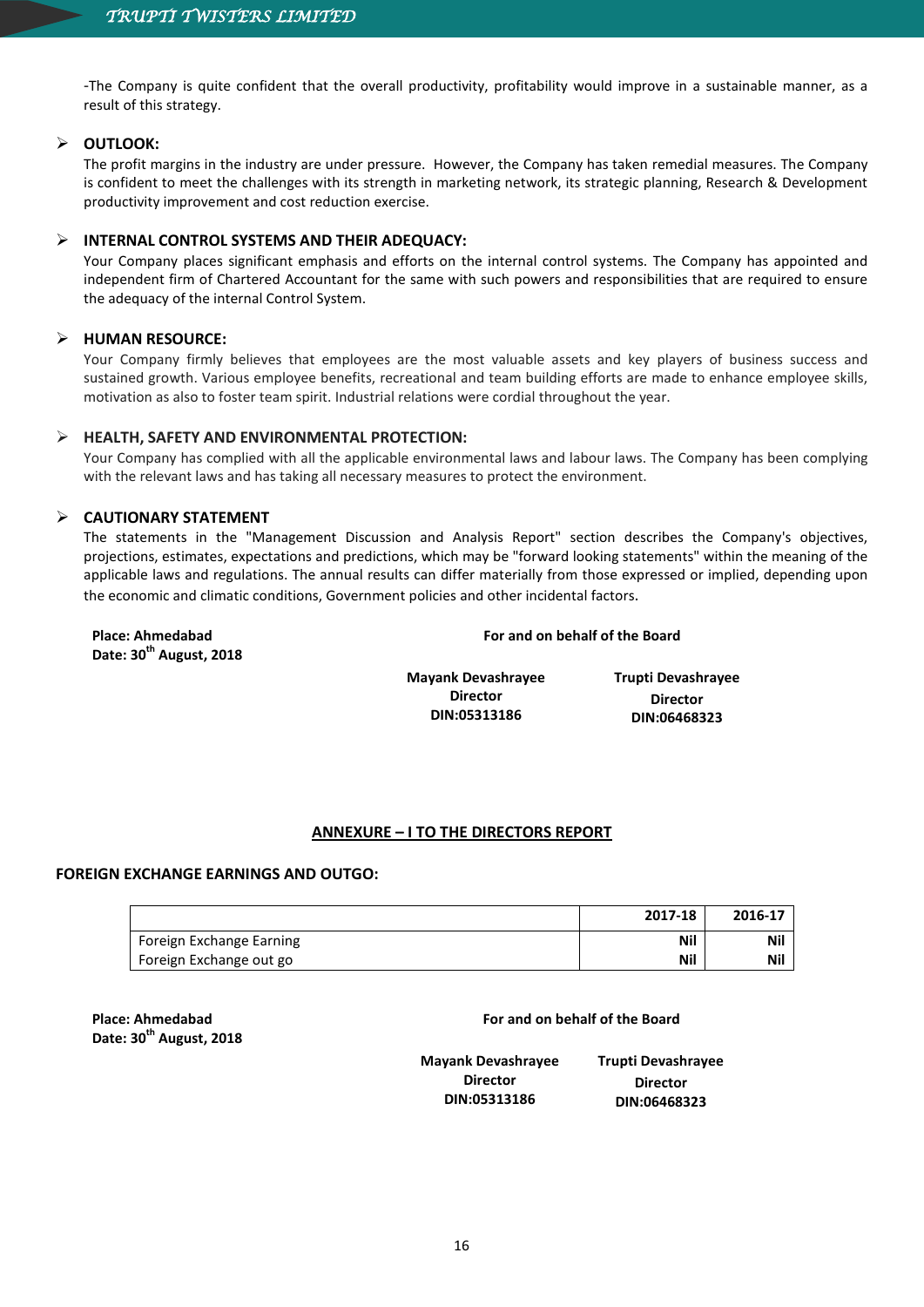-The Company is quite confident that the overall productivity, profitability would improve in a sustainable manner, as a result of this strategy.

- **OUTLOOK:**

The profit margins in the industry are under pressure. However, the Company has taken remedial measures. The Company is confident to meet the challenges with its strength in marketing network, its strategic planning, Research & Development productivity improvement and cost reduction exercise.

- **INTERNAL CONTROL SYSTEMS AND THEIR ADEQUACY:**

Your Company places significant emphasis and efforts on the internal control systems. The Company has appointed and independent firm of Chartered Accountant for the same with such powers and responsibilities that are required to ensure the adequacy of the internal Control System.

- **HUMAN RESOURCE:**

Your Company firmly believes that employees are the most valuable assets and key players of business success and sustained growth. Various employee benefits, recreational and team building efforts are made to enhance employee skills, motivation as also to foster team spirit. Industrial relations were cordial throughout the year.

- **HEALTH, SAFETY AND ENVIRONMENTAL PROTECTION:**

Your Company has complied with all the applicable environmental laws and labour laws. The Company has been complying with the relevant laws and has taking all necessary measures to protect the environment.

- **CAUTIONARY STATEMENT**

The statements in the "Management Discussion and Analysis Report" section describes the Company's objectives, projections, estimates, expectations and predictions, which may be "forward looking statements" within the meaning of the applicable laws and regulations. The annual results can differ materially from those expressed or implied, depending upon the economic and climatic conditions, Government policies and other incidental factors.

**Place: Ahmedabad**
**Date: 30th August, 2018**

**For and on behalf of the Board**

**Mayank Devashrayee**
**Director**
**DIN:05313186**

**Trupti Devashrayee**
**Director**
**DIN:06468323**

## ANNEXURE – I TO THE DIRECTORS REPORT

**FOREIGN EXCHANGE EARNINGS AND OUTGO:**

| | 2017-18 | 2016-17 |
|---|---|---|
| Foreign Exchange Earning | Nil | Nil |
| Foreign Exchange out go | Nil | Nil |

**Place: Ahmedabad**
**Date: 30th August, 2018**

**For and on behalf of the Board**

**Mayank Devashrayee**
**Director**
**DIN:05313186**

**Trupti Devashrayee**
**Director**
**DIN:06468323**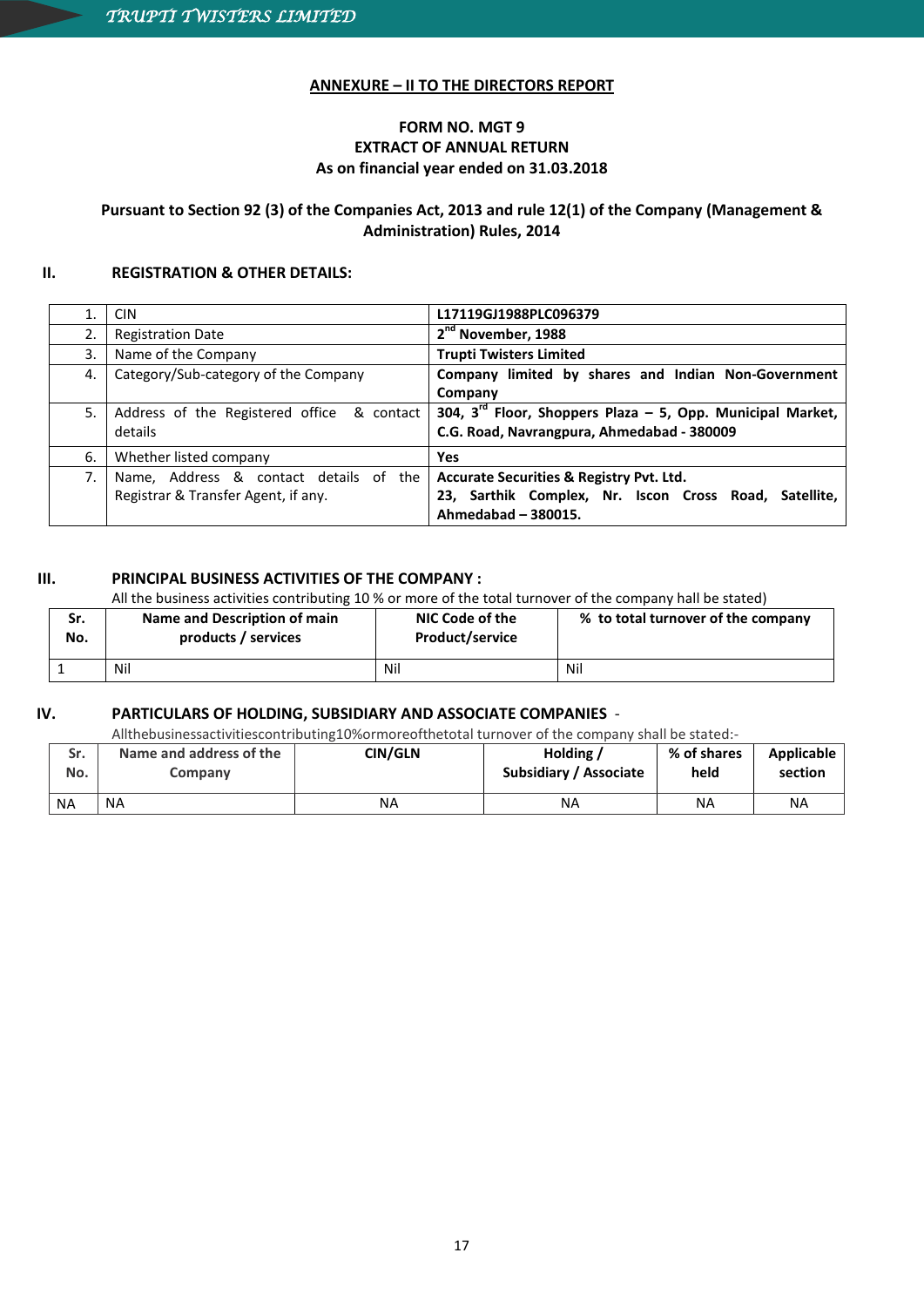**ANNEXURE – II TO THE DIRECTORS REPORT**

**FORM NO. MGT 9**
**EXTRACT OF ANNUAL RETURN**
**As on financial year ended on 31.03.2018**

**Pursuant to Section 92 (3) of the Companies Act, 2013 and rule 12(1) of the Company (Management & Administration) Rules, 2014**

## II. REGISTRATION & OTHER DETAILS:

| | | |
|---|---|---|
| 1. | CIN | **L17119GJ1988PLC096379** |
| 2. | Registration Date | **2nd November, 1988** |
| 3. | Name of the Company | **Trupti Twisters Limited** |
| 4. | Category/Sub-category of the Company | **Company limited by shares and Indian Non-Government Company** |
| 5. | Address of the Registered office & contact details | **304, 3rd Floor, Shoppers Plaza – 5, Opp. Municipal Market, C.G. Road, Navrangpura, Ahmedabad - 380009** |
| 6. | Whether listed company | **Yes** |
| 7. | Name, Address & contact details of the Registrar & Transfer Agent, if any. | **Accurate Securities & Registry Pvt. Ltd. 23, Sarthik Complex, Nr. Iscon Cross Road, Satellite, Ahmedabad – 380015.** |

## III. PRINCIPAL BUSINESS ACTIVITIES OF THE COMPANY :

All the business activities contributing 10 % or more of the total turnover of the company hall be stated)

| Sr. No. | Name and Description of main products / services | NIC Code of the Product/service | % to total turnover of the company |
|---|---|---|---|
| 1 | Nil | Nil | Nil |

## IV. PARTICULARS OF HOLDING, SUBSIDIARY AND ASSOCIATE COMPANIES -

Allthebusinessactivitiescontributing10%ormoreofthetotal turnover of the company shall be stated:-

| Sr. No. | Name and address of the Company | CIN/GLN | Holding / Subsidiary / Associate | % of shares held | Applicable section |
|---|---|---|---|---|---|
| NA | NA | NA | NA | NA | NA |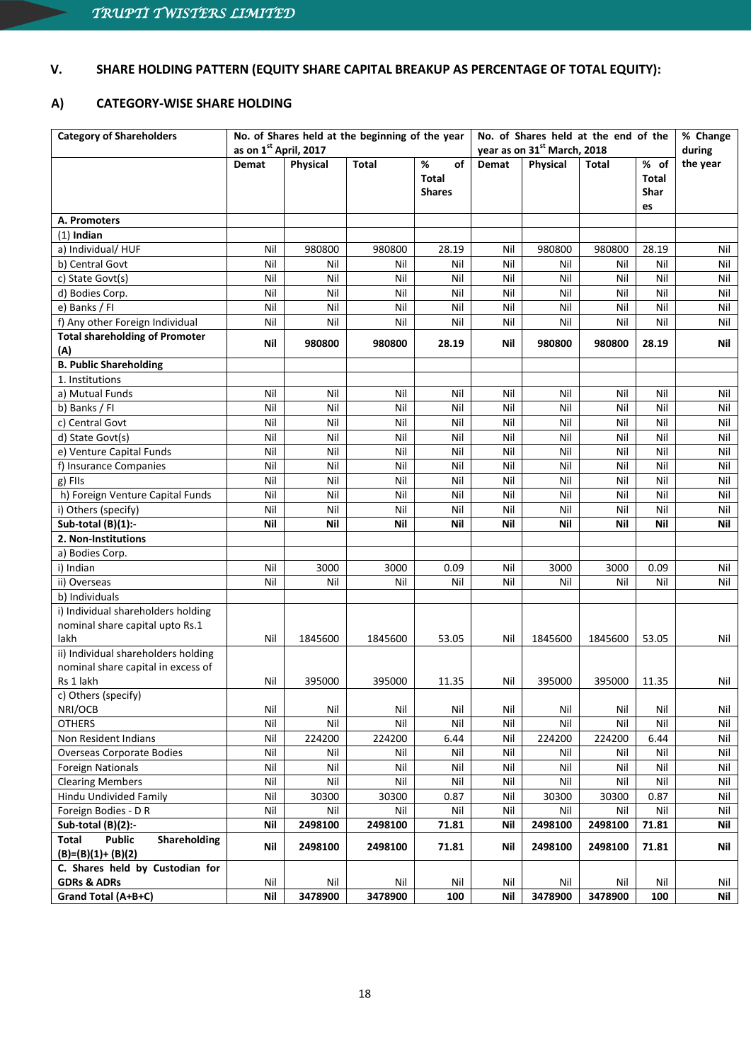## V. SHARE HOLDING PATTERN (EQUITY SHARE CAPITAL BREAKUP AS PERCENTAGE OF TOTAL EQUITY):

### A) CATEGORY-WISE SHARE HOLDING

| Category of Shareholders | No. of Shares held at the beginning of the year as on 1st April, 2017 | | | | No. of Shares held at the end of the year as on 31st March, 2018 | | | | % Change during the year |
|---|---|---|---|---|---|---|---|---|---|
| | Demat | Physical | Total | % of Total Shares | Demat | Physical | Total | % of Total Shares | |
| **A. Promoters** | | | | | | | | | |
| (1) **Indian** | | | | | | | | | |
| a) Individual/ HUF | Nil | 980800 | 980800 | 28.19 | Nil | 980800 | 980800 | 28.19 | Nil |
| b) Central Govt | Nil | Nil | Nil | Nil | Nil | Nil | Nil | Nil | Nil |
| c) State Govt(s) | Nil | Nil | Nil | Nil | Nil | Nil | Nil | Nil | Nil |
| d) Bodies Corp. | Nil | Nil | Nil | Nil | Nil | Nil | Nil | Nil | Nil |
| e) Banks / FI | Nil | Nil | Nil | Nil | Nil | Nil | Nil | Nil | Nil |
| f) Any other Foreign Individual | Nil | Nil | Nil | Nil | Nil | Nil | Nil | Nil | Nil |
| **Total shareholding of Promoter (A)** | **Nil** | **980800** | **980800** | **28.19** | **Nil** | **980800** | **980800** | **28.19** | **Nil** |
| **B. Public Shareholding** | | | | | | | | | |
| 1. Institutions | | | | | | | | | |
| a) Mutual Funds | Nil | Nil | Nil | Nil | Nil | Nil | Nil | Nil | Nil |
| b) Banks / FI | Nil | Nil | Nil | Nil | Nil | Nil | Nil | Nil | Nil |
| c) Central Govt | Nil | Nil | Nil | Nil | Nil | Nil | Nil | Nil | Nil |
| d) State Govt(s) | Nil | Nil | Nil | Nil | Nil | Nil | Nil | Nil | Nil |
| e) Venture Capital Funds | Nil | Nil | Nil | Nil | Nil | Nil | Nil | Nil | Nil |
| f) Insurance Companies | Nil | Nil | Nil | Nil | Nil | Nil | Nil | Nil | Nil |
| g) FIIs | Nil | Nil | Nil | Nil | Nil | Nil | Nil | Nil | Nil |
| h) Foreign Venture Capital Funds | Nil | Nil | Nil | Nil | Nil | Nil | Nil | Nil | Nil |
| i) Others (specify) | Nil | Nil | Nil | Nil | Nil | Nil | Nil | Nil | Nil |
| **Sub-total (B)(1):-** | **Nil** | **Nil** | **Nil** | **Nil** | **Nil** | **Nil** | **Nil** | **Nil** | **Nil** |
| **2. Non-Institutions** | | | | | | | | | |
| a) Bodies Corp. | | | | | | | | | |
| i) Indian | Nil | 3000 | 3000 | 0.09 | Nil | 3000 | 3000 | 0.09 | Nil |
| ii) Overseas | Nil | Nil | Nil | Nil | Nil | Nil | Nil | Nil | Nil |
| b) Individuals | | | | | | | | | |
| i) Individual shareholders holding nominal share capital upto Rs.1 lakh | Nil | 1845600 | 1845600 | 53.05 | Nil | 1845600 | 1845600 | 53.05 | Nil |
| ii) Individual shareholders holding nominal share capital in excess of Rs 1 lakh | Nil | 395000 | 395000 | 11.35 | Nil | 395000 | 395000 | 11.35 | Nil |
| c) Others (specify) NRI/OCB | Nil | Nil | Nil | Nil | Nil | Nil | Nil | Nil | Nil |
| OTHERS | Nil | Nil | Nil | Nil | Nil | Nil | Nil | Nil | Nil |
| Non Resident Indians | Nil | 224200 | 224200 | 6.44 | Nil | 224200 | 224200 | 6.44 | Nil |
| Overseas Corporate Bodies | Nil | Nil | Nil | Nil | Nil | Nil | Nil | Nil | Nil |
| Foreign Nationals | Nil | Nil | Nil | Nil | Nil | Nil | Nil | Nil | Nil |
| Clearing Members | Nil | Nil | Nil | Nil | Nil | Nil | Nil | Nil | Nil |
| Hindu Undivided Family | Nil | 30300 | 30300 | 0.87 | Nil | 30300 | 30300 | 0.87 | Nil |
| Foreign Bodies - D R | Nil | Nil | Nil | Nil | Nil | Nil | Nil | Nil | Nil |
| **Sub-total (B)(2):-** | **Nil** | **2498100** | **2498100** | **71.81** | **Nil** | **2498100** | **2498100** | **71.81** | **Nil** |
| **Total Public Shareholding (B)=(B)(1)+ (B)(2)** | **Nil** | **2498100** | **2498100** | **71.81** | **Nil** | **2498100** | **2498100** | **71.81** | **Nil** |
| **C. Shares held by Custodian for GDRs & ADRs** | Nil | Nil | Nil | Nil | Nil | Nil | Nil | Nil | Nil |
| **Grand Total (A+B+C)** | **Nil** | **3478900** | **3478900** | **100** | **Nil** | **3478900** | **3478900** | **100** | **Nil** |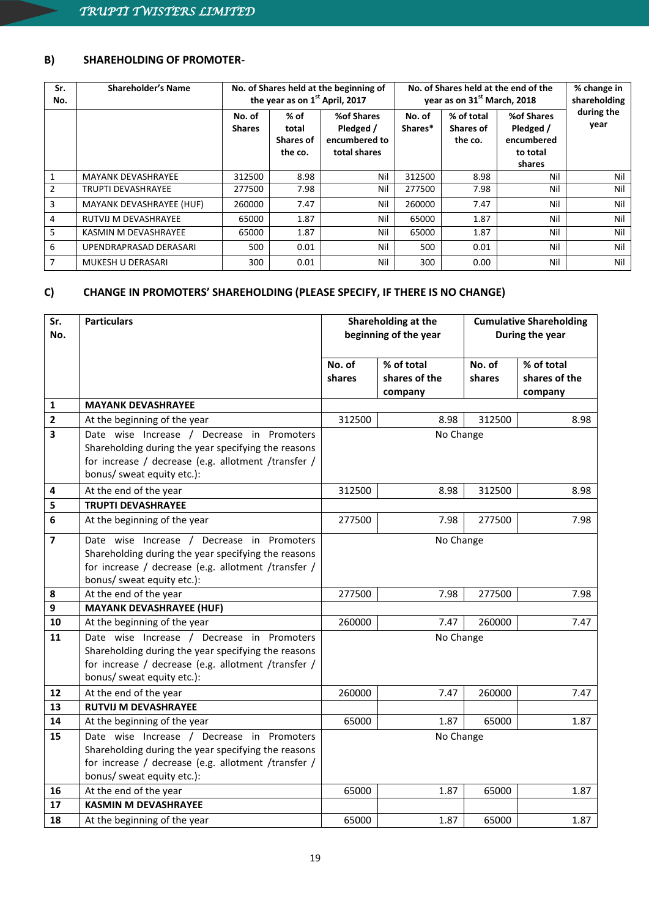### B) SHAREHOLDING OF PROMOTER-

| Sr. No. | Shareholder's Name | No. of Shares held at the beginning of the year as on 1st April, 2017 | | | No. of Shares held at the end of the year as on 31st March, 2018 | | | % change in shareholding during the year |
|---|---|---|---|---|---|---|---|---|
| | | No. of Shares | % of total Shares of the co. | %of Shares Pledged / encumbered to total shares | No. of Shares* | % of total Shares of the co. | %of Shares Pledged / encumbered to total shares | |
| 1 | MAYANK DEVASHRAYEE | 312500 | 8.98 | Nil | 312500 | 8.98 | Nil | Nil |
| 2 | TRUPTI DEVASHRAYEE | 277500 | 7.98 | Nil | 277500 | 7.98 | Nil | Nil |
| 3 | MAYANK DEVASHRAYEE (HUF) | 260000 | 7.47 | Nil | 260000 | 7.47 | Nil | Nil |
| 4 | RUTVIJ M DEVASHRAYEE | 65000 | 1.87 | Nil | 65000 | 1.87 | Nil | Nil |
| 5 | KASMIN M DEVASHRAYEE | 65000 | 1.87 | Nil | 65000 | 1.87 | Nil | Nil |
| 6 | UPENDRAPRASAD DERASARI | 500 | 0.01 | Nil | 500 | 0.01 | Nil | Nil |
| 7 | MUKESH U DERASARI | 300 | 0.01 | Nil | 300 | 0.00 | Nil | Nil |

### C) CHANGE IN PROMOTERS' SHAREHOLDING (PLEASE SPECIFY, IF THERE IS NO CHANGE)

| Sr. No. | Particulars | Shareholding at the beginning of the year | | Cumulative Shareholding During the year | |
|---|---|---|---|---|---|
| | | No. of shares | % of total shares of the company | No. of shares | % of total shares of the company |
| 1 | **MAYANK DEVASHRAYEE** | | | | |
| 2 | At the beginning of the year | 312500 | 8.98 | 312500 | 8.98 |
| 3 | Date wise Increase / Decrease in Promoters Shareholding during the year specifying the reasons for increase / decrease (e.g. allotment /transfer / bonus/ sweat equity etc.): | No Change | | | |
| 4 | At the end of the year | 312500 | 8.98 | 312500 | 8.98 |
| 5 | **TRUPTI DEVASHRAYEE** | | | | |
| 6 | At the beginning of the year | 277500 | 7.98 | 277500 | 7.98 |
| 7 | Date wise Increase / Decrease in Promoters Shareholding during the year specifying the reasons for increase / decrease (e.g. allotment /transfer / bonus/ sweat equity etc.): | No Change | | | |
| 8 | At the end of the year | 277500 | 7.98 | 277500 | 7.98 |
| 9 | **MAYANK DEVASHRAYEE (HUF)** | | | | |
| 10 | At the beginning of the year | 260000 | 7.47 | 260000 | 7.47 |
| 11 | Date wise Increase / Decrease in Promoters Shareholding during the year specifying the reasons for increase / decrease (e.g. allotment /transfer / bonus/ sweat equity etc.): | No Change | | | |
| 12 | At the end of the year | 260000 | 7.47 | 260000 | 7.47 |
| 13 | **RUTVIJ M DEVASHRAYEE** | | | | |
| 14 | At the beginning of the year | 65000 | 1.87 | 65000 | 1.87 |
| 15 | Date wise Increase / Decrease in Promoters Shareholding during the year specifying the reasons for increase / decrease (e.g. allotment /transfer / bonus/ sweat equity etc.): | No Change | | | |
| 16 | At the end of the year | 65000 | 1.87 | 65000 | 1.87 |
| 17 | **KASMIN M DEVASHRAYEE** | | | | |
| 18 | At the beginning of the year | 65000 | 1.87 | 65000 | 1.87 |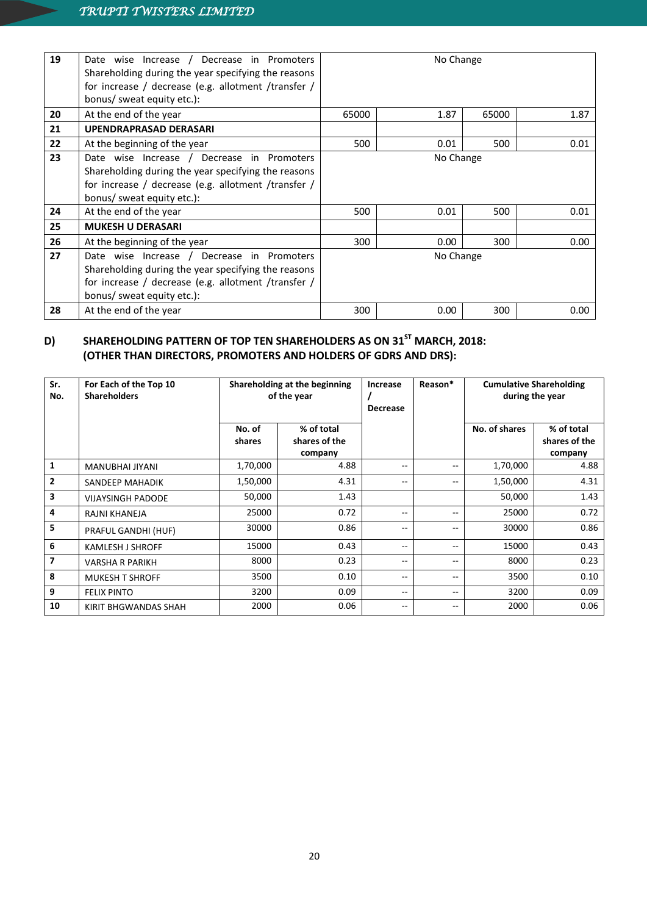| | | | | | |
|---|---|---|---|---|---|
| 19 | Date wise Increase / Decrease in Promoters Shareholding during the year specifying the reasons for increase / decrease (e.g. allotment /transfer / bonus/ sweat equity etc.): | No Change | | | |
| 20 | At the end of the year | 65000 | 1.87 | 65000 | 1.87 |
| 21 | **UPENDRAPRASAD DERASARI** | | | | |
| 22 | At the beginning of the year | 500 | 0.01 | 500 | 0.01 |
| 23 | Date wise Increase / Decrease in Promoters Shareholding during the year specifying the reasons for increase / decrease (e.g. allotment /transfer / bonus/ sweat equity etc.): | No Change | | | |
| 24 | At the end of the year | 500 | 0.01 | 500 | 0.01 |
| 25 | **MUKESH U DERASARI** | | | | |
| 26 | At the beginning of the year | 300 | 0.00 | 300 | 0.00 |
| 27 | Date wise Increase / Decrease in Promoters Shareholding during the year specifying the reasons for increase / decrease (e.g. allotment /transfer / bonus/ sweat equity etc.): | No Change | | | |
| 28 | At the end of the year | 300 | 0.00 | 300 | 0.00 |

## D) SHAREHOLDING PATTERN OF TOP TEN SHAREHOLDERS AS ON 31ST MARCH, 2018: (OTHER THAN DIRECTORS, PROMOTERS AND HOLDERS OF GDRS AND DRS):

| Sr. No. | For Each of the Top 10 Shareholders | Shareholding at the beginning of the year | | Increase / Decrease | Reason* | Cumulative Shareholding during the year | |
|---|---|---|---|---|---|---|---|
| | | No. of shares | % of total shares of the company | | | No. of shares | % of total shares of the company |
| 1 | MANUBHAI JIYANI | 1,70,000 | 4.88 | -- | -- | 1,70,000 | 4.88 |
| 2 | SANDEEP MAHADIK | 1,50,000 | 4.31 | -- | -- | 1,50,000 | 4.31 |
| 3 | VIJAYSINGH PADODE | 50,000 | 1.43 | | | 50,000 | 1.43 |
| 4 | RAJNI KHANEJA | 25000 | 0.72 | -- | -- | 25000 | 0.72 |
| 5 | PRAFUL GANDHI (HUF) | 30000 | 0.86 | -- | -- | 30000 | 0.86 |
| 6 | KAMLESH J SHROFF | 15000 | 0.43 | -- | -- | 15000 | 0.43 |
| 7 | VARSHA R PARIKH | 8000 | 0.23 | -- | -- | 8000 | 0.23 |
| 8 | MUKESH T SHROFF | 3500 | 0.10 | -- | -- | 3500 | 0.10 |
| 9 | FELIX PINTO | 3200 | 0.09 | -- | -- | 3200 | 0.09 |
| 10 | KIRIT BHGWANDAS SHAH | 2000 | 0.06 | -- | -- | 2000 | 0.06 |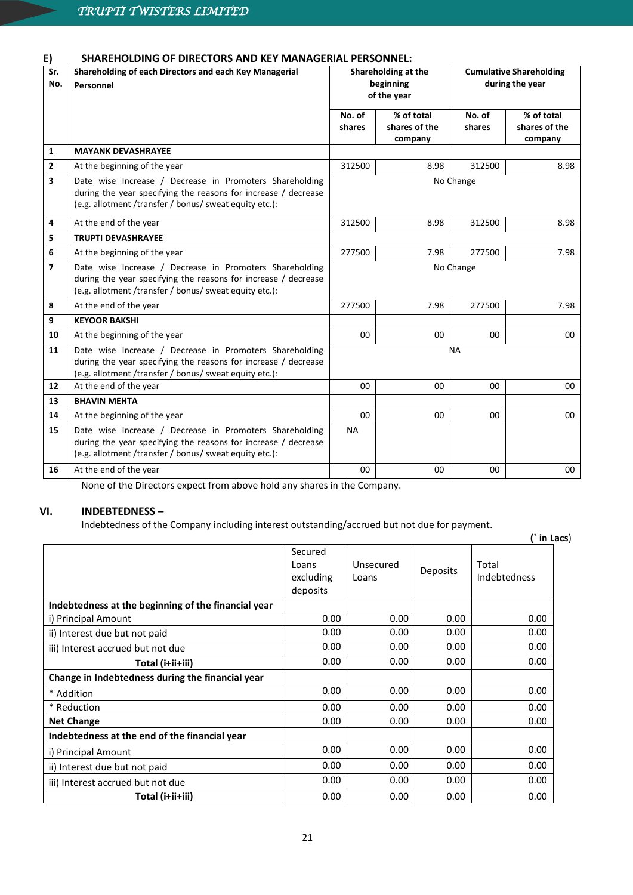### E) SHAREHOLDING OF DIRECTORS AND KEY MANAGERIAL PERSONNEL:

| Sr. No. | Shareholding of each Directors and each Key Managerial Personnel | Shareholding at the beginning of the year | | Cumulative Shareholding during the year | |
|---|---|---|---|---|---|
| | | No. of shares | % of total shares of the company | No. of shares | % of total shares of the company |
| 1 | **MAYANK DEVASHRAYEE** | | | | |
| 2 | At the beginning of the year | 312500 | 8.98 | 312500 | 8.98 |
| 3 | Date wise Increase / Decrease in Promoters Shareholding during the year specifying the reasons for increase / decrease (e.g. allotment /transfer / bonus/ sweat equity etc.): | No Change | | | |
| 4 | At the end of the year | 312500 | 8.98 | 312500 | 8.98 |
| 5 | **TRUPTI DEVASHRAYEE** | | | | |
| 6 | At the beginning of the year | 277500 | 7.98 | 277500 | 7.98 |
| 7 | Date wise Increase / Decrease in Promoters Shareholding during the year specifying the reasons for increase / decrease (e.g. allotment /transfer / bonus/ sweat equity etc.): | No Change | | | |
| 8 | At the end of the year | 277500 | 7.98 | 277500 | 7.98 |
| 9 | **KEYOOR BAKSHI** | | | | |
| 10 | At the beginning of the year | 00 | 00 | 00 | 00 |
| 11 | Date wise Increase / Decrease in Promoters Shareholding during the year specifying the reasons for increase / decrease (e.g. allotment /transfer / bonus/ sweat equity etc.): | NA | | | |
| 12 | At the end of the year | 00 | 00 | 00 | 00 |
| 13 | **BHAVIN MEHTA** | | | | |
| 14 | At the beginning of the year | 00 | 00 | 00 | 00 |
| 15 | Date wise Increase / Decrease in Promoters Shareholding during the year specifying the reasons for increase / decrease (e.g. allotment /transfer / bonus/ sweat equity etc.): | NA | | | |
| 16 | At the end of the year | 00 | 00 | 00 | 00 |

None of the Directors expect from above hold any shares in the Company.

## VI. INDEBTEDNESS –

Indebtedness of the Company including interest outstanding/accrued but not due for payment.

(` in Lacs)

| | Secured Loans excluding deposits | Unsecured Loans | Deposits | Total Indebtedness |
|---|---|---|---|---|
| **Indebtedness at the beginning of the financial year** | | | | |
| i) Principal Amount | 0.00 | 0.00 | 0.00 | 0.00 |
| ii) Interest due but not paid | 0.00 | 0.00 | 0.00 | 0.00 |
| iii) Interest accrued but not due | 0.00 | 0.00 | 0.00 | 0.00 |
| **Total (i+ii+iii)** | 0.00 | 0.00 | 0.00 | 0.00 |
| **Change in Indebtedness during the financial year** | | | | |
| * Addition | 0.00 | 0.00 | 0.00 | 0.00 |
| * Reduction | 0.00 | 0.00 | 0.00 | 0.00 |
| **Net Change** | 0.00 | 0.00 | 0.00 | 0.00 |
| **Indebtedness at the end of the financial year** | | | | |
| i) Principal Amount | 0.00 | 0.00 | 0.00 | 0.00 |
| ii) Interest due but not paid | 0.00 | 0.00 | 0.00 | 0.00 |
| iii) Interest accrued but not due | 0.00 | 0.00 | 0.00 | 0.00 |
| **Total (i+ii+iii)** | 0.00 | 0.00 | 0.00 | 0.00 |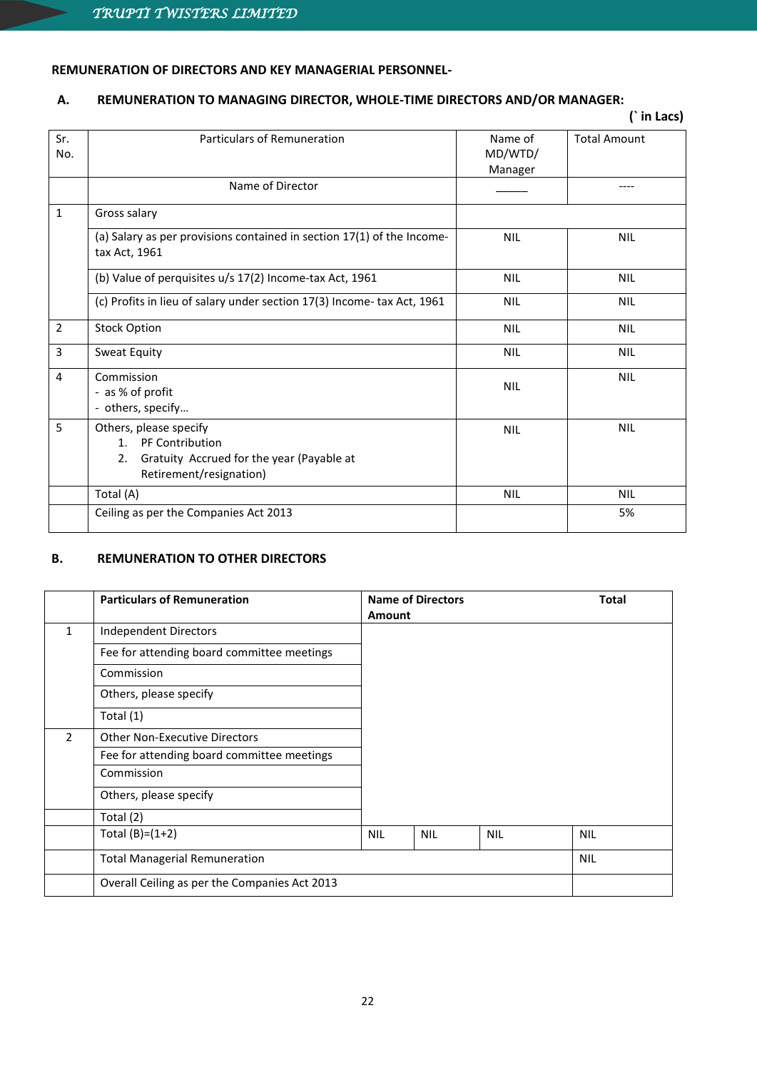**REMUNERATION OF DIRECTORS AND KEY MANAGERIAL PERSONNEL-**

**A. REMUNERATION TO MANAGING DIRECTOR, WHOLE-TIME DIRECTORS AND/OR MANAGER:**

**(` in Lacs)**

| Sr. No. | Particulars of Remuneration | Name of MD/WTD/ Manager | Total Amount |
|---|---|---|---|
| | Name of Director | \_\_\_\_\_\_ | ---- |
| 1 | Gross salary | | |
| | (a) Salary as per provisions contained in section 17(1) of the Income-tax Act, 1961 | NIL | NIL |
| | (b) Value of perquisites u/s 17(2) Income-tax Act, 1961 | NIL | NIL |
| | (c) Profits in lieu of salary under section 17(3) Income- tax Act, 1961 | NIL | NIL |
| 2 | Stock Option | NIL | NIL |
| 3 | Sweat Equity | NIL | NIL |
| 4 | Commission<br>- as % of profit<br>- others, specify… | NIL | NIL |
| 5 | Others, please specify<br>1. PF Contribution<br>2. Gratuity Accrued for the year (Payable at Retirement/resignation) | NIL | NIL |
| | Total (A) | NIL | NIL |
| | Ceiling as per the Companies Act 2013 | | 5% |

**B. REMUNERATION TO OTHER DIRECTORS**

| | **Particulars of Remuneration** | **Name of Directors Amount** | | | **Total** |
|---|---|---|---|---|---|
| 1 | Independent Directors | | | | |
| | Fee for attending board committee meetings | | | | |
| | Commission | | | | |
| | Others, please specify | | | | |
| | Total (1) | | | | |
| 2 | Other Non-Executive Directors | | | | |
| | Fee for attending board committee meetings | | | | |
| | Commission | | | | |
| | Others, please specify | | | | |
| | Total (2) | | | | |
| | Total (B)=(1+2) | NIL | NIL | NIL | NIL |
| | Total Managerial Remuneration | | | | NIL |
| | Overall Ceiling as per the Companies Act 2013 | | | | |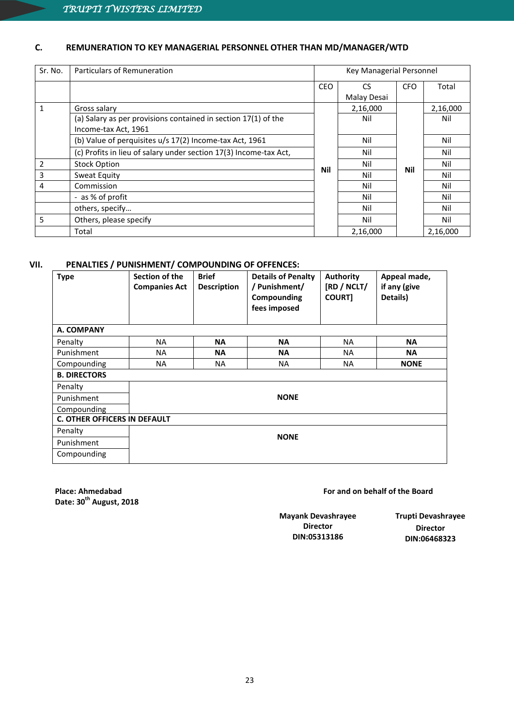### C. REMUNERATION TO KEY MANAGERIAL PERSONNEL OTHER THAN MD/MANAGER/WTD

| Sr. No. | Particulars of Remuneration | Key Managerial Personnel | | | |
|---|---|---|---|---|---|
| | | CEO | CS Malay Desai | CFO | Total |
| 1 | Gross salary | Nil | 2,16,000 | Nil | 2,16,000 |
| | (a) Salary as per provisions contained in section 17(1) of the Income-tax Act, 1961 | | Nil | | Nil |
| | (b) Value of perquisites u/s 17(2) Income-tax Act, 1961 | | Nil | | Nil |
| | (c) Profits in lieu of salary under section 17(3) Income-tax Act, | | Nil | | Nil |
| 2 | Stock Option | | Nil | | Nil |
| 3 | Sweat Equity | | Nil | | Nil |
| 4 | Commission | | Nil | | Nil |
| | - as % of profit | | Nil | | Nil |
| | others, specify… | | Nil | | Nil |
| 5 | Others, please specify | | Nil | | Nil |
| | Total | | 2,16,000 | | 2,16,000 |

## VII. PENALTIES / PUNISHMENT/ COMPOUNDING OF OFFENCES:

| Type | Section of the Companies Act | Brief Description | Details of Penalty / Punishment/ Compounding fees imposed | Authority [RD / NCLT/ COURT] | Appeal made, if any (give Details) |
|---|---|---|---|---|---|
| **A. COMPANY** | | | | | |
| Penalty | NA | **NA** | **NA** | NA | **NA** |
| Punishment | NA | **NA** | **NA** | NA | **NA** |
| Compounding | NA | NA | NA | NA | **NONE** |
| **B. DIRECTORS** | | | | | |
| Penalty | **NONE** | | | | |
| Punishment | | | | | |
| Compounding | | | | | |
| **C. OTHER OFFICERS IN DEFAULT** | | | | | |
| Penalty | **NONE** | | | | |
| Punishment | | | | | |
| Compounding | | | | | |

**Place: Ahmedabad**
**Date: 30th August, 2018**

**For and on behalf of the Board**

**Mayank Devashrayee**
**Director**
**DIN:05313186**

**Trupti Devashrayee**
**Director**
**DIN:06468323**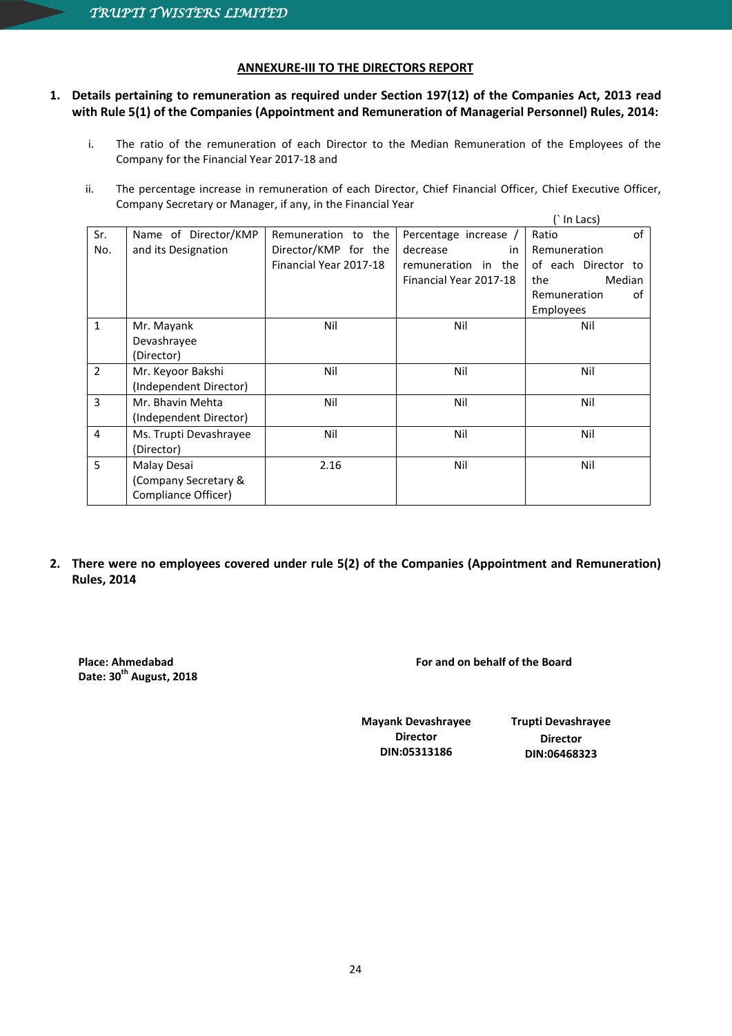## ANNEXURE-III TO THE DIRECTORS REPORT

1. **Details pertaining to remuneration as required under Section 197(12) of the Companies Act, 2013 read with Rule 5(1) of the Companies (Appointment and Remuneration of Managerial Personnel) Rules, 2014:**

   i. The ratio of the remuneration of each Director to the Median Remuneration of the Employees of the Company for the Financial Year 2017-18 and

   ii. The percentage increase in remuneration of each Director, Chief Financial Officer, Chief Executive Officer, Company Secretary or Manager, if any, in the Financial Year

(` In Lacs)

| Sr. No. | Name of Director/KMP and its Designation | Remuneration to the Director/KMP for the Financial Year 2017-18 | Percentage increase / decrease in remuneration in the Financial Year 2017-18 | Ratio of Remuneration of each Director to the Median Remuneration of Employees |
|---|---|---|---|---|
| 1 | Mr. Mayank Devashrayee (Director) | Nil | Nil | Nil |
| 2 | Mr. Keyoor Bakshi (Independent Director) | Nil | Nil | Nil |
| 3 | Mr. Bhavin Mehta (Independent Director) | Nil | Nil | Nil |
| 4 | Ms. Trupti Devashrayee (Director) | Nil | Nil | Nil |
| 5 | Malay Desai (Company Secretary & Compliance Officer) | 2.16 | Nil | Nil |

2. **There were no employees covered under rule 5(2) of the Companies (Appointment and Remuneration) Rules, 2014**

**Place: Ahmedabad**
**Date: 30th August, 2018**

**For and on behalf of the Board**

**Mayank Devashrayee**
**Director**
**DIN:05313186**

**Trupti Devashrayee**
**Director**
**DIN:06468323**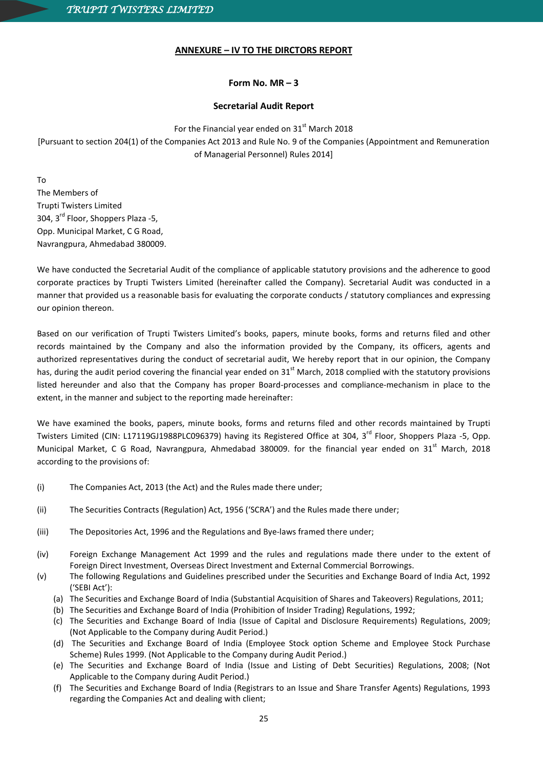**ANNEXURE – IV TO THE DIRCTORS REPORT**

**Form No. MR – 3**

**Secretarial Audit Report**

For the Financial year ended on 31st March 2018
[Pursuant to section 204(1) of the Companies Act 2013 and Rule No. 9 of the Companies (Appointment and Remuneration of Managerial Personnel) Rules 2014]

To
The Members of
Trupti Twisters Limited
304, 3rd Floor, Shoppers Plaza -5,
Opp. Municipal Market, C G Road,
Navrangpura, Ahmedabad 380009.

We have conducted the Secretarial Audit of the compliance of applicable statutory provisions and the adherence to good corporate practices by Trupti Twisters Limited (hereinafter called the Company). Secretarial Audit was conducted in a manner that provided us a reasonable basis for evaluating the corporate conducts / statutory compliances and expressing our opinion thereon.

Based on our verification of Trupti Twisters Limited's books, papers, minute books, forms and returns filed and other records maintained by the Company and also the information provided by the Company, its officers, agents and authorized representatives during the conduct of secretarial audit, We hereby report that in our opinion, the Company has, during the audit period covering the financial year ended on 31st March, 2018 complied with the statutory provisions listed hereunder and also that the Company has proper Board-processes and compliance-mechanism in place to the extent, in the manner and subject to the reporting made hereinafter:

We have examined the books, papers, minute books, forms and returns filed and other records maintained by Trupti Twisters Limited (CIN: L17119GJ1988PLC096379) having its Registered Office at 304, 3rd Floor, Shoppers Plaza -5, Opp. Municipal Market, C G Road, Navrangpura, Ahmedabad 380009. for the financial year ended on 31st March, 2018 according to the provisions of:

(i) The Companies Act, 2013 (the Act) and the Rules made there under;

(ii) The Securities Contracts (Regulation) Act, 1956 ('SCRA') and the Rules made there under;

(iii) The Depositories Act, 1996 and the Regulations and Bye-laws framed there under;

(iv) Foreign Exchange Management Act 1999 and the rules and regulations made there under to the extent of Foreign Direct Investment, Overseas Direct Investment and External Commercial Borrowings.

(v) The following Regulations and Guidelines prescribed under the Securities and Exchange Board of India Act, 1992 ('SEBI Act'):
   (a) The Securities and Exchange Board of India (Substantial Acquisition of Shares and Takeovers) Regulations, 2011;
   (b) The Securities and Exchange Board of India (Prohibition of Insider Trading) Regulations, 1992;
   (c) The Securities and Exchange Board of India (Issue of Capital and Disclosure Requirements) Regulations, 2009; (Not Applicable to the Company during Audit Period.)
   (d) The Securities and Exchange Board of India (Employee Stock option Scheme and Employee Stock Purchase Scheme) Rules 1999. (Not Applicable to the Company during Audit Period.)
   (e) The Securities and Exchange Board of India (Issue and Listing of Debt Securities) Regulations, 2008; (Not Applicable to the Company during Audit Period.)
   (f) The Securities and Exchange Board of India (Registrars to an Issue and Share Transfer Agents) Regulations, 1993 regarding the Companies Act and dealing with client;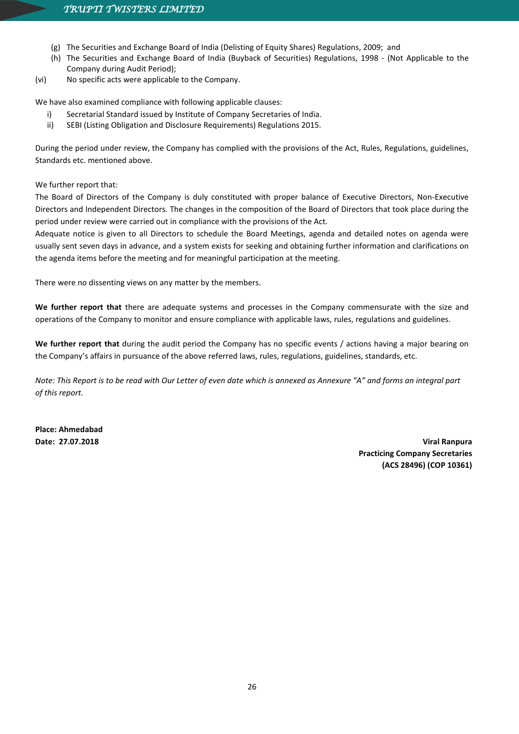(g) The Securities and Exchange Board of India (Delisting of Equity Shares) Regulations, 2009; and

(h) The Securities and Exchange Board of India (Buyback of Securities) Regulations, 1998 - (Not Applicable to the Company during Audit Period);

(vi) No specific acts were applicable to the Company.

We have also examined compliance with following applicable clauses:

i) Secretarial Standard issued by Institute of Company Secretaries of India.

ii) SEBI (Listing Obligation and Disclosure Requirements) Regulations 2015.

During the period under review, the Company has complied with the provisions of the Act, Rules, Regulations, guidelines, Standards etc. mentioned above.

We further report that:

The Board of Directors of the Company is duly constituted with proper balance of Executive Directors, Non-Executive Directors and Independent Directors. The changes in the composition of the Board of Directors that took place during the period under review were carried out in compliance with the provisions of the Act.

Adequate notice is given to all Directors to schedule the Board Meetings, agenda and detailed notes on agenda were usually sent seven days in advance, and a system exists for seeking and obtaining further information and clarifications on the agenda items before the meeting and for meaningful participation at the meeting.

There were no dissenting views on any matter by the members.

**We further report that** there are adequate systems and processes in the Company commensurate with the size and operations of the Company to monitor and ensure compliance with applicable laws, rules, regulations and guidelines.

**We further report that** during the audit period the Company has no specific events / actions having a major bearing on the Company's affairs in pursuance of the above referred laws, rules, regulations, guidelines, standards, etc.

*Note: This Report is to be read with Our Letter of even date which is annexed as Annexure "A" and forms an integral part of this report.*

**Place: Ahmedabad**
**Date: 27.07.2018**

**Viral Ranpura**
**Practicing Company Secretaries**
**(ACS 28496) (COP 10361)**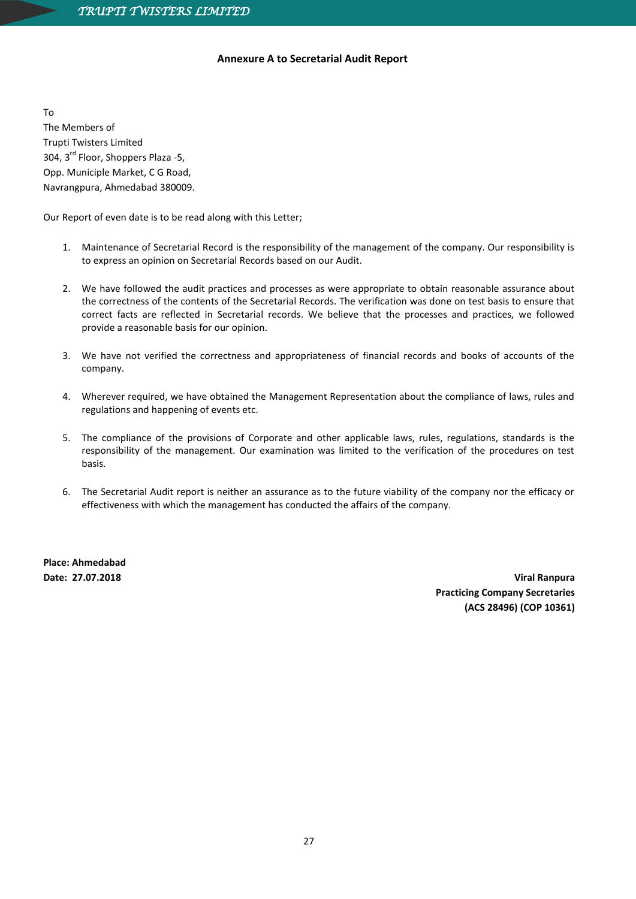## Annexure A to Secretarial Audit Report

To
The Members of
Trupti Twisters Limited
304, 3rd Floor, Shoppers Plaza -5,
Opp. Municiple Market, C G Road,
Navrangpura, Ahmedabad 380009.

Our Report of even date is to be read along with this Letter;

1. Maintenance of Secretarial Record is the responsibility of the management of the company. Our responsibility is to express an opinion on Secretarial Records based on our Audit.

2. We have followed the audit practices and processes as were appropriate to obtain reasonable assurance about the correctness of the contents of the Secretarial Records. The verification was done on test basis to ensure that correct facts are reflected in Secretarial records. We believe that the processes and practices, we followed provide a reasonable basis for our opinion.

3. We have not verified the correctness and appropriateness of financial records and books of accounts of the company.

4. Wherever required, we have obtained the Management Representation about the compliance of laws, rules and regulations and happening of events etc.

5. The compliance of the provisions of Corporate and other applicable laws, rules, regulations, standards is the responsibility of the management. Our examination was limited to the verification of the procedures on test basis.

6. The Secretarial Audit report is neither an assurance as to the future viability of the company nor the efficacy or effectiveness with which the management has conducted the affairs of the company.

**Place: Ahmedabad**
**Date: 27.07.2018**

**Viral Ranpura**
**Practicing Company Secretaries**
**(ACS 28496) (COP 10361)**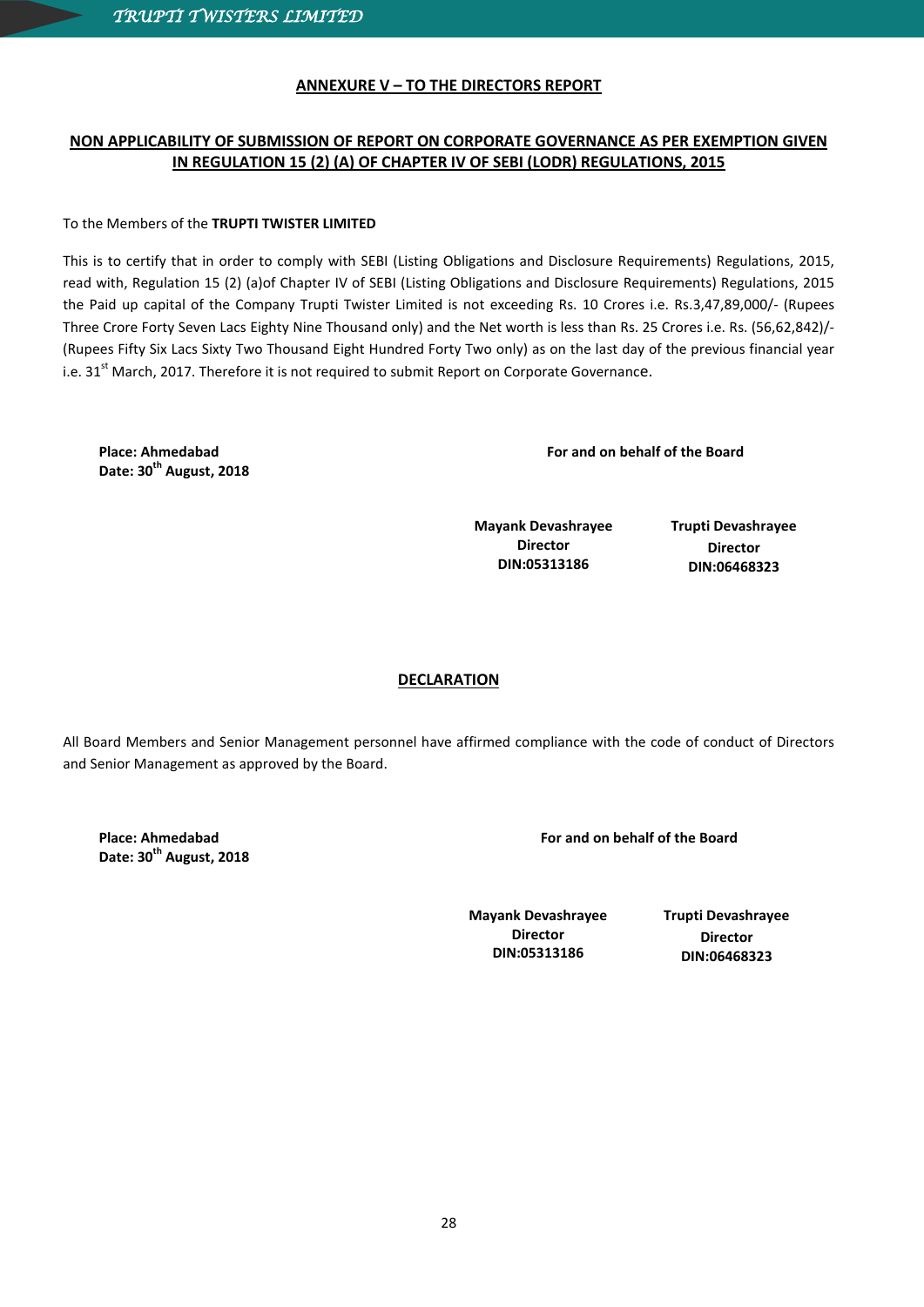## ANNEXURE V – TO THE DIRECTORS REPORT

## NON APPLICABILITY OF SUBMISSION OF REPORT ON CORPORATE GOVERNANCE AS PER EXEMPTION GIVEN IN REGULATION 15 (2) (A) OF CHAPTER IV OF SEBI (LODR) REGULATIONS, 2015

To the Members of the **TRUPTI TWISTER LIMITED**

This is to certify that in order to comply with SEBI (Listing Obligations and Disclosure Requirements) Regulations, 2015, read with, Regulation 15 (2) (a)of Chapter IV of SEBI (Listing Obligations and Disclosure Requirements) Regulations, 2015 the Paid up capital of the Company Trupti Twister Limited is not exceeding Rs. 10 Crores i.e. Rs.3,47,89,000/- (Rupees Three Crore Forty Seven Lacs Eighty Nine Thousand only) and the Net worth is less than Rs. 25 Crores i.e. Rs. (56,62,842)/- (Rupees Fifty Six Lacs Sixty Two Thousand Eight Hundred Forty Two only) as on the last day of the previous financial year i.e. 31st March, 2017. Therefore it is not required to submit Report on Corporate Governance.

**Place: Ahmedabad**
**Date: 30th August, 2018**

**For and on behalf of the Board**

**Mayank Devashrayee**
**Director**
**DIN:05313186**

**Trupti Devashrayee**
**Director**
**DIN:06468323**

## DECLARATION

All Board Members and Senior Management personnel have affirmed compliance with the code of conduct of Directors and Senior Management as approved by the Board.

**Place: Ahmedabad**
**Date: 30th August, 2018**

**For and on behalf of the Board**

**Mayank Devashrayee**
**Director**
**DIN:05313186**

**Trupti Devashrayee**
**Director**
**DIN:06468323**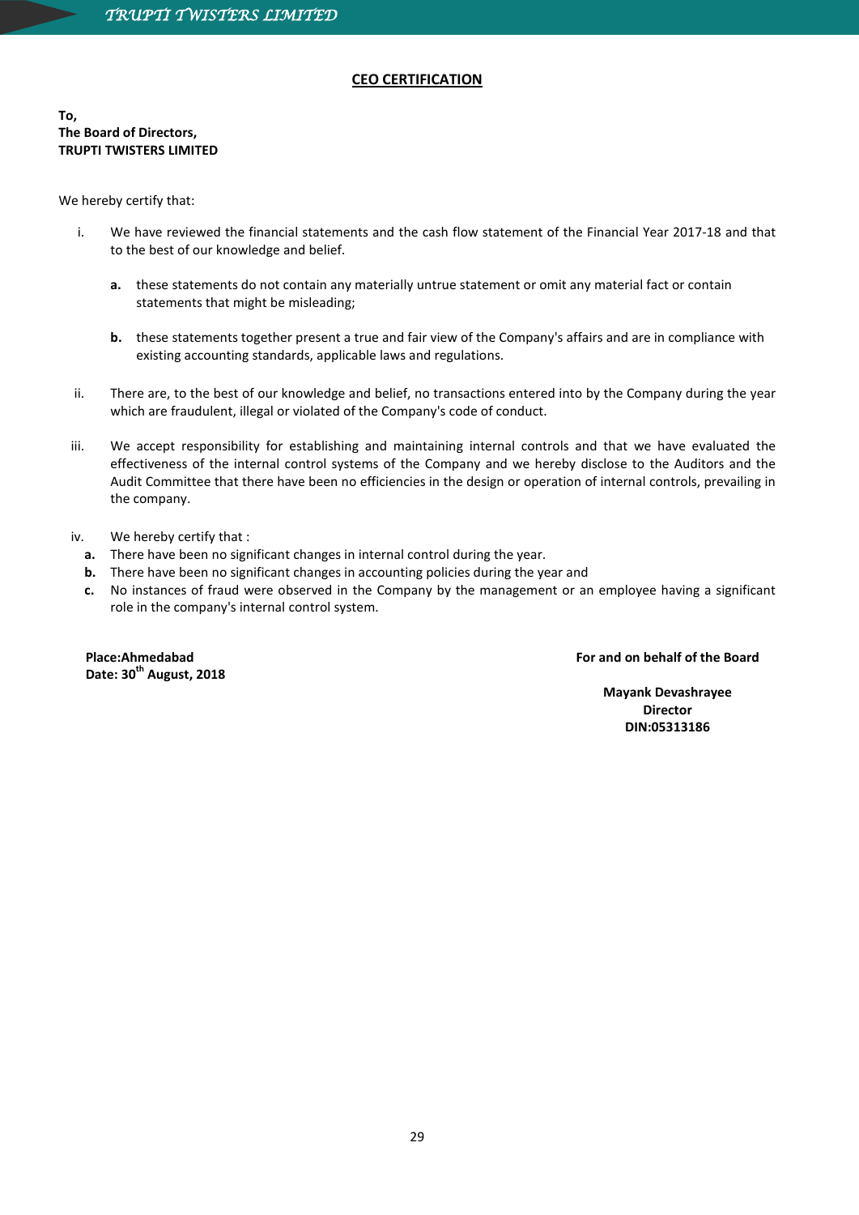## CEO CERTIFICATION

**To,**
**The Board of Directors,**
**TRUPTI TWISTERS LIMITED**

We hereby certify that:

i. We have reviewed the financial statements and the cash flow statement of the Financial Year 2017-18 and that to the best of our knowledge and belief.

   **a.** these statements do not contain any materially untrue statement or omit any material fact or contain statements that might be misleading;

   **b.** these statements together present a true and fair view of the Company's affairs and are in compliance with existing accounting standards, applicable laws and regulations.

ii. There are, to the best of our knowledge and belief, no transactions entered into by the Company during the year which are fraudulent, illegal or violated of the Company's code of conduct.

iii. We accept responsibility for establishing and maintaining internal controls and that we have evaluated the effectiveness of the internal control systems of the Company and we hereby disclose to the Auditors and the Audit Committee that there have been no efficiencies in the design or operation of internal controls, prevailing in the company.

iv. We hereby certify that :

**a.** There have been no significant changes in internal control during the year.
**b.** There have been no significant changes in accounting policies during the year and
**c.** No instances of fraud were observed in the Company by the management or an employee having a significant role in the company's internal control system.

**Place:Ahmedabad**
**Date: 30th August, 2018**

**For and on behalf of the Board**

**Mayank Devashrayee**
**Director**
**DIN:05313186**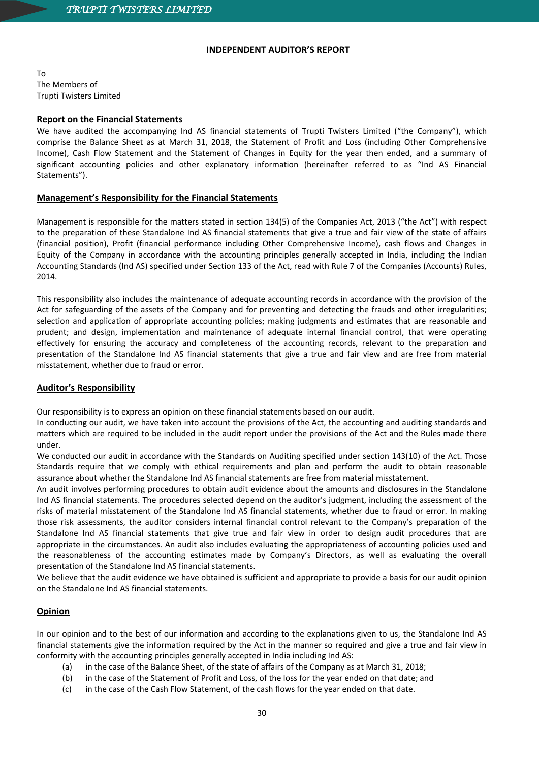## INDEPENDENT AUDITOR'S REPORT

To
The Members of
Trupti Twisters Limited

### Report on the Financial Statements

We have audited the accompanying Ind AS financial statements of Trupti Twisters Limited ("the Company"), which comprise the Balance Sheet as at March 31, 2018, the Statement of Profit and Loss (including Other Comprehensive Income), Cash Flow Statement and the Statement of Changes in Equity for the year then ended, and a summary of significant accounting policies and other explanatory information (hereinafter referred to as "Ind AS Financial Statements").

### Management's Responsibility for the Financial Statements

Management is responsible for the matters stated in section 134(5) of the Companies Act, 2013 ("the Act") with respect to the preparation of these Standalone Ind AS financial statements that give a true and fair view of the state of affairs (financial position), Profit (financial performance including Other Comprehensive Income), cash flows and Changes in Equity of the Company in accordance with the accounting principles generally accepted in India, including the Indian Accounting Standards (Ind AS) specified under Section 133 of the Act, read with Rule 7 of the Companies (Accounts) Rules, 2014.

This responsibility also includes the maintenance of adequate accounting records in accordance with the provision of the Act for safeguarding of the assets of the Company and for preventing and detecting the frauds and other irregularities; selection and application of appropriate accounting policies; making judgments and estimates that are reasonable and prudent; and design, implementation and maintenance of adequate internal financial control, that were operating effectively for ensuring the accuracy and completeness of the accounting records, relevant to the preparation and presentation of the Standalone Ind AS financial statements that give a true and fair view and are free from material misstatement, whether due to fraud or error.

### Auditor's Responsibility

Our responsibility is to express an opinion on these financial statements based on our audit.

In conducting our audit, we have taken into account the provisions of the Act, the accounting and auditing standards and matters which are required to be included in the audit report under the provisions of the Act and the Rules made there under.

We conducted our audit in accordance with the Standards on Auditing specified under section 143(10) of the Act. Those Standards require that we comply with ethical requirements and plan and perform the audit to obtain reasonable assurance about whether the Standalone Ind AS financial statements are free from material misstatement.

An audit involves performing procedures to obtain audit evidence about the amounts and disclosures in the Standalone Ind AS financial statements. The procedures selected depend on the auditor's judgment, including the assessment of the risks of material misstatement of the Standalone Ind AS financial statements, whether due to fraud or error. In making those risk assessments, the auditor considers internal financial control relevant to the Company's preparation of the Standalone Ind AS financial statements that give true and fair view in order to design audit procedures that are appropriate in the circumstances. An audit also includes evaluating the appropriateness of accounting policies used and the reasonableness of the accounting estimates made by Company's Directors, as well as evaluating the overall presentation of the Standalone Ind AS financial statements.

We believe that the audit evidence we have obtained is sufficient and appropriate to provide a basis for our audit opinion on the Standalone Ind AS financial statements.

### Opinion

In our opinion and to the best of our information and according to the explanations given to us, the Standalone Ind AS financial statements give the information required by the Act in the manner so required and give a true and fair view in conformity with the accounting principles generally accepted in India including Ind AS:

(a) in the case of the Balance Sheet, of the state of affairs of the Company as at March 31, 2018;

(b) in the case of the Statement of Profit and Loss, of the loss for the year ended on that date; and

(c) in the case of the Cash Flow Statement, of the cash flows for the year ended on that date.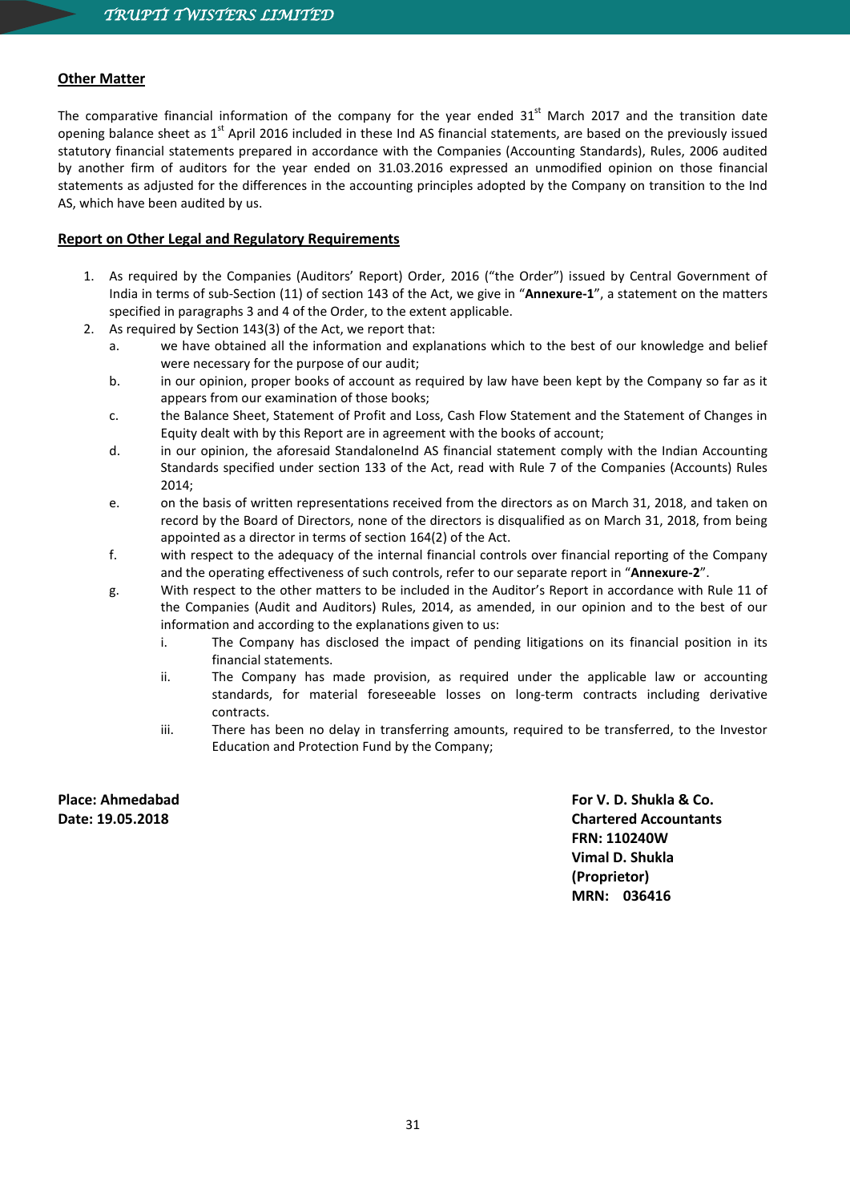## Other Matter

The comparative financial information of the company for the year ended 31st March 2017 and the transition date opening balance sheet as 1st April 2016 included in these Ind AS financial statements, are based on the previously issued statutory financial statements prepared in accordance with the Companies (Accounting Standards), Rules, 2006 audited by another firm of auditors for the year ended on 31.03.2016 expressed an unmodified opinion on those financial statements as adjusted for the differences in the accounting principles adopted by the Company on transition to the Ind AS, which have been audited by us.

## Report on Other Legal and Regulatory Requirements

1. As required by the Companies (Auditors' Report) Order, 2016 ("the Order") issued by Central Government of India in terms of sub-Section (11) of section 143 of the Act, we give in "**Annexure-1**", a statement on the matters specified in paragraphs 3 and 4 of the Order, to the extent applicable.
2. As required by Section 143(3) of the Act, we report that:
   a. we have obtained all the information and explanations which to the best of our knowledge and belief were necessary for the purpose of our audit;
   b. in our opinion, proper books of account as required by law have been kept by the Company so far as it appears from our examination of those books;
   c. the Balance Sheet, Statement of Profit and Loss, Cash Flow Statement and the Statement of Changes in Equity dealt with by this Report are in agreement with the books of account;
   d. in our opinion, the aforesaid StandaloneInd AS financial statement comply with the Indian Accounting Standards specified under section 133 of the Act, read with Rule 7 of the Companies (Accounts) Rules 2014;
   e. on the basis of written representations received from the directors as on March 31, 2018, and taken on record by the Board of Directors, none of the directors is disqualified as on March 31, 2018, from being appointed as a director in terms of section 164(2) of the Act.
   f. with respect to the adequacy of the internal financial controls over financial reporting of the Company and the operating effectiveness of such controls, refer to our separate report in "**Annexure-2**".
   g. With respect to the other matters to be included in the Auditor's Report in accordance with Rule 11 of the Companies (Audit and Auditors) Rules, 2014, as amended, in our opinion and to the best of our information and according to the explanations given to us:
      i. The Company has disclosed the impact of pending litigations on its financial position in its financial statements.
      ii. The Company has made provision, as required under the applicable law or accounting standards, for material foreseeable losses on long-term contracts including derivative contracts.
      iii. There has been no delay in transferring amounts, required to be transferred, to the Investor Education and Protection Fund by the Company;

**Place: Ahmedabad**
**Date: 19.05.2018**

**For V. D. Shukla & Co.**
**Chartered Accountants**
**FRN: 110240W**
**Vimal D. Shukla**
**(Proprietor)**
**MRN: 036416**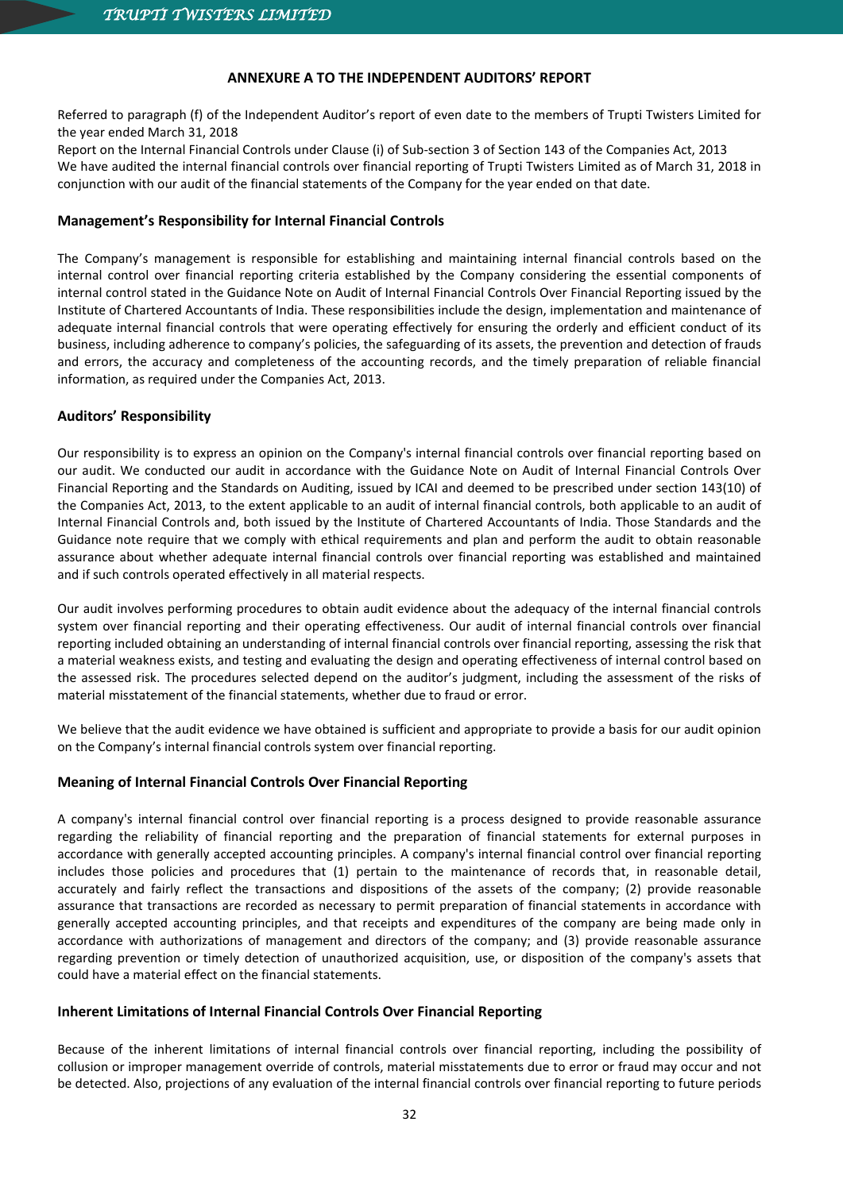## ANNEXURE A TO THE INDEPENDENT AUDITORS' REPORT

Referred to paragraph (f) of the Independent Auditor's report of even date to the members of Trupti Twisters Limited for the year ended March 31, 2018

Report on the Internal Financial Controls under Clause (i) of Sub-section 3 of Section 143 of the Companies Act, 2013

We have audited the internal financial controls over financial reporting of Trupti Twisters Limited as of March 31, 2018 in conjunction with our audit of the financial statements of the Company for the year ended on that date.

### Management's Responsibility for Internal Financial Controls

The Company's management is responsible for establishing and maintaining internal financial controls based on the internal control over financial reporting criteria established by the Company considering the essential components of internal control stated in the Guidance Note on Audit of Internal Financial Controls Over Financial Reporting issued by the Institute of Chartered Accountants of India. These responsibilities include the design, implementation and maintenance of adequate internal financial controls that were operating effectively for ensuring the orderly and efficient conduct of its business, including adherence to company's policies, the safeguarding of its assets, the prevention and detection of frauds and errors, the accuracy and completeness of the accounting records, and the timely preparation of reliable financial information, as required under the Companies Act, 2013.

### Auditors' Responsibility

Our responsibility is to express an opinion on the Company's internal financial controls over financial reporting based on our audit. We conducted our audit in accordance with the Guidance Note on Audit of Internal Financial Controls Over Financial Reporting and the Standards on Auditing, issued by ICAI and deemed to be prescribed under section 143(10) of the Companies Act, 2013, to the extent applicable to an audit of internal financial controls, both applicable to an audit of Internal Financial Controls and, both issued by the Institute of Chartered Accountants of India. Those Standards and the Guidance note require that we comply with ethical requirements and plan and perform the audit to obtain reasonable assurance about whether adequate internal financial controls over financial reporting was established and maintained and if such controls operated effectively in all material respects.

Our audit involves performing procedures to obtain audit evidence about the adequacy of the internal financial controls system over financial reporting and their operating effectiveness. Our audit of internal financial controls over financial reporting included obtaining an understanding of internal financial controls over financial reporting, assessing the risk that a material weakness exists, and testing and evaluating the design and operating effectiveness of internal control based on the assessed risk. The procedures selected depend on the auditor's judgment, including the assessment of the risks of material misstatement of the financial statements, whether due to fraud or error.

We believe that the audit evidence we have obtained is sufficient and appropriate to provide a basis for our audit opinion on the Company's internal financial controls system over financial reporting.

### Meaning of Internal Financial Controls Over Financial Reporting

A company's internal financial control over financial reporting is a process designed to provide reasonable assurance regarding the reliability of financial reporting and the preparation of financial statements for external purposes in accordance with generally accepted accounting principles. A company's internal financial control over financial reporting includes those policies and procedures that (1) pertain to the maintenance of records that, in reasonable detail, accurately and fairly reflect the transactions and dispositions of the assets of the company; (2) provide reasonable assurance that transactions are recorded as necessary to permit preparation of financial statements in accordance with generally accepted accounting principles, and that receipts and expenditures of the company are being made only in accordance with authorizations of management and directors of the company; and (3) provide reasonable assurance regarding prevention or timely detection of unauthorized acquisition, use, or disposition of the company's assets that could have a material effect on the financial statements.

### Inherent Limitations of Internal Financial Controls Over Financial Reporting

Because of the inherent limitations of internal financial controls over financial reporting, including the possibility of collusion or improper management override of controls, material misstatements due to error or fraud may occur and not be detected. Also, projections of any evaluation of the internal financial controls over financial reporting to future periods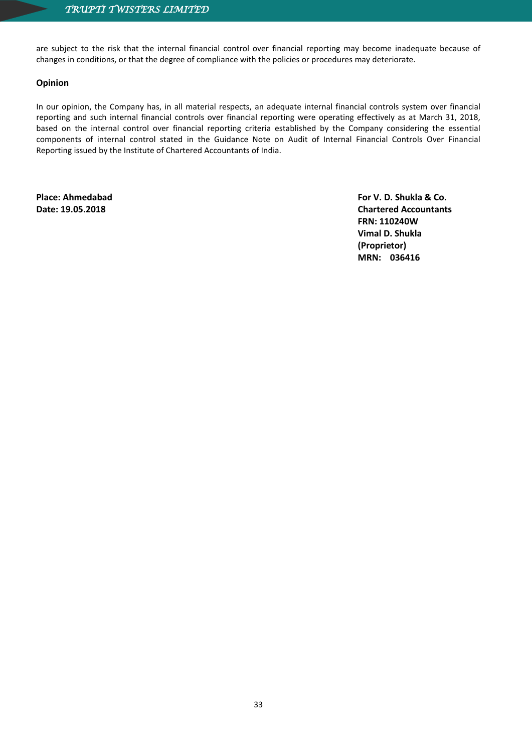are subject to the risk that the internal financial control over financial reporting may become inadequate because of changes in conditions, or that the degree of compliance with the policies or procedures may deteriorate.

**Opinion**

In our opinion, the Company has, in all material respects, an adequate internal financial controls system over financial reporting and such internal financial controls over financial reporting were operating effectively as at March 31, 2018, based on the internal control over financial reporting criteria established by the Company considering the essential components of internal control stated in the Guidance Note on Audit of Internal Financial Controls Over Financial Reporting issued by the Institute of Chartered Accountants of India.

**Place: Ahmedabad**
**Date: 19.05.2018**

**For V. D. Shukla & Co.**
**Chartered Accountants**
**FRN: 110240W**
**Vimal D. Shukla**
**(Proprietor)**
**MRN: 036416**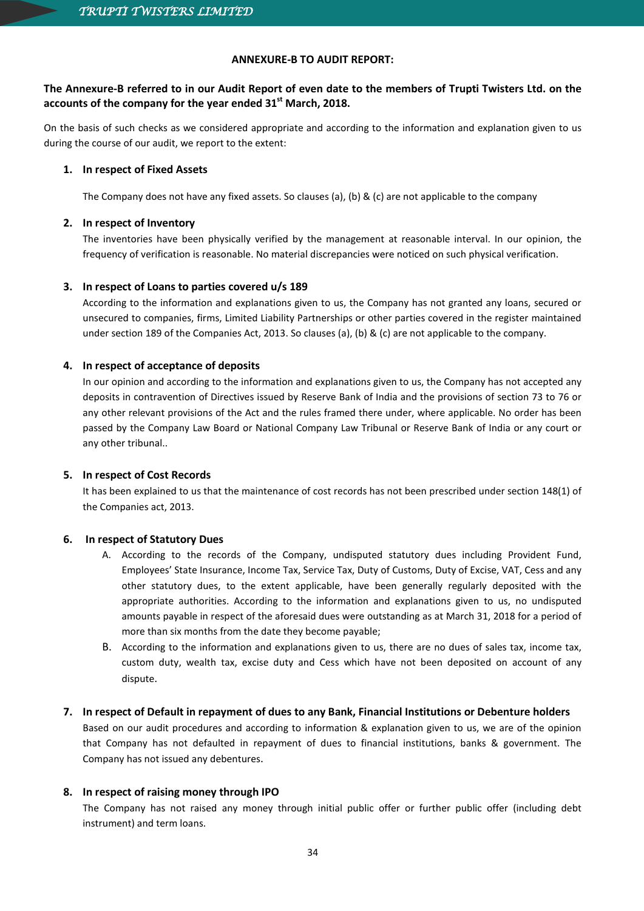**ANNEXURE-B TO AUDIT REPORT:**

**The Annexure-B referred to in our Audit Report of even date to the members of Trupti Twisters Ltd. on the accounts of the company for the year ended 31st March, 2018.**

On the basis of such checks as we considered appropriate and according to the information and explanation given to us during the course of our audit, we report to the extent:

1. **In respect of Fixed Assets**

   The Company does not have any fixed assets. So clauses (a), (b) & (c) are not applicable to the company

2. **In respect of Inventory**

   The inventories have been physically verified by the management at reasonable interval. In our opinion, the frequency of verification is reasonable. No material discrepancies were noticed on such physical verification.

3. **In respect of Loans to parties covered u/s 189**

   According to the information and explanations given to us, the Company has not granted any loans, secured or unsecured to companies, firms, Limited Liability Partnerships or other parties covered in the register maintained under section 189 of the Companies Act, 2013. So clauses (a), (b) & (c) are not applicable to the company.

4. **In respect of acceptance of deposits**

   In our opinion and according to the information and explanations given to us, the Company has not accepted any deposits in contravention of Directives issued by Reserve Bank of India and the provisions of section 73 to 76 or any other relevant provisions of the Act and the rules framed there under, where applicable. No order has been passed by the Company Law Board or National Company Law Tribunal or Reserve Bank of India or any court or any other tribunal..

5. **In respect of Cost Records**

   It has been explained to us that the maintenance of cost records has not been prescribed under section 148(1) of the Companies act, 2013.

6. **In respect of Statutory Dues**

   A. According to the records of the Company, undisputed statutory dues including Provident Fund, Employees' State Insurance, Income Tax, Service Tax, Duty of Customs, Duty of Excise, VAT, Cess and any other statutory dues, to the extent applicable, have been generally regularly deposited with the appropriate authorities. According to the information and explanations given to us, no undisputed amounts payable in respect of the aforesaid dues were outstanding as at March 31, 2018 for a period of more than six months from the date they become payable;

   B. According to the information and explanations given to us, there are no dues of sales tax, income tax, custom duty, wealth tax, excise duty and Cess which have not been deposited on account of any dispute.

7. **In respect of Default in repayment of dues to any Bank, Financial Institutions or Debenture holders**

   Based on our audit procedures and according to information & explanation given to us, we are of the opinion that Company has not defaulted in repayment of dues to financial institutions, banks & government. The Company has not issued any debentures.

8. **In respect of raising money through IPO**

   The Company has not raised any money through initial public offer or further public offer (including debt instrument) and term loans.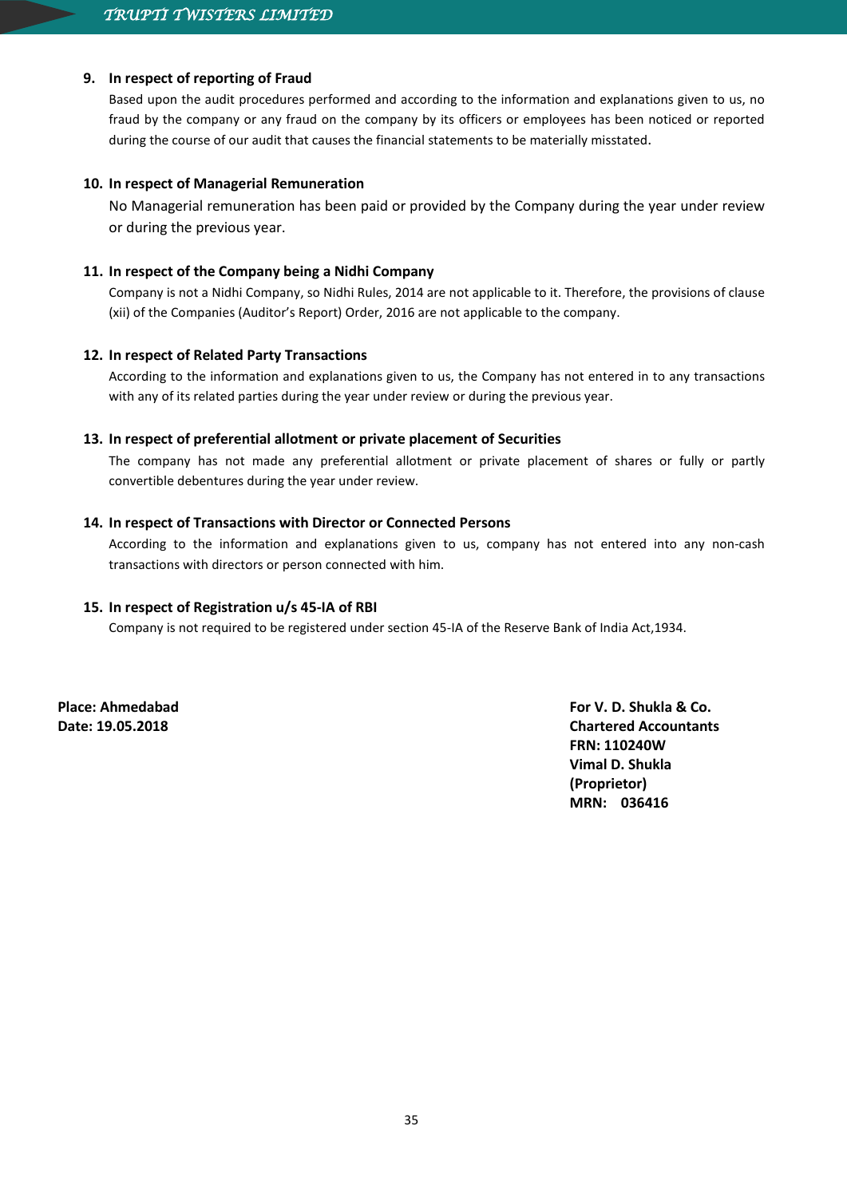**9. In respect of reporting of Fraud**

Based upon the audit procedures performed and according to the information and explanations given to us, no fraud by the company or any fraud on the company by its officers or employees has been noticed or reported during the course of our audit that causes the financial statements to be materially misstated.

**10. In respect of Managerial Remuneration**

No Managerial remuneration has been paid or provided by the Company during the year under review or during the previous year.

**11. In respect of the Company being a Nidhi Company**

Company is not a Nidhi Company, so Nidhi Rules, 2014 are not applicable to it. Therefore, the provisions of clause (xii) of the Companies (Auditor's Report) Order, 2016 are not applicable to the company.

**12. In respect of Related Party Transactions**

According to the information and explanations given to us, the Company has not entered in to any transactions with any of its related parties during the year under review or during the previous year.

**13. In respect of preferential allotment or private placement of Securities**

The company has not made any preferential allotment or private placement of shares or fully or partly convertible debentures during the year under review.

**14. In respect of Transactions with Director or Connected Persons**

According to the information and explanations given to us, company has not entered into any non-cash transactions with directors or person connected with him.

**15. In respect of Registration u/s 45-IA of RBI**

Company is not required to be registered under section 45-IA of the Reserve Bank of India Act,1934.

**Place: Ahmedabad**
**Date: 19.05.2018**

**For V. D. Shukla & Co.**
**Chartered Accountants**
**FRN: 110240W**
**Vimal D. Shukla**
**(Proprietor)**
**MRN: 036416**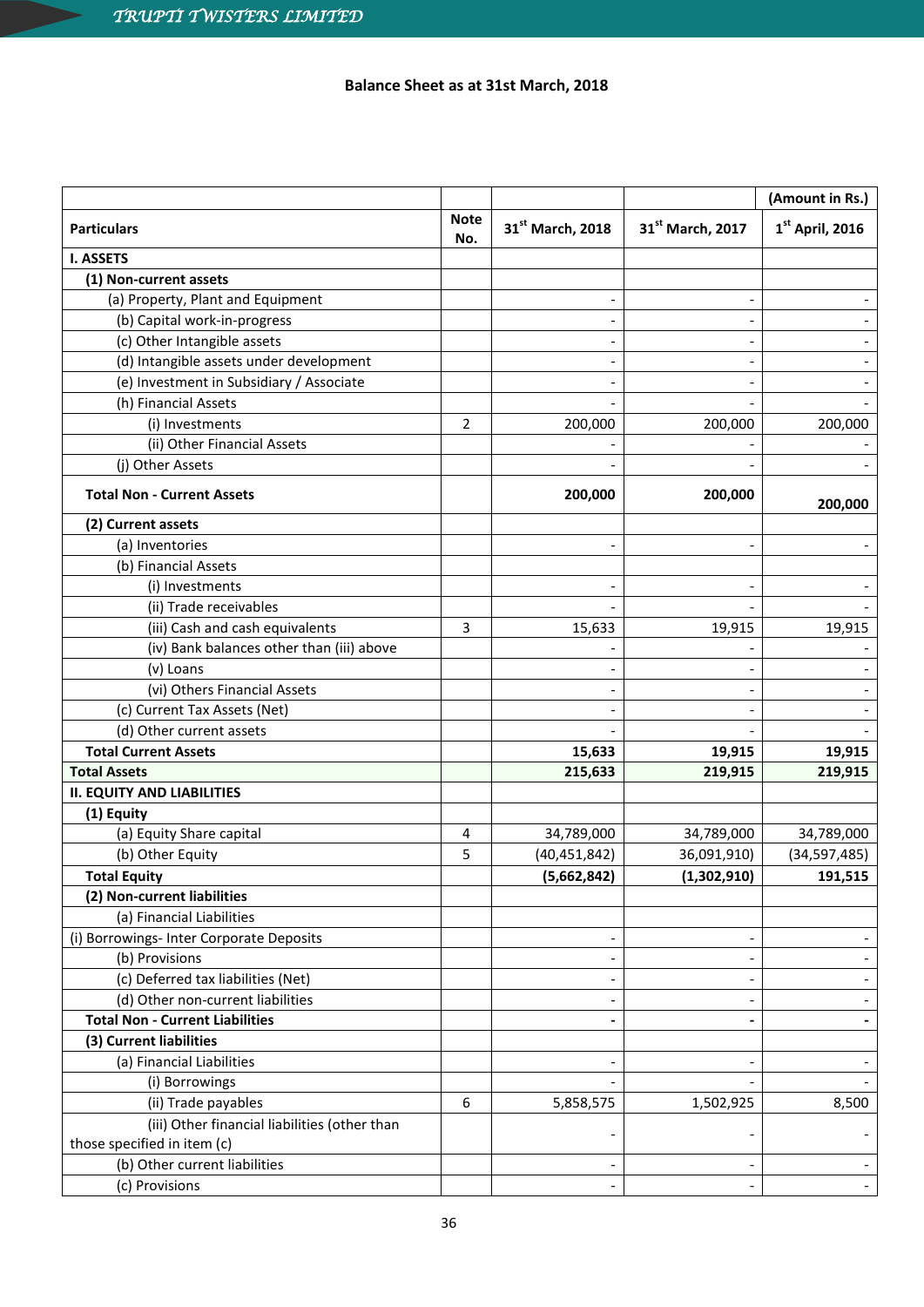## Balance Sheet as at 31st March, 2018

| | | | | (Amount in Rs.) |
|---|---|---|---|---|
| **Particulars** | **Note No.** | **31st March, 2018** | **31st March, 2017** | **1st April, 2016** |
| **I. ASSETS** | | | | |
| **(1) Non-current assets** | | | | |
| (a) Property, Plant and Equipment | | - | - | - |
| (b) Capital work-in-progress | | - | - | - |
| (c) Other Intangible assets | | - | - | - |
| (d) Intangible assets under development | | - | - | - |
| (e) Investment in Subsidiary / Associate | | - | - | - |
| (h) Financial Assets | | - | - | - |
| (i) Investments | 2 | 200,000 | 200,000 | 200,000 |
| (ii) Other Financial Assets | | - | - | - |
| (j) Other Assets | | - | - | - |
| **Total Non - Current Assets** | | **200,000** | **200,000** | **200,000** |
| **(2) Current assets** | | | | |
| (a) Inventories | | - | - | - |
| (b) Financial Assets | | | | |
| (i) Investments | | - | - | - |
| (ii) Trade receivables | | - | - | - |
| (iii) Cash and cash equivalents | 3 | 15,633 | 19,915 | 19,915 |
| (iv) Bank balances other than (iii) above | | - | - | - |
| (v) Loans | | - | - | - |
| (vi) Others Financial Assets | | - | - | - |
| (c) Current Tax Assets (Net) | | - | - | - |
| (d) Other current assets | | - | - | - |
| **Total Current Assets** | | **15,633** | **19,915** | **19,915** |
| **Total Assets** | | **215,633** | **219,915** | **219,915** |
| **II. EQUITY AND LIABILITIES** | | | | |
| **(1) Equity** | | | | |
| (a) Equity Share capital | 4 | 34,789,000 | 34,789,000 | 34,789,000 |
| (b) Other Equity | 5 | (40,451,842) | 36,091,910) | (34,597,485) |
| **Total Equity** | | **(5,662,842)** | **(1,302,910)** | **191,515** |
| **(2) Non-current liabilities** | | | | |
| (a) Financial Liabilities | | | | |
| (i) Borrowings- Inter Corporate Deposits | | - | - | - |
| (b) Provisions | | - | - | - |
| (c) Deferred tax liabilities (Net) | | - | - | - |
| (d) Other non-current liabilities | | - | - | - |
| **Total Non - Current Liabilities** | | **-** | **-** | **-** |
| **(3) Current liabilities** | | | | |
| (a) Financial Liabilities | | - | - | - |
| (i) Borrowings | | - | - | - |
| (ii) Trade payables | 6 | 5,858,575 | 1,502,925 | 8,500 |
| (iii) Other financial liabilities (other than those specified in item (c) | | - | - | - |
| (b) Other current liabilities | | - | - | - |
| (c) Provisions | | - | - | - |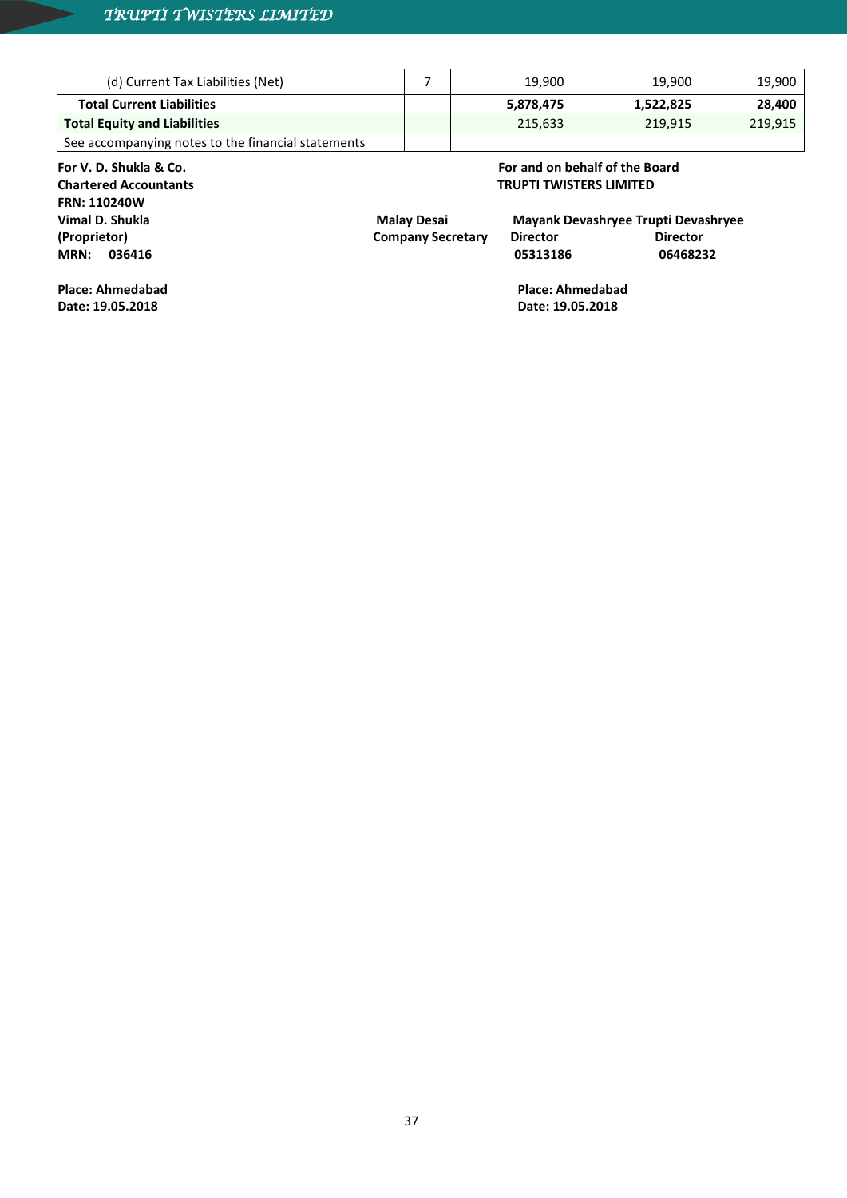| (d) Current Tax Liabilities (Net) | 7 | 19,900 | 19,900 | 19,900 |
|---|---|---|---|---|
| **Total Current Liabilities** | | **5,878,475** | **1,522,825** | **28,400** |
| **Total Equity and Liabilities** | | 215,633 | 219,915 | 219,915 |
| See accompanying notes to the financial statements | | | | |

**For V. D. Shukla & Co.**
**Chartered Accountants**
**FRN: 110240W**
**Vimal D. Shukla**
**(Proprietor)**
**MRN: 036416**

**Place: Ahmedabad**
**Date: 19.05.2018**

**For and on behalf of the Board**
**TRUPTI TWISTERS LIMITED**

**Malay Desai**
**Company Secretary**

**Mayank Devashryee**
**Director**
**05313186**

**Trupti Devashryee**
**Director**
**06468232**

**Place: Ahmedabad**
**Date: 19.05.2018**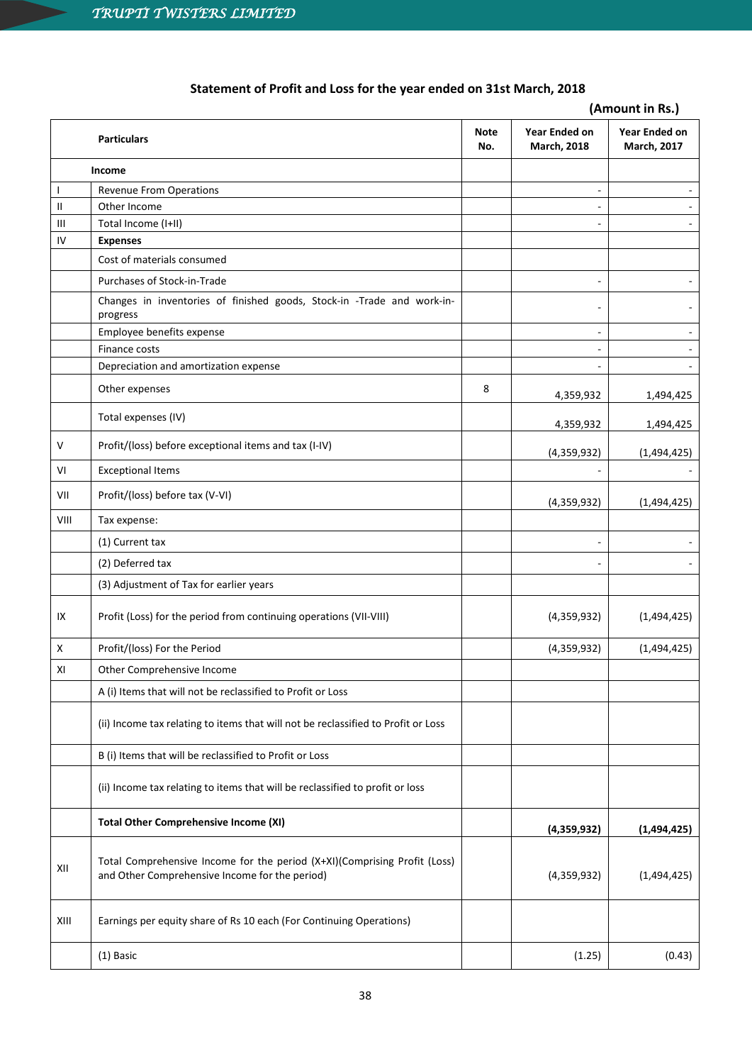## Statement of Profit and Loss for the year ended on 31st March, 2018

**(Amount in Rs.)**

| | Particulars | Note No. | Year Ended on March, 2018 | Year Ended on March, 2017 |
|---|---|---|---|---|
| | **Income** | | | |
| I | Revenue From Operations | | - | - |
| II | Other Income | | - | - |
| III | Total Income (I+II) | | - | - |
| IV | **Expenses** | | | |
| | Cost of materials consumed | | | |
| | Purchases of Stock-in-Trade | | - | - |
| | Changes in inventories of finished goods, Stock-in -Trade and work-in-progress | | - | - |
| | Employee benefits expense | | - | - |
| | Finance costs | | - | - |
| | Depreciation and amortization expense | | - | - |
| | Other expenses | 8 | 4,359,932 | 1,494,425 |
| | Total expenses (IV) | | 4,359,932 | 1,494,425 |
| V | Profit/(loss) before exceptional items and tax (I-IV) | | (4,359,932) | (1,494,425) |
| VI | Exceptional Items | | - | - |
| VII | Profit/(loss) before tax (V-VI) | | (4,359,932) | (1,494,425) |
| VIII | Tax expense: | | | |
| | (1) Current tax | | - | - |
| | (2) Deferred tax | | - | - |
| | (3) Adjustment of Tax for earlier years | | | |
| IX | Profit (Loss) for the period from continuing operations (VII-VIII) | | (4,359,932) | (1,494,425) |
| X | Profit/(loss) For the Period | | (4,359,932) | (1,494,425) |
| XI | Other Comprehensive Income | | | |
| | A (i) Items that will not be reclassified to Profit or Loss | | | |
| | (ii) Income tax relating to items that will not be reclassified to Profit or Loss | | | |
| | B (i) Items that will be reclassified to Profit or Loss | | | |
| | (ii) Income tax relating to items that will be reclassified to profit or loss | | | |
| | **Total Other Comprehensive Income (XI)** | | **(4,359,932)** | **(1,494,425)** |
| XII | Total Comprehensive Income for the period (X+XI)(Comprising Profit (Loss) and Other Comprehensive Income for the period) | | (4,359,932) | (1,494,425) |
| XIII | Earnings per equity share of Rs 10 each (For Continuing Operations) | | | |
| | (1) Basic | | (1.25) | (0.43) |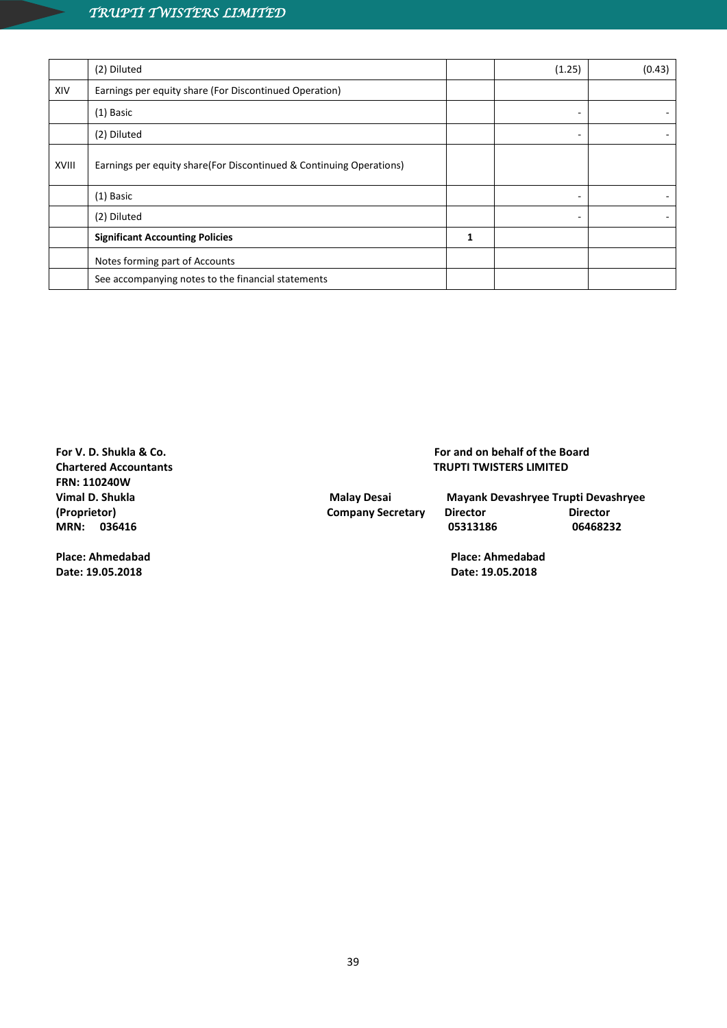|  |  |  |  |  |
|---|---|---|---|---|
|  | (2) Diluted |  | (1.25) | (0.43) |
| XIV | Earnings per equity share (For Discontinued Operation) |  |  |  |
|  | (1) Basic |  | - | - |
|  | (2) Diluted |  | - | - |
| XVIII | Earnings per equity share(For Discontinued & Continuing Operations) |  |  |  |
|  | (1) Basic |  | - | - |
|  | (2) Diluted |  | - | - |
|  | **Significant Accounting Policies** | **1** |  |  |
|  | Notes forming part of Accounts |  |  |  |
|  | See accompanying notes to the financial statements |  |  |  |

**For V. D. Shukla & Co.**
**Chartered Accountants**
**FRN: 110240W**
**Vimal D. Shukla**
**(Proprietor)**
**MRN: 036416**

**Place: Ahmedabad**
**Date: 19.05.2018**

**For and on behalf of the Board**
**TRUPTI TWISTERS LIMITED**

| Malay Desai | Mayank Devashryee | Trupti Devashryee |
|---|---|---|
| Company Secretary | Director | Director |
|  | 05313186 | 06468232 |

**Place: Ahmedabad**
**Date: 19.05.2018**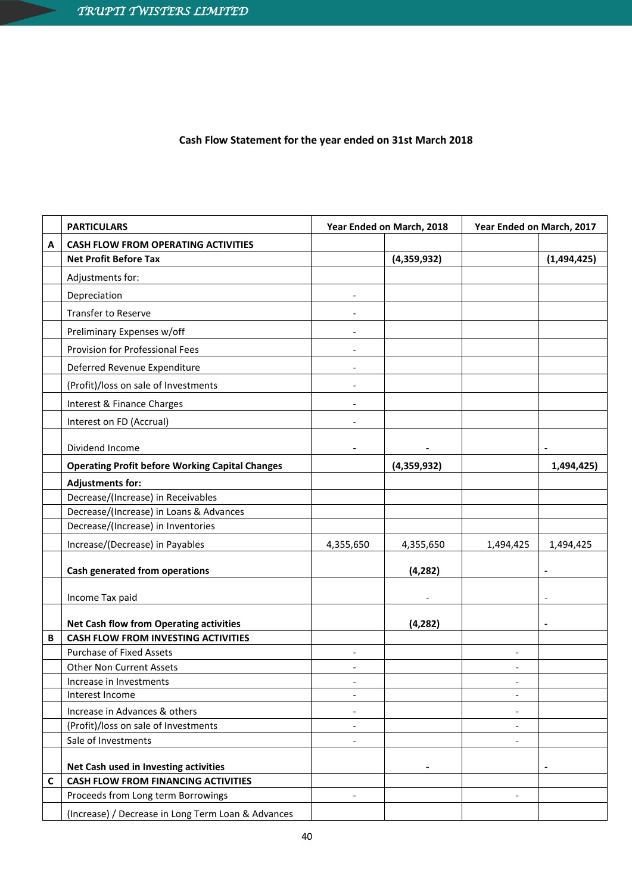## Cash Flow Statement for the year ended on 31st March 2018

| | PARTICULARS | Year Ended on March, 2018 | | Year Ended on March, 2017 | |
|---|---|---|---|---|---|
| A | **CASH FLOW FROM OPERATING ACTIVITIES** | | | | |
| | **Net Profit Before Tax** | | **(4,359,932)** | | **(1,494,425)** |
| | Adjustments for: | | | | |
| | Depreciation | - | | | |
| | Transfer to Reserve | - | | | |
| | Preliminary Expenses w/off | - | | | |
| | Provision for Professional Fees | - | | | |
| | Deferred Revenue Expenditure | - | | | |
| | (Profit)/loss on sale of Investments | - | | | |
| | Interest & Finance Charges | - | | | |
| | Interest on FD (Accrual) | - | | | |
| | Dividend Income | - | - | | - |
| | **Operating Profit before Working Capital Changes** | | **(4,359,932)** | | **1,494,425)** |
| | **Adjustments for:** | | | | |
| | Decrease/(Increase) in Receivables | | | | |
| | Decrease/(Increase) in Loans & Advances | | | | |
| | Decrease/(Increase) in Inventories | | | | |
| | Increase/(Decrease) in Payables | 4,355,650 | 4,355,650 | 1,494,425 | 1,494,425 |
| | **Cash generated from operations** | | **(4,282)** | | **-** |
| | Income Tax paid | | - | | - |
| | **Net Cash flow from Operating activities** | | **(4,282)** | | **-** |
| B | **CASH FLOW FROM INVESTING ACTIVITIES** | | | | |
| | Purchase of Fixed Assets | - | | - | |
| | Other Non Current Assets | - | | - | |
| | Increase in Investments | - | | - | |
| | Interest Income | - | | - | |
| | Increase in Advances & others | - | | - | |
| | (Profit)/loss on sale of Investments | - | | - | |
| | Sale of Investments | - | | - | |
| | **Net Cash used in Investing activities** | | **-** | | **-** |
| C | **CASH FLOW FROM FINANCING ACTIVITIES** | | | | |
| | Proceeds from Long term Borrowings | - | | - | |
| | (Increase) / Decrease in Long Term Loan & Advances | | | | |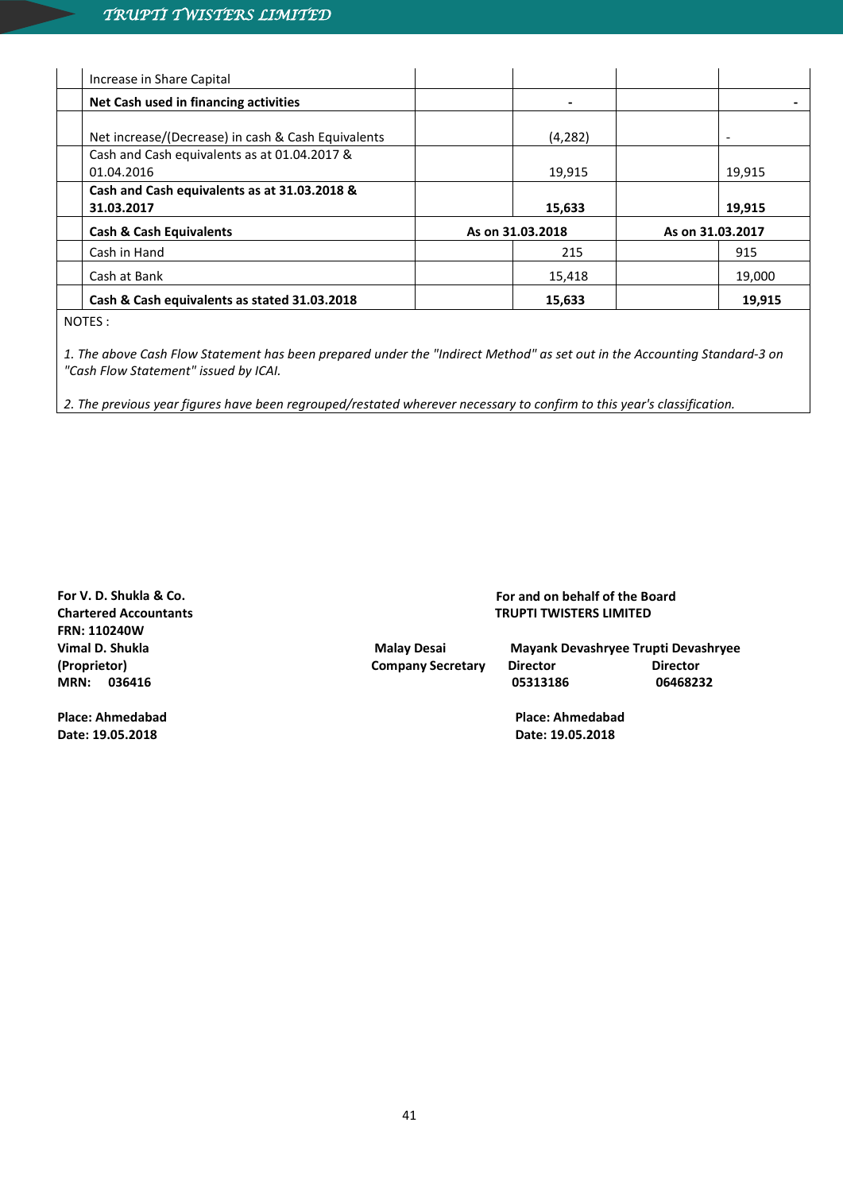| | | | | |
|---|---|---|---|---|
| Increase in Share Capital | | | | |
| **Net Cash used in financing activities** | | **-** | | **-** |
| Net increase/(Decrease) in cash & Cash Equivalents | | (4,282) | | - |
| Cash and Cash equivalents as at 01.04.2017 & 01.04.2016 | | 19,915 | | 19,915 |
| **Cash and Cash equivalents as at 31.03.2018 & 31.03.2017** | | **15,633** | | **19,915** |
| **Cash & Cash Equivalents** | **As on 31.03.2018** | | **As on 31.03.2017** | |
| Cash in Hand | | 215 | | 915 |
| Cash at Bank | | 15,418 | | 19,000 |
| **Cash & Cash equivalents as stated 31.03.2018** | | **15,633** | | **19,915** |

NOTES :

*1. The above Cash Flow Statement has been prepared under the "Indirect Method" as set out in the Accounting Standard-3 on "Cash Flow Statement" issued by ICAI.*

*2. The previous year figures have been regrouped/restated wherever necessary to confirm to this year's classification.*

**For V. D. Shukla & Co.**
**Chartered Accountants**
**FRN: 110240W**
**Vimal D. Shukla**
**(Proprietor)**
**MRN: 036416**

**Place: Ahmedabad**
**Date: 19.05.2018**

**For and on behalf of the Board**
**TRUPTI TWISTERS LIMITED**

| **Malay Desai** | **Mayank Devashryee** | **Trupti Devashryee** |
|---|---|---|
| **Company Secretary** | **Director** | **Director** |
| | **05313186** | **06468232** |

**Place: Ahmedabad**
**Date: 19.05.2018**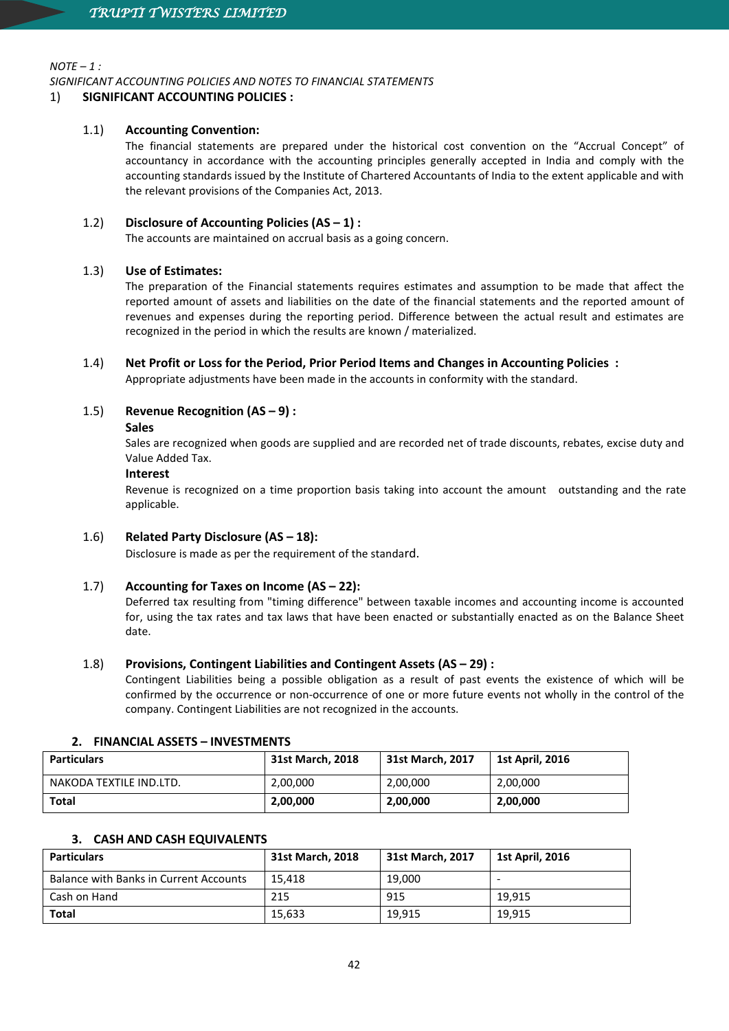*NOTE – 1 :*

*SIGNIFICANT ACCOUNTING POLICIES AND NOTES TO FINANCIAL STATEMENTS*

1) **SIGNIFICANT ACCOUNTING POLICIES :**

1.1) **Accounting Convention:**

The financial statements are prepared under the historical cost convention on the "Accrual Concept" of accountancy in accordance with the accounting principles generally accepted in India and comply with the accounting standards issued by the Institute of Chartered Accountants of India to the extent applicable and with the relevant provisions of the Companies Act, 2013.

1.2) **Disclosure of Accounting Policies (AS – 1) :**

The accounts are maintained on accrual basis as a going concern.

1.3) **Use of Estimates:**

The preparation of the Financial statements requires estimates and assumption to be made that affect the reported amount of assets and liabilities on the date of the financial statements and the reported amount of revenues and expenses during the reporting period. Difference between the actual result and estimates are recognized in the period in which the results are known / materialized.

1.4) **Net Profit or Loss for the Period, Prior Period Items and Changes in Accounting Policies :**

Appropriate adjustments have been made in the accounts in conformity with the standard.

1.5) **Revenue Recognition (AS – 9) :**

**Sales**

Sales are recognized when goods are supplied and are recorded net of trade discounts, rebates, excise duty and Value Added Tax.

**Interest**

Revenue is recognized on a time proportion basis taking into account the amount outstanding and the rate applicable.

1.6) **Related Party Disclosure (AS – 18):**

Disclosure is made as per the requirement of the standard.

1.7) **Accounting for Taxes on Income (AS – 22):**

Deferred tax resulting from "timing difference" between taxable incomes and accounting income is accounted for, using the tax rates and tax laws that have been enacted or substantially enacted as on the Balance Sheet date.

1.8) **Provisions, Contingent Liabilities and Contingent Assets (AS – 29) :**

Contingent Liabilities being a possible obligation as a result of past events the existence of which will be confirmed by the occurrence or non-occurrence of one or more future events not wholly in the control of the company. Contingent Liabilities are not recognized in the accounts.

**2. FINANCIAL ASSETS – INVESTMENTS**

| Particulars | 31st March, 2018 | 31st March, 2017 | 1st April, 2016 |
|---|---|---|---|
| NAKODA TEXTILE IND.LTD. | 2,00,000 | 2,00,000 | 2,00,000 |
| **Total** | **2,00,000** | **2,00,000** | **2,00,000** |

**3. CASH AND CASH EQUIVALENTS**

| Particulars | 31st March, 2018 | 31st March, 2017 | 1st April, 2016 |
|---|---|---|---|
| Balance with Banks in Current Accounts | 15,418 | 19,000 | - |
| Cash on Hand | 215 | 915 | 19,915 |
| **Total** | 15,633 | 19,915 | 19,915 |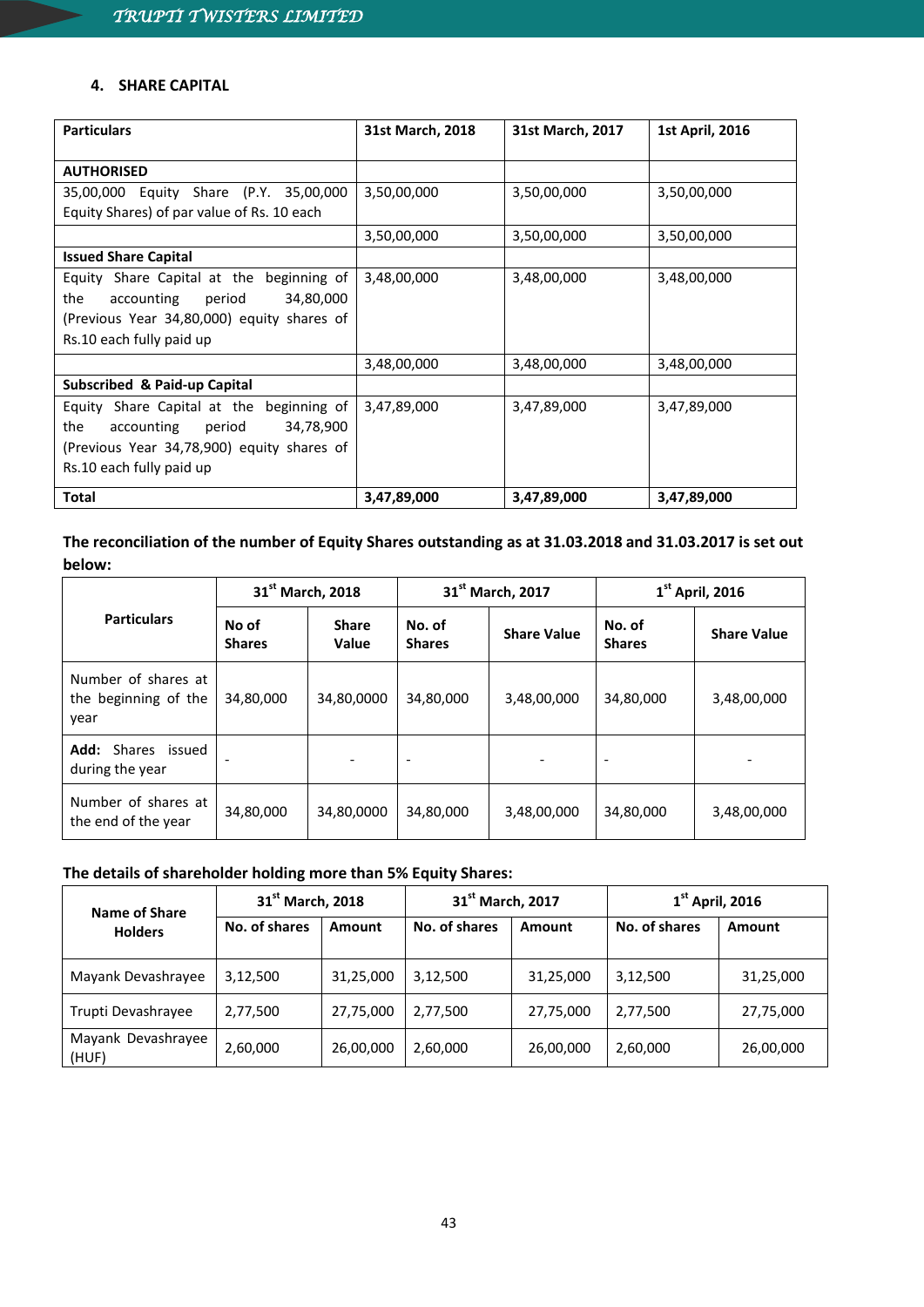### 4. SHARE CAPITAL

| Particulars | 31st March, 2018 | 31st March, 2017 | 1st April, 2016 |
|---|---|---|---|
| **AUTHORISED** | | | |
| 35,00,000 Equity Share (P.Y. 35,00,000 Equity Shares) of par value of Rs. 10 each | 3,50,00,000 | 3,50,00,000 | 3,50,00,000 |
| | 3,50,00,000 | 3,50,00,000 | 3,50,00,000 |
| **Issued Share Capital** | | | |
| Equity Share Capital at the beginning of the accounting period 34,80,000 (Previous Year 34,80,000) equity shares of Rs.10 each fully paid up | 3,48,00,000 | 3,48,00,000 | 3,48,00,000 |
| | 3,48,00,000 | 3,48,00,000 | 3,48,00,000 |
| **Subscribed & Paid-up Capital** | | | |
| Equity Share Capital at the beginning of the accounting period 34,78,900 (Previous Year 34,78,900) equity shares of Rs.10 each fully paid up | 3,47,89,000 | 3,47,89,000 | 3,47,89,000 |
| **Total** | **3,47,89,000** | **3,47,89,000** | **3,47,89,000** |

**The reconciliation of the number of Equity Shares outstanding as at 31.03.2018 and 31.03.2017 is set out below:**

| Particulars | 31st March, 2018 | | 31st March, 2017 | | 1st April, 2016 | |
|---|---|---|---|---|---|---|
| | No of Shares | Share Value | No. of Shares | Share Value | No. of Shares | Share Value |
| Number of shares at the beginning of the year | 34,80,000 | 34,80,0000 | 34,80,000 | 3,48,00,000 | 34,80,000 | 3,48,00,000 |
| **Add:** Shares issued during the year | - | - | - | - | - | - |
| Number of shares at the end of the year | 34,80,000 | 34,80,0000 | 34,80,000 | 3,48,00,000 | 34,80,000 | 3,48,00,000 |

**The details of shareholder holding more than 5% Equity Shares:**

| Name of Share Holders | 31st March, 2018 | | 31st March, 2017 | | 1st April, 2016 | |
|---|---|---|---|---|---|---|
| | No. of shares | Amount | No. of shares | Amount | No. of shares | Amount |
| Mayank Devashrayee | 3,12,500 | 31,25,000 | 3,12,500 | 31,25,000 | 3,12,500 | 31,25,000 |
| Trupti Devashrayee | 2,77,500 | 27,75,000 | 2,77,500 | 27,75,000 | 2,77,500 | 27,75,000 |
| Mayank Devashrayee (HUF) | 2,60,000 | 26,00,000 | 2,60,000 | 26,00,000 | 2,60,000 | 26,00,000 |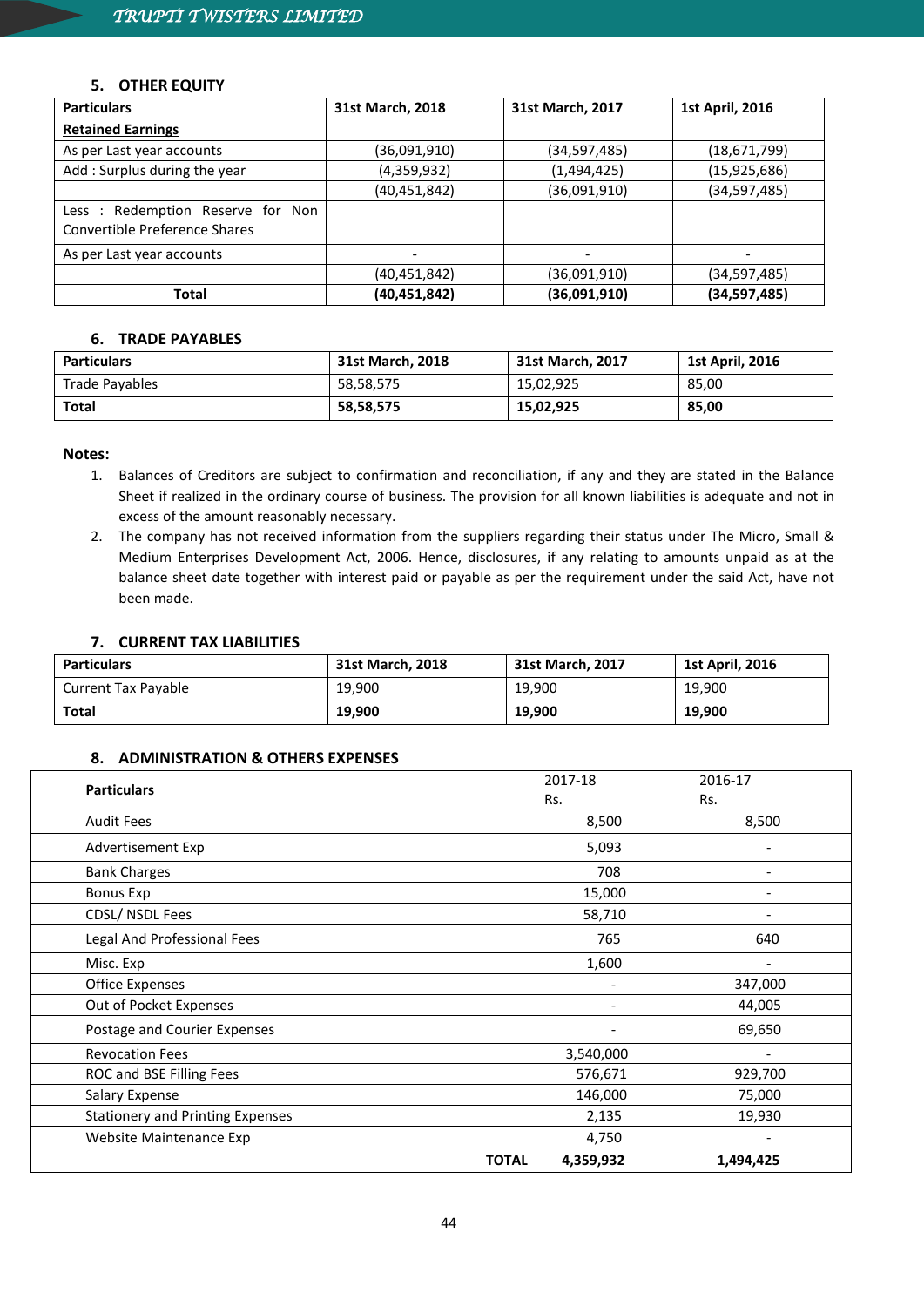## 5. OTHER EQUITY

| Particulars | 31st March, 2018 | 31st March, 2017 | 1st April, 2016 |
|---|---|---|---|
| **Retained Earnings** | | | |
| As per Last year accounts | (36,091,910) | (34,597,485) | (18,671,799) |
| Add : Surplus during the year | (4,359,932) | (1,494,425) | (15,925,686) |
| | (40,451,842) | (36,091,910) | (34,597,485) |
| Less : Redemption Reserve for Non Convertible Preference Shares | | | |
| As per Last year accounts | - | - | - |
| | (40,451,842) | (36,091,910) | (34,597,485) |
| **Total** | **(40,451,842)** | **(36,091,910)** | **(34,597,485)** |

## 6. TRADE PAYABLES

| Particulars | 31st March, 2018 | 31st March, 2017 | 1st April, 2016 |
|---|---|---|---|
| Trade Payables | 58,58,575 | 15,02,925 | 85,00 |
| **Total** | **58,58,575** | **15,02,925** | **85,00** |

**Notes:**

1. Balances of Creditors are subject to confirmation and reconciliation, if any and they are stated in the Balance Sheet if realized in the ordinary course of business. The provision for all known liabilities is adequate and not in excess of the amount reasonably necessary.
2. The company has not received information from the suppliers regarding their status under The Micro, Small & Medium Enterprises Development Act, 2006. Hence, disclosures, if any relating to amounts unpaid as at the balance sheet date together with interest paid or payable as per the requirement under the said Act, have not been made.

## 7. CURRENT TAX LIABILITIES

| Particulars | 31st March, 2018 | 31st March, 2017 | 1st April, 2016 |
|---|---|---|---|
| Current Tax Payable | 19,900 | 19,900 | 19,900 |
| **Total** | **19,900** | **19,900** | **19,900** |

## 8. ADMINISTRATION & OTHERS EXPENSES

| Particulars | 2017-18 Rs. | 2016-17 Rs. |
|---|---|---|
| Audit Fees | 8,500 | 8,500 |
| Advertisement Exp | 5,093 | - |
| Bank Charges | 708 | - |
| Bonus Exp | 15,000 | - |
| CDSL/ NSDL Fees | 58,710 | - |
| Legal And Professional Fees | 765 | 640 |
| Misc. Exp | 1,600 | - |
| Office Expenses | - | 347,000 |
| Out of Pocket Expenses | - | 44,005 |
| Postage and Courier Expenses | - | 69,650 |
| Revocation Fees | 3,540,000 | - |
| ROC and BSE Filling Fees | 576,671 | 929,700 |
| Salary Expense | 146,000 | 75,000 |
| Stationery and Printing Expenses | 2,135 | 19,930 |
| Website Maintenance Exp | 4,750 | - |
| **TOTAL** | **4,359,932** | **1,494,425** |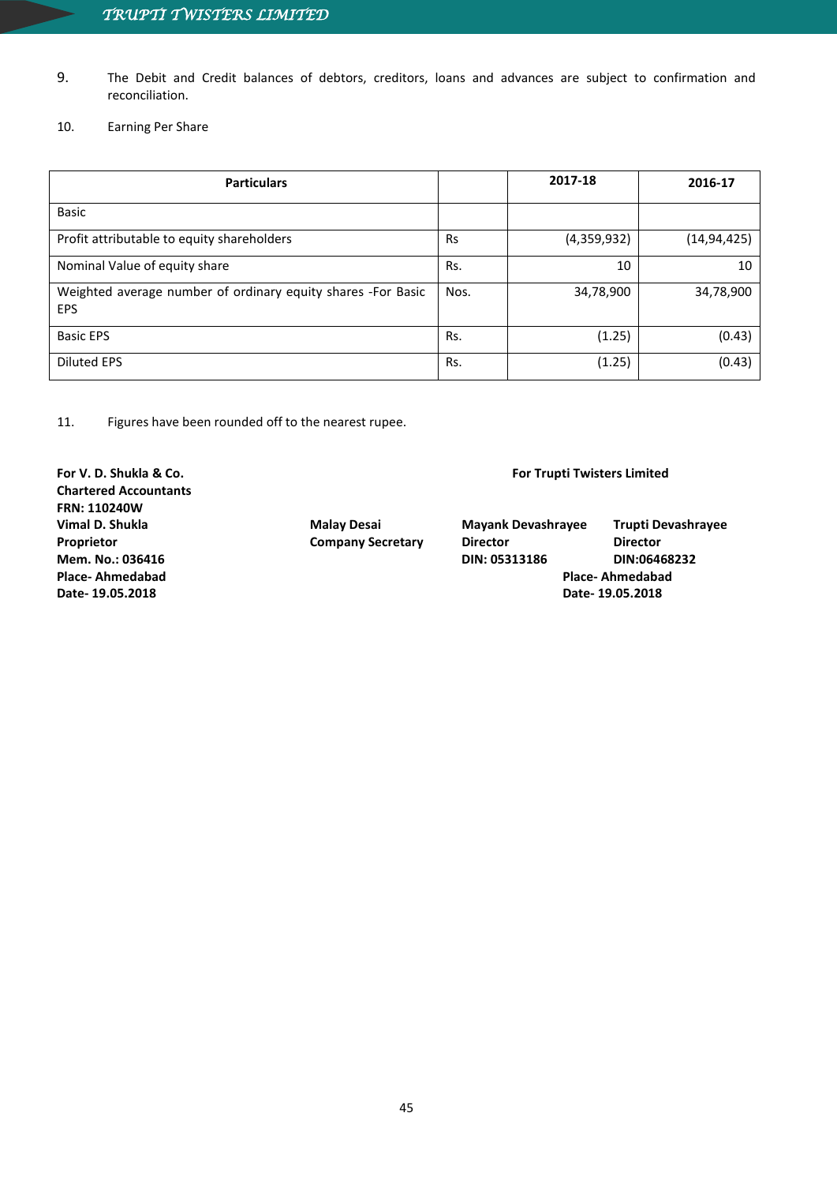9. The Debit and Credit balances of debtors, creditors, loans and advances are subject to confirmation and reconciliation.

10. Earning Per Share

| Particulars | | 2017-18 | 2016-17 |
|---|---|---|---|
| Basic | | | |
| Profit attributable to equity shareholders | Rs | (4,359,932) | (14,94,425) |
| Nominal Value of equity share | Rs. | 10 | 10 |
| Weighted average number of ordinary equity shares -For Basic EPS | Nos. | 34,78,900 | 34,78,900 |
| Basic EPS | Rs. | (1.25) | (0.43) |
| Diluted EPS | Rs. | (1.25) | (0.43) |

11. Figures have been rounded off to the nearest rupee.

**For V. D. Shukla & Co.**
**Chartered Accountants**
**FRN: 110240W**
**Vimal D. Shukla**
**Proprietor**
**Mem. No.: 036416**
**Place- Ahmedabad**
**Date- 19.05.2018**

**For Trupti Twisters Limited**

**Malay Desai**
**Company Secretary**

**Mayank Devashrayee**
**Director**
**DIN: 05313186**

**Trupti Devashrayee**
**Director**
**DIN:06468232**

**Place- Ahmedabad**
**Date- 19.05.2018**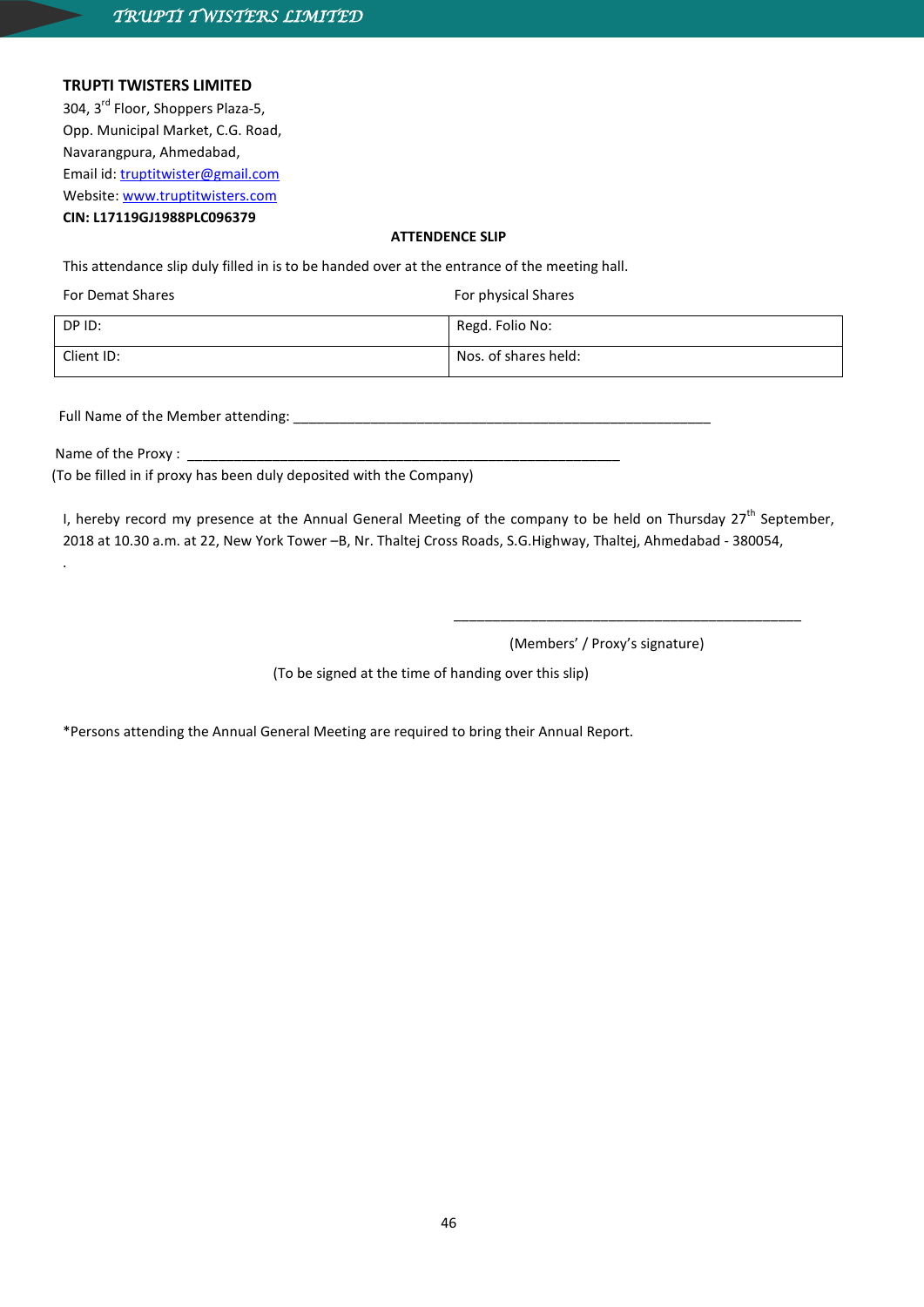**TRUPTI TWISTERS LIMITED**
304, 3rd Floor, Shoppers Plaza-5,
Opp. Municipal Market, C.G. Road,
Navarangpura, Ahmedabad,
Email id: truptitwister@gmail.com
Website: www.truptitwisters.com
**CIN: L17119GJ1988PLC096379**

## ATTENDENCE SLIP

This attendance slip duly filled in is to be handed over at the entrance of the meeting hall.

| For Demat Shares | For physical Shares |
|---|---|
| DP ID: | Regd. Folio No: |
| Client ID: | Nos. of shares held: |

Full Name of the Member attending: ________________________________________________________

Name of the Proxy : ___________________________________________________________
(To be filled in if proxy has been duly deposited with the Company)

I, hereby record my presence at the Annual General Meeting of the company to be held on Thursday 27th September, 2018 at 10.30 a.m. at 22, New York Tower –B, Nr. Thaltej Cross Roads, S.G.Highway, Thaltej, Ahmedabad - 380054,
.

_______________________________________________

(Members' / Proxy's signature)

(To be signed at the time of handing over this slip)

*Persons attending the Annual General Meeting are required to bring their Annual Report.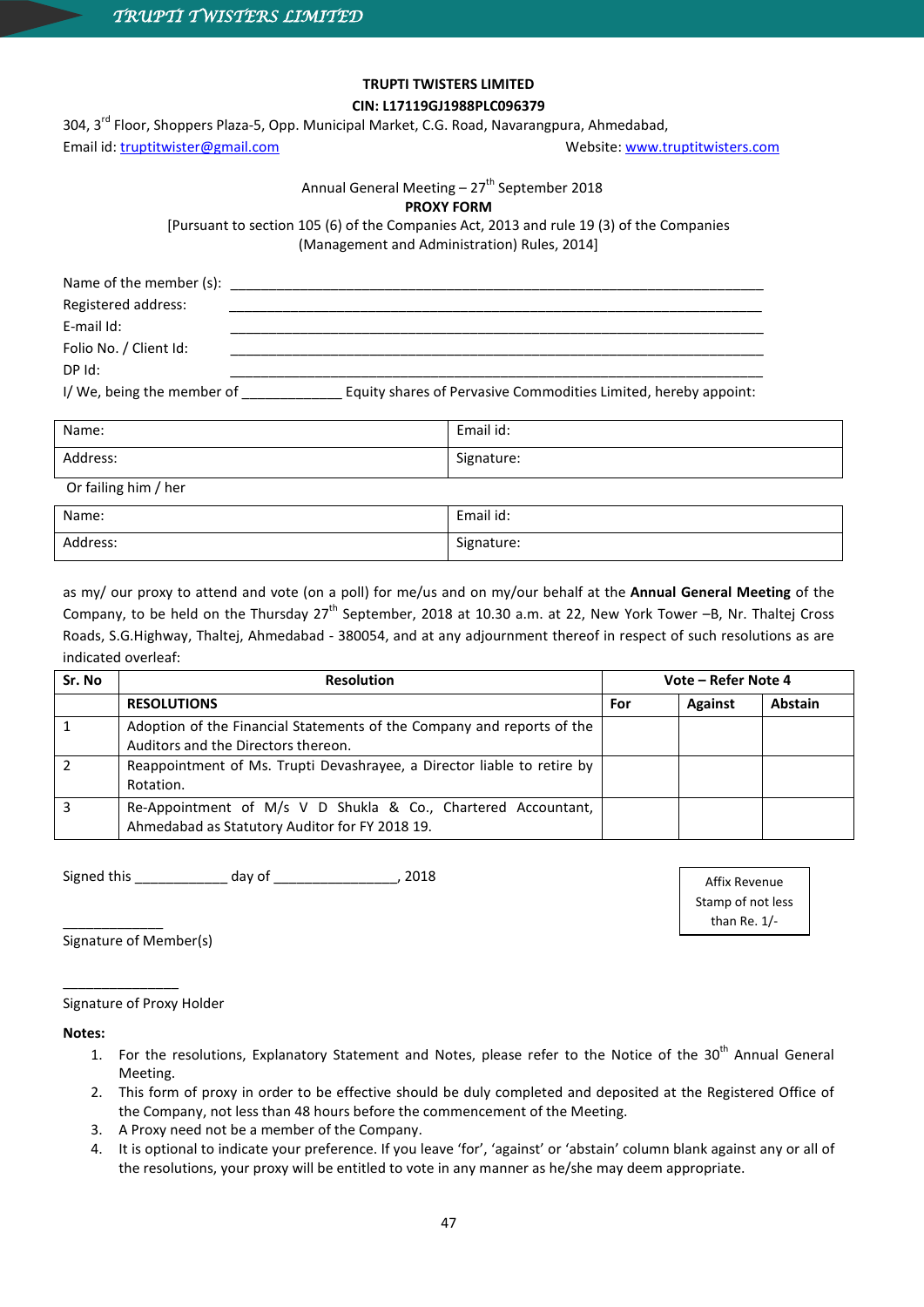**TRUPTI TWISTERS LIMITED**

**CIN: L17119GJ1988PLC096379**

304, 3rd Floor, Shoppers Plaza-5, Opp. Municipal Market, C.G. Road, Navarangpura, Ahmedabad,

Email id: truptitwister@gmail.com Website: www.truptitwisters.com

Annual General Meeting – 27th September 2018

**PROXY FORM**

[Pursuant to section 105 (6) of the Companies Act, 2013 and rule 19 (3) of the Companies (Management and Administration) Rules, 2014]

Name of the member (s): ____________________________________________

Registered address: ____________________________________________

E-mail Id: ____________________________________________

Folio No. / Client Id: ____________________________________________

DP Id: ____________________________________________

I/ We, being the member of _____________ Equity shares of Pervasive Commodities Limited, hereby appoint:

| Name: | Email id: |
|---|---|
| Address: | Signature: |

Or failing him / her

| Name: | Email id: |
|---|---|
| Address: | Signature: |

as my/ our proxy to attend and vote (on a poll) for me/us and on my/our behalf at the **Annual General Meeting** of the Company, to be held on the Thursday 27th September, 2018 at 10.30 a.m. at 22, New York Tower –B, Nr. Thaltej Cross Roads, S.G.Highway, Thaltej, Ahmedabad - 380054, and at any adjournment thereof in respect of such resolutions as are indicated overleaf:

| Sr. No | Resolution | Vote – Refer Note 4 | | |
|---|---|---|---|---|
| | **RESOLUTIONS** | **For** | **Against** | **Abstain** |
| 1 | Adoption of the Financial Statements of the Company and reports of the Auditors and the Directors thereon. | | | |
| 2 | Reappointment of Ms. Trupti Devashrayee, a Director liable to retire by Rotation. | | | |
| 3 | Re-Appointment of M/s V D Shukla & Co., Chartered Accountant, Ahmedabad as Statutory Auditor for FY 2018 19. | | | |

Signed this ____________ day of ________________, 2018

Affix Revenue Stamp of not less than Re. 1/-

_____________

Signature of Member(s)

_______________

Signature of Proxy Holder

**Notes:**

1. For the resolutions, Explanatory Statement and Notes, please refer to the Notice of the 30th Annual General Meeting.
2. This form of proxy in order to be effective should be duly completed and deposited at the Registered Office of the Company, not less than 48 hours before the commencement of the Meeting.
3. A Proxy need not be a member of the Company.
4. It is optional to indicate your preference. If you leave 'for', 'against' or 'abstain' column blank against any or all of the resolutions, your proxy will be entitled to vote in any manner as he/she may deem appropriate.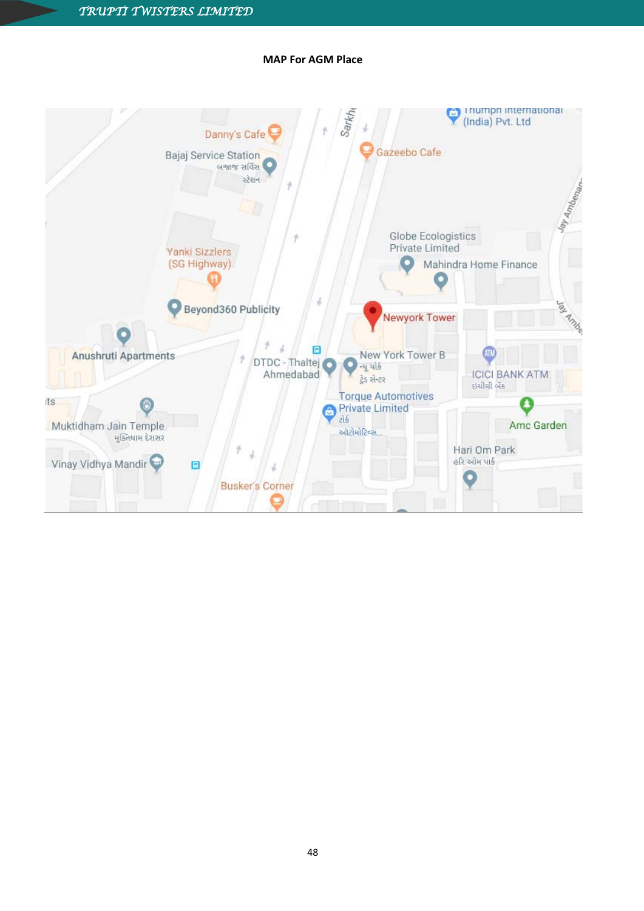**MAP For AGM Place**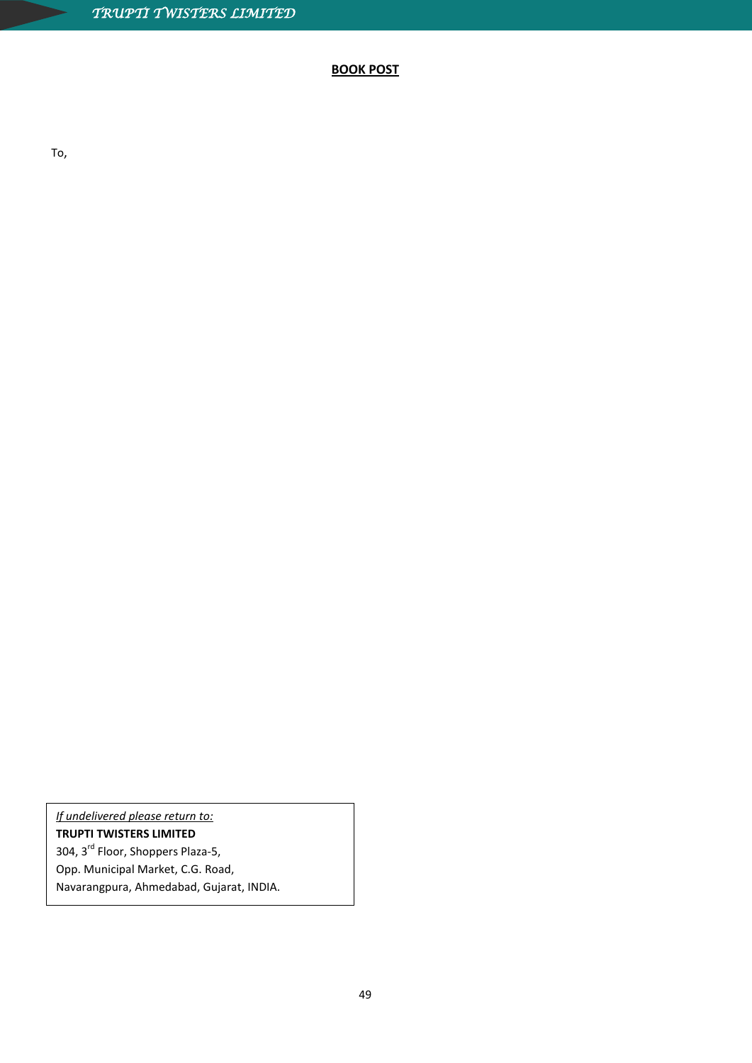**BOOK POST**

To,

*If undelivered please return to:*

**TRUPTI TWISTERS LIMITED**

304, 3rd Floor, Shoppers Plaza-5,

Opp. Municipal Market, C.G. Road,

Navarangpura, Ahmedabad, Gujarat, INDIA.